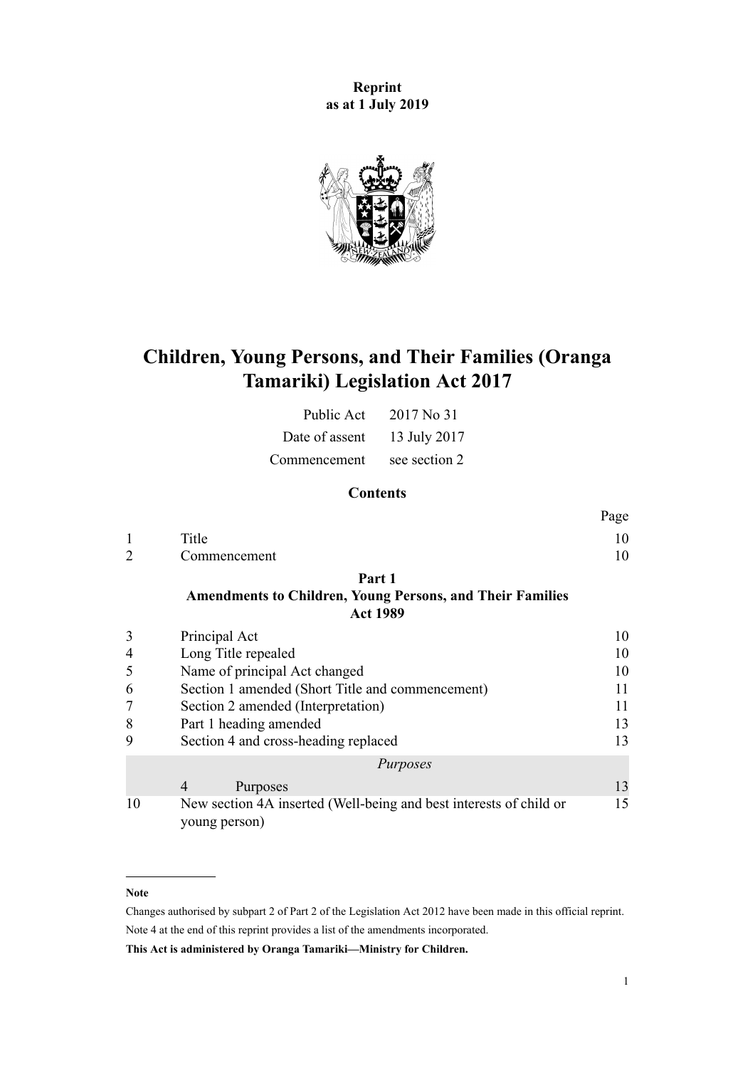**Reprint as at 1 July 2019**

# Children, Young Persons, and Their Families (Oranga Tamariki) Legislation Act 2017

| | |
|---|---|
| Public Act | 2017 No 31 |
| Date of assent | 13 July 2017 |
| Commencement | see section 2 |

## Contents

| | | Page |
|---|---|---|
| 1 | Title | 10 |
| 2 | Commencement | 10 |
| | **Part 1** **Amendments to Children, Young Persons, and Their Families Act 1989** | |
| 3 | Principal Act | 10 |
| 4 | Long Title repealed | 10 |
| 5 | Name of principal Act changed | 10 |
| 6 | Section 1 amended (Short Title and commencement) | 11 |
| 7 | Section 2 amended (Interpretation) | 11 |
| 8 | Part 1 heading amended | 13 |
| 9 | Section 4 and cross-heading replaced | 13 |
| | *Purposes* | |
| | 4 Purposes | 13 |
| 10 | New section 4A inserted (Well-being and best interests of child or young person) | 15 |

**Note**

Changes authorised by subpart 2 of Part 2 of the Legislation Act 2012 have been made in this official reprint.

Note 4 at the end of this reprint provides a list of the amendments incorporated.

**This Act is administered by Oranga Tamariki—Ministry for Children.**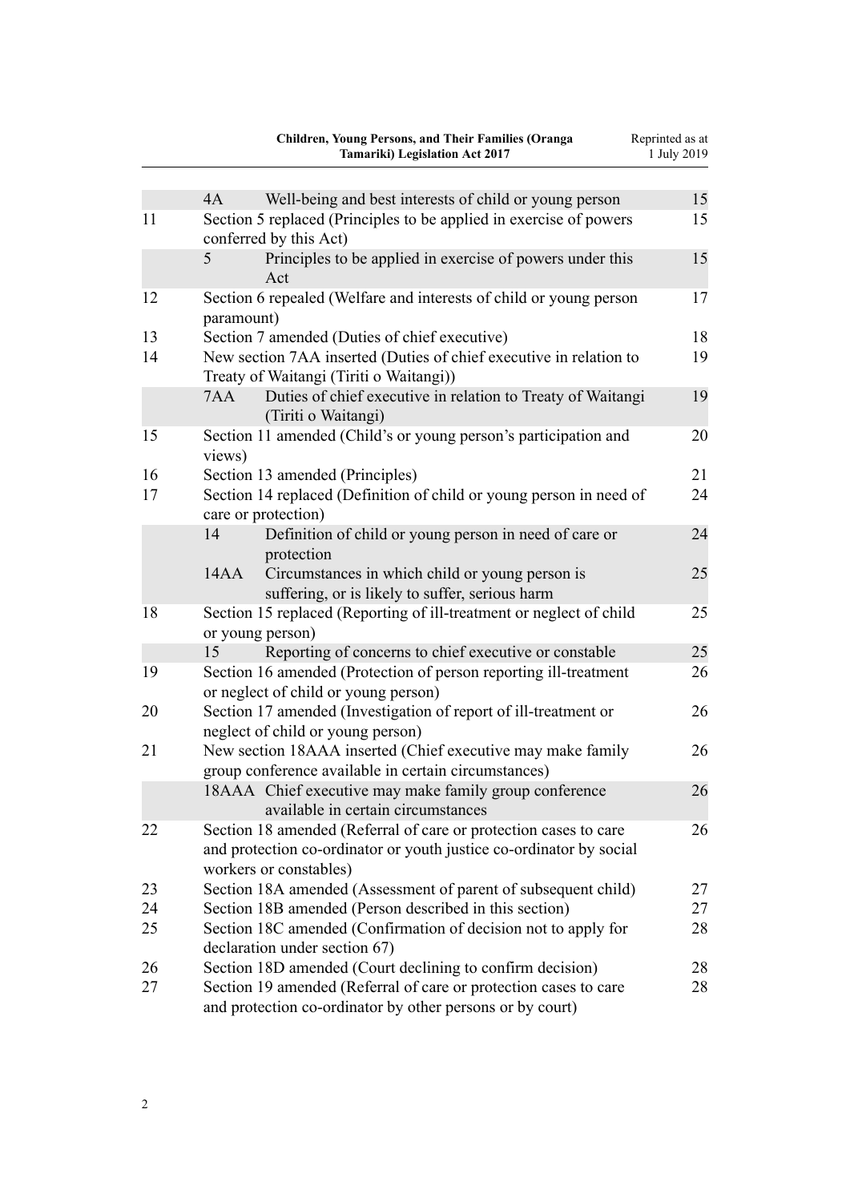| | | | |
|---|---|---|---|
| | 4A | Well-being and best interests of child or young person | 15 |
| 11 | Section 5 replaced (Principles to be applied in exercise of powers conferred by this Act) | | 15 |
| | 5 | Principles to be applied in exercise of powers under this Act | 15 |
| 12 | Section 6 repealed (Welfare and interests of child or young person paramount) | | 17 |
| 13 | Section 7 amended (Duties of chief executive) | | 18 |
| 14 | New section 7AA inserted (Duties of chief executive in relation to Treaty of Waitangi (Tiriti o Waitangi)) | | 19 |
| | 7AA | Duties of chief executive in relation to Treaty of Waitangi (Tiriti o Waitangi) | 19 |
| 15 | Section 11 amended (Child's or young person's participation and views) | | 20 |
| 16 | Section 13 amended (Principles) | | 21 |
| 17 | Section 14 replaced (Definition of child or young person in need of care or protection) | | 24 |
| | 14 | Definition of child or young person in need of care or protection | 24 |
| | 14AA | Circumstances in which child or young person is suffering, or is likely to suffer, serious harm | 25 |
| 18 | Section 15 replaced (Reporting of ill-treatment or neglect of child or young person) | | 25 |
| | 15 | Reporting of concerns to chief executive or constable | 25 |
| 19 | Section 16 amended (Protection of person reporting ill-treatment or neglect of child or young person) | | 26 |
| 20 | Section 17 amended (Investigation of report of ill-treatment or neglect of child or young person) | | 26 |
| 21 | New section 18AAA inserted (Chief executive may make family group conference available in certain circumstances) | | 26 |
| | 18AAA | Chief executive may make family group conference available in certain circumstances | 26 |
| 22 | Section 18 amended (Referral of care or protection cases to care and protection co-ordinator or youth justice co-ordinator by social workers or constables) | | 26 |
| 23 | Section 18A amended (Assessment of parent of subsequent child) | | 27 |
| 24 | Section 18B amended (Person described in this section) | | 27 |
| 25 | Section 18C amended (Confirmation of decision not to apply for declaration under section 67) | | 28 |
| 26 | Section 18D amended (Court declining to confirm decision) | | 28 |
| 27 | Section 19 amended (Referral of care or protection cases to care and protection co-ordinator by other persons or by court) | | 28 |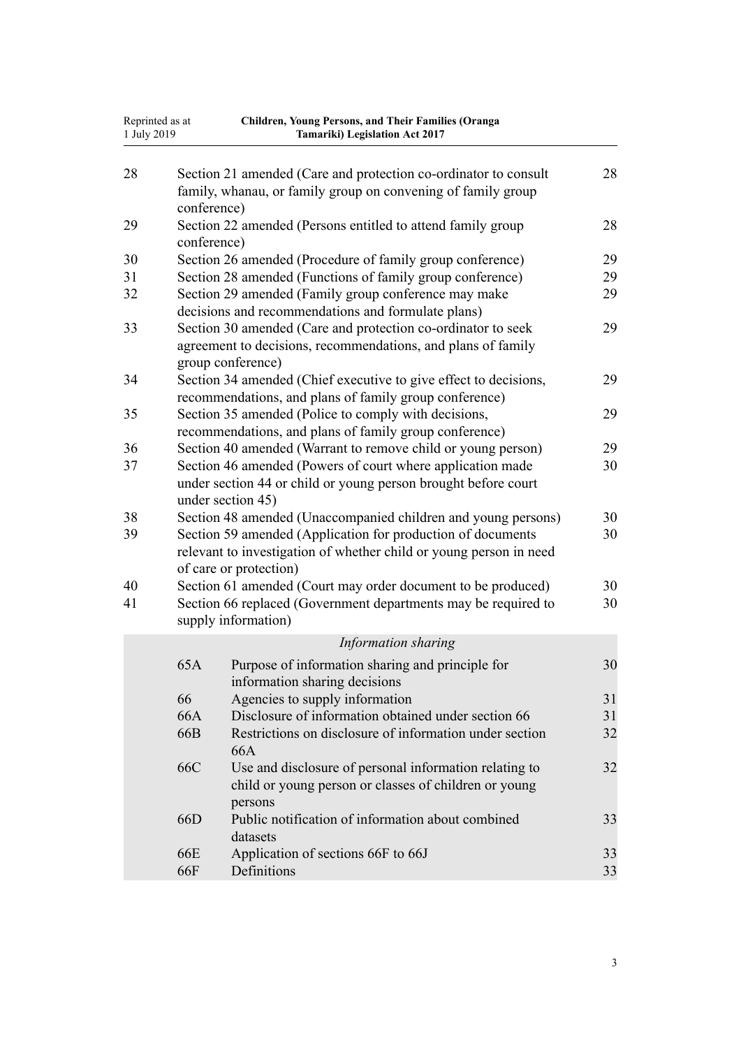| | | |
|---|---|---|
| 28 | Section 21 amended (Care and protection co-ordinator to consult family, whanau, or family group on convening of family group conference) | 28 |
| 29 | Section 22 amended (Persons entitled to attend family group conference) | 28 |
| 30 | Section 26 amended (Procedure of family group conference) | 29 |
| 31 | Section 28 amended (Functions of family group conference) | 29 |
| 32 | Section 29 amended (Family group conference may make decisions and recommendations and formulate plans) | 29 |
| 33 | Section 30 amended (Care and protection co-ordinator to seek agreement to decisions, recommendations, and plans of family group conference) | 29 |
| 34 | Section 34 amended (Chief executive to give effect to decisions, recommendations, and plans of family group conference) | 29 |
| 35 | Section 35 amended (Police to comply with decisions, recommendations, and plans of family group conference) | 29 |
| 36 | Section 40 amended (Warrant to remove child or young person) | 29 |
| 37 | Section 46 amended (Powers of court where application made under section 44 or child or young person brought before court under section 45) | 30 |
| 38 | Section 48 amended (Unaccompanied children and young persons) | 30 |
| 39 | Section 59 amended (Application for production of documents relevant to investigation of whether child or young person in need of care or protection) | 30 |
| 40 | Section 61 amended (Court may order document to be produced) | 30 |
| 41 | Section 66 replaced (Government departments may be required to supply information) | 30 |

*Information sharing*

| | | |
|---|---|---|
| 65A | Purpose of information sharing and principle for information sharing decisions | 30 |
| 66 | Agencies to supply information | 31 |
| 66A | Disclosure of information obtained under section 66 | 31 |
| 66B | Restrictions on disclosure of information under section 66A | 32 |
| 66C | Use and disclosure of personal information relating to child or young person or classes of children or young persons | 32 |
| 66D | Public notification of information about combined datasets | 33 |
| 66E | Application of sections 66F to 66J | 33 |
| 66F | Definitions | 33 |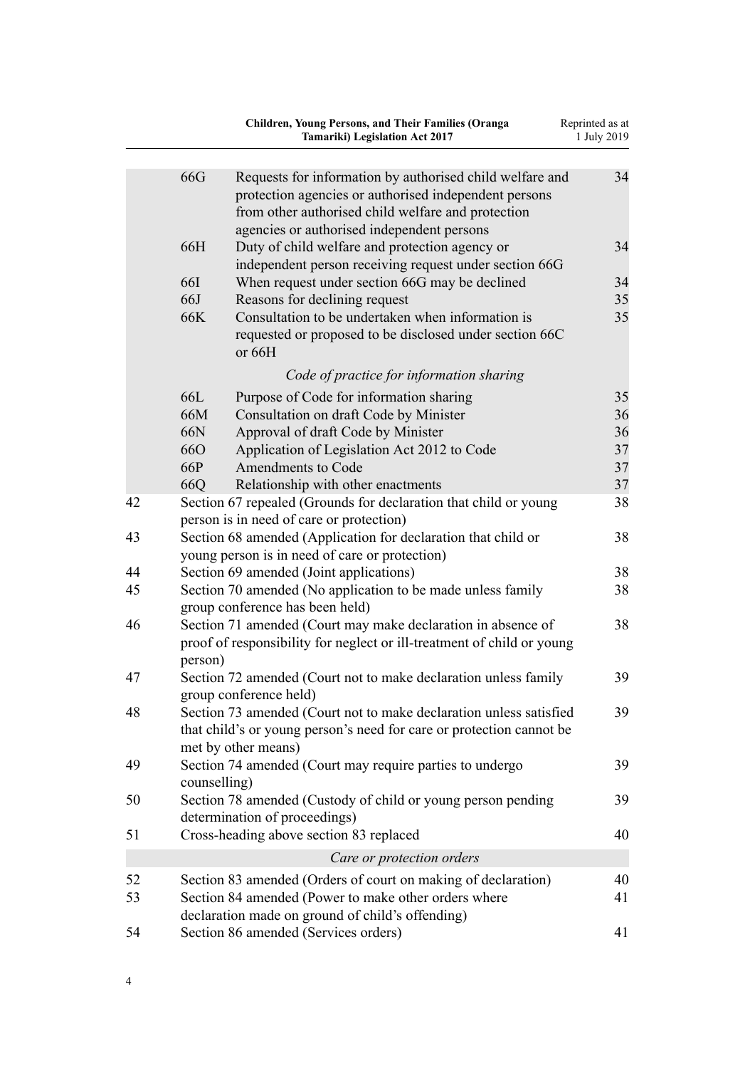| | | | |
|---|---|---|---|
| | 66G | Requests for information by authorised child welfare and protection agencies or authorised independent persons from other authorised child welfare and protection agencies or authorised independent persons | 34 |
| | 66H | Duty of child welfare and protection agency or independent person receiving request under section 66G | 34 |
| | 66I | When request under section 66G may be declined | 34 |
| | 66J | Reasons for declining request | 35 |
| | 66K | Consultation to be undertaken when information is requested or proposed to be disclosed under section 66C or 66H | 35 |
| | | *Code of practice for information sharing* | |
| | 66L | Purpose of Code for information sharing | 35 |
| | 66M | Consultation on draft Code by Minister | 36 |
| | 66N | Approval of draft Code by Minister | 36 |
| | 66O | Application of Legislation Act 2012 to Code | 37 |
| | 66P | Amendments to Code | 37 |
| | 66Q | Relationship with other enactments | 37 |
| 42 | Section 67 repealed (Grounds for declaration that child or young person is in need of care or protection) | | 38 |
| 43 | Section 68 amended (Application for declaration that child or young person is in need of care or protection) | | 38 |
| 44 | Section 69 amended (Joint applications) | | 38 |
| 45 | Section 70 amended (No application to be made unless family group conference has been held) | | 38 |
| 46 | Section 71 amended (Court may make declaration in absence of proof of responsibility for neglect or ill-treatment of child or young person) | | 38 |
| 47 | Section 72 amended (Court not to make declaration unless family group conference held) | | 39 |
| 48 | Section 73 amended (Court not to make declaration unless satisfied that child's or young person's need for care or protection cannot be met by other means) | | 39 |
| 49 | Section 74 amended (Court may require parties to undergo counselling) | | 39 |
| 50 | Section 78 amended (Custody of child or young person pending determination of proceedings) | | 39 |
| 51 | Cross-heading above section 83 replaced | | 40 |
| | *Care or protection orders* | | |
| 52 | Section 83 amended (Orders of court on making of declaration) | | 40 |
| 53 | Section 84 amended (Power to make other orders where declaration made on ground of child's offending) | | 41 |
| 54 | Section 86 amended (Services orders) | | 41 |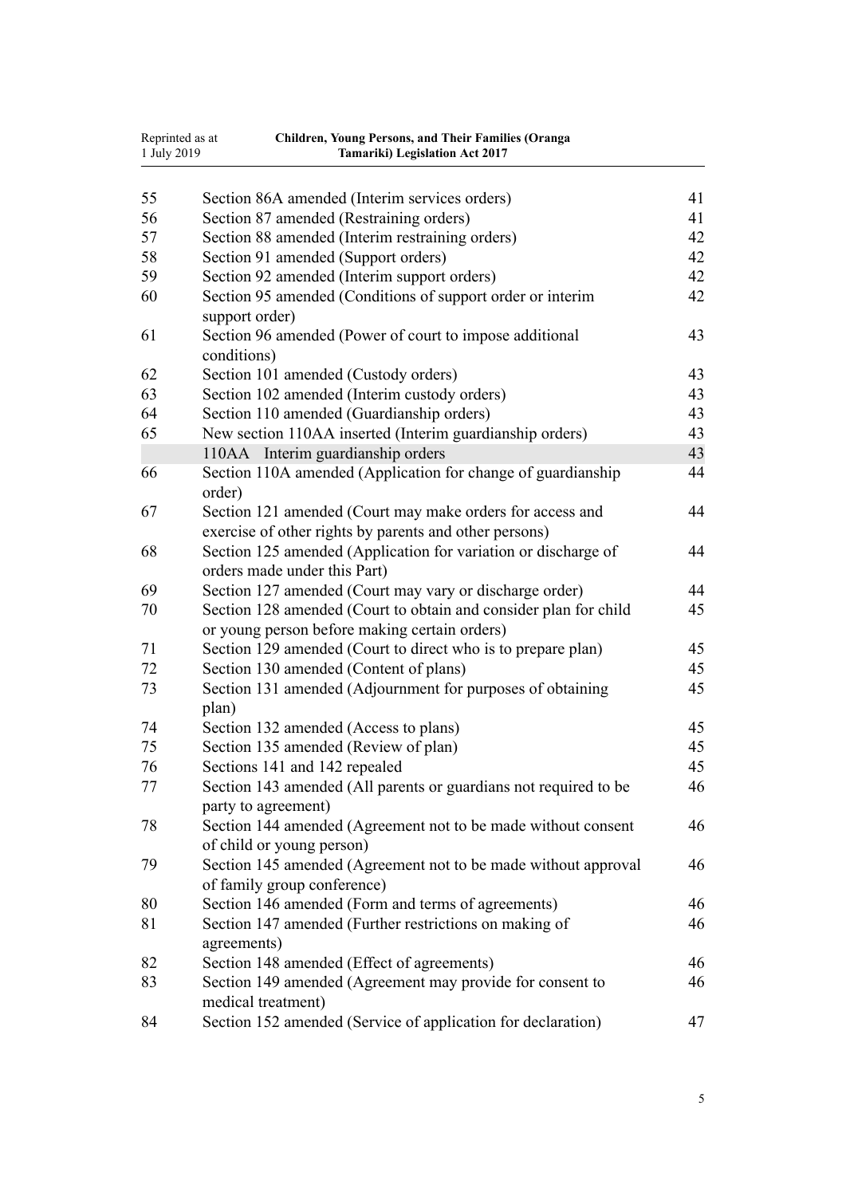| | | |
|---|---|---|
| 55 | Section 86A amended (Interim services orders) | 41 |
| 56 | Section 87 amended (Restraining orders) | 41 |
| 57 | Section 88 amended (Interim restraining orders) | 42 |
| 58 | Section 91 amended (Support orders) | 42 |
| 59 | Section 92 amended (Interim support orders) | 42 |
| 60 | Section 95 amended (Conditions of support order or interim support order) | 42 |
| 61 | Section 96 amended (Power of court to impose additional conditions) | 43 |
| 62 | Section 101 amended (Custody orders) | 43 |
| 63 | Section 102 amended (Interim custody orders) | 43 |
| 64 | Section 110 amended (Guardianship orders) | 43 |
| 65 | New section 110AA inserted (Interim guardianship orders) | 43 |
| | 110AA Interim guardianship orders | 43 |
| 66 | Section 110A amended (Application for change of guardianship order) | 44 |
| 67 | Section 121 amended (Court may make orders for access and exercise of other rights by parents and other persons) | 44 |
| 68 | Section 125 amended (Application for variation or discharge of orders made under this Part) | 44 |
| 69 | Section 127 amended (Court may vary or discharge order) | 44 |
| 70 | Section 128 amended (Court to obtain and consider plan for child or young person before making certain orders) | 45 |
| 71 | Section 129 amended (Court to direct who is to prepare plan) | 45 |
| 72 | Section 130 amended (Content of plans) | 45 |
| 73 | Section 131 amended (Adjournment for purposes of obtaining plan) | 45 |
| 74 | Section 132 amended (Access to plans) | 45 |
| 75 | Section 135 amended (Review of plan) | 45 |
| 76 | Sections 141 and 142 repealed | 45 |
| 77 | Section 143 amended (All parents or guardians not required to be party to agreement) | 46 |
| 78 | Section 144 amended (Agreement not to be made without consent of child or young person) | 46 |
| 79 | Section 145 amended (Agreement not to be made without approval of family group conference) | 46 |
| 80 | Section 146 amended (Form and terms of agreements) | 46 |
| 81 | Section 147 amended (Further restrictions on making of agreements) | 46 |
| 82 | Section 148 amended (Effect of agreements) | 46 |
| 83 | Section 149 amended (Agreement may provide for consent to medical treatment) | 46 |
| 84 | Section 152 amended (Service of application for declaration) | 47 |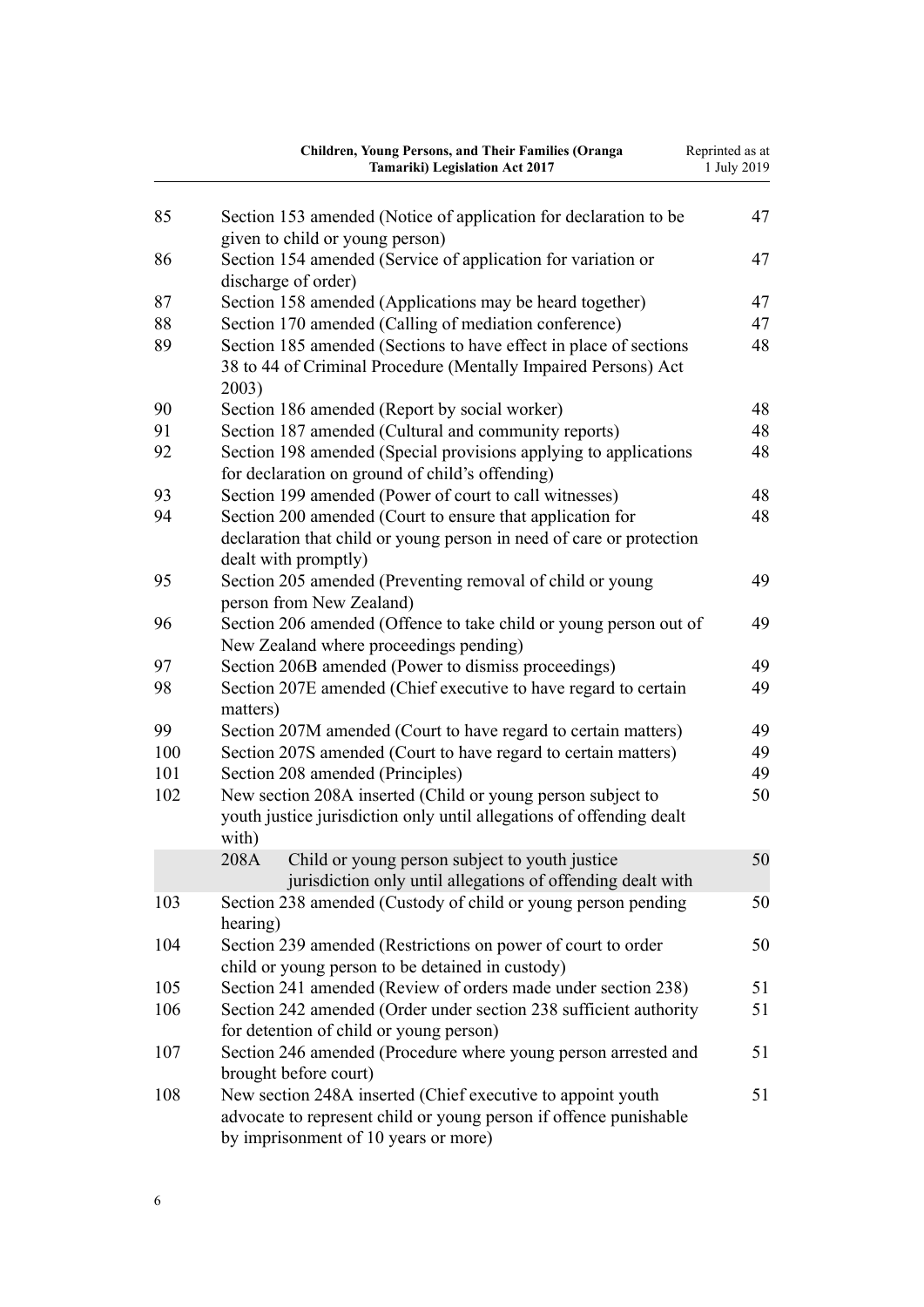| | | |
|---|---|---|
| 85 | Section 153 amended (Notice of application for declaration to be given to child or young person) | 47 |
| 86 | Section 154 amended (Service of application for variation or discharge of order) | 47 |
| 87 | Section 158 amended (Applications may be heard together) | 47 |
| 88 | Section 170 amended (Calling of mediation conference) | 47 |
| 89 | Section 185 amended (Sections to have effect in place of sections 38 to 44 of Criminal Procedure (Mentally Impaired Persons) Act 2003) | 48 |
| 90 | Section 186 amended (Report by social worker) | 48 |
| 91 | Section 187 amended (Cultural and community reports) | 48 |
| 92 | Section 198 amended (Special provisions applying to applications for declaration on ground of child's offending) | 48 |
| 93 | Section 199 amended (Power of court to call witnesses) | 48 |
| 94 | Section 200 amended (Court to ensure that application for declaration that child or young person in need of care or protection dealt with promptly) | 48 |
| 95 | Section 205 amended (Preventing removal of child or young person from New Zealand) | 49 |
| 96 | Section 206 amended (Offence to take child or young person out of New Zealand where proceedings pending) | 49 |
| 97 | Section 206B amended (Power to dismiss proceedings) | 49 |
| 98 | Section 207E amended (Chief executive to have regard to certain matters) | 49 |
| 99 | Section 207M amended (Court to have regard to certain matters) | 49 |
| 100 | Section 207S amended (Court to have regard to certain matters) | 49 |
| 101 | Section 208 amended (Principles) | 49 |
| 102 | New section 208A inserted (Child or young person subject to youth justice jurisdiction only until allegations of offending dealt with) | 50 |
| | 208A Child or young person subject to youth justice jurisdiction only until allegations of offending dealt with | 50 |
| 103 | Section 238 amended (Custody of child or young person pending hearing) | 50 |
| 104 | Section 239 amended (Restrictions on power of court to order child or young person to be detained in custody) | 50 |
| 105 | Section 241 amended (Review of orders made under section 238) | 51 |
| 106 | Section 242 amended (Order under section 238 sufficient authority for detention of child or young person) | 51 |
| 107 | Section 246 amended (Procedure where young person arrested and brought before court) | 51 |
| 108 | New section 248A inserted (Chief executive to appoint youth advocate to represent child or young person if offence punishable by imprisonment of 10 years or more) | 51 |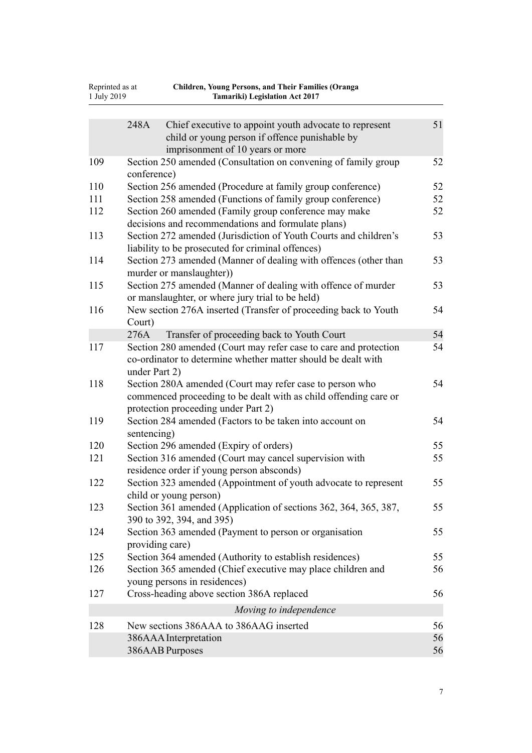| | | |
|---|---|---|
| | 248A Chief executive to appoint youth advocate to represent child or young person if offence punishable by imprisonment of 10 years or more | 51 |
| 109 | Section 250 amended (Consultation on convening of family group conference) | 52 |
| 110 | Section 256 amended (Procedure at family group conference) | 52 |
| 111 | Section 258 amended (Functions of family group conference) | 52 |
| 112 | Section 260 amended (Family group conference may make decisions and recommendations and formulate plans) | 52 |
| 113 | Section 272 amended (Jurisdiction of Youth Courts and children's liability to be prosecuted for criminal offences) | 53 |
| 114 | Section 273 amended (Manner of dealing with offences (other than murder or manslaughter)) | 53 |
| 115 | Section 275 amended (Manner of dealing with offence of murder or manslaughter, or where jury trial to be held) | 53 |
| 116 | New section 276A inserted (Transfer of proceeding back to Youth Court) | 54 |
| | 276A Transfer of proceeding back to Youth Court | 54 |
| 117 | Section 280 amended (Court may refer case to care and protection co-ordinator to determine whether matter should be dealt with under Part 2) | 54 |
| 118 | Section 280A amended (Court may refer case to person who commenced proceeding to be dealt with as child offending care or protection proceeding under Part 2) | 54 |
| 119 | Section 284 amended (Factors to be taken into account on sentencing) | 54 |
| 120 | Section 296 amended (Expiry of orders) | 55 |
| 121 | Section 316 amended (Court may cancel supervision with residence order if young person absconds) | 55 |
| 122 | Section 323 amended (Appointment of youth advocate to represent child or young person) | 55 |
| 123 | Section 361 amended (Application of sections 362, 364, 365, 387, 390 to 392, 394, and 395) | 55 |
| 124 | Section 363 amended (Payment to person or organisation providing care) | 55 |
| 125 | Section 364 amended (Authority to establish residences) | 55 |
| 126 | Section 365 amended (Chief executive may place children and young persons in residences) | 56 |
| 127 | Cross-heading above section 386A replaced | 56 |
| | *Moving to independence* | |
| 128 | New sections 386AAA to 386AAG inserted | 56 |
| | 386AAA Interpretation | 56 |
| | 386AAB Purposes | 56 |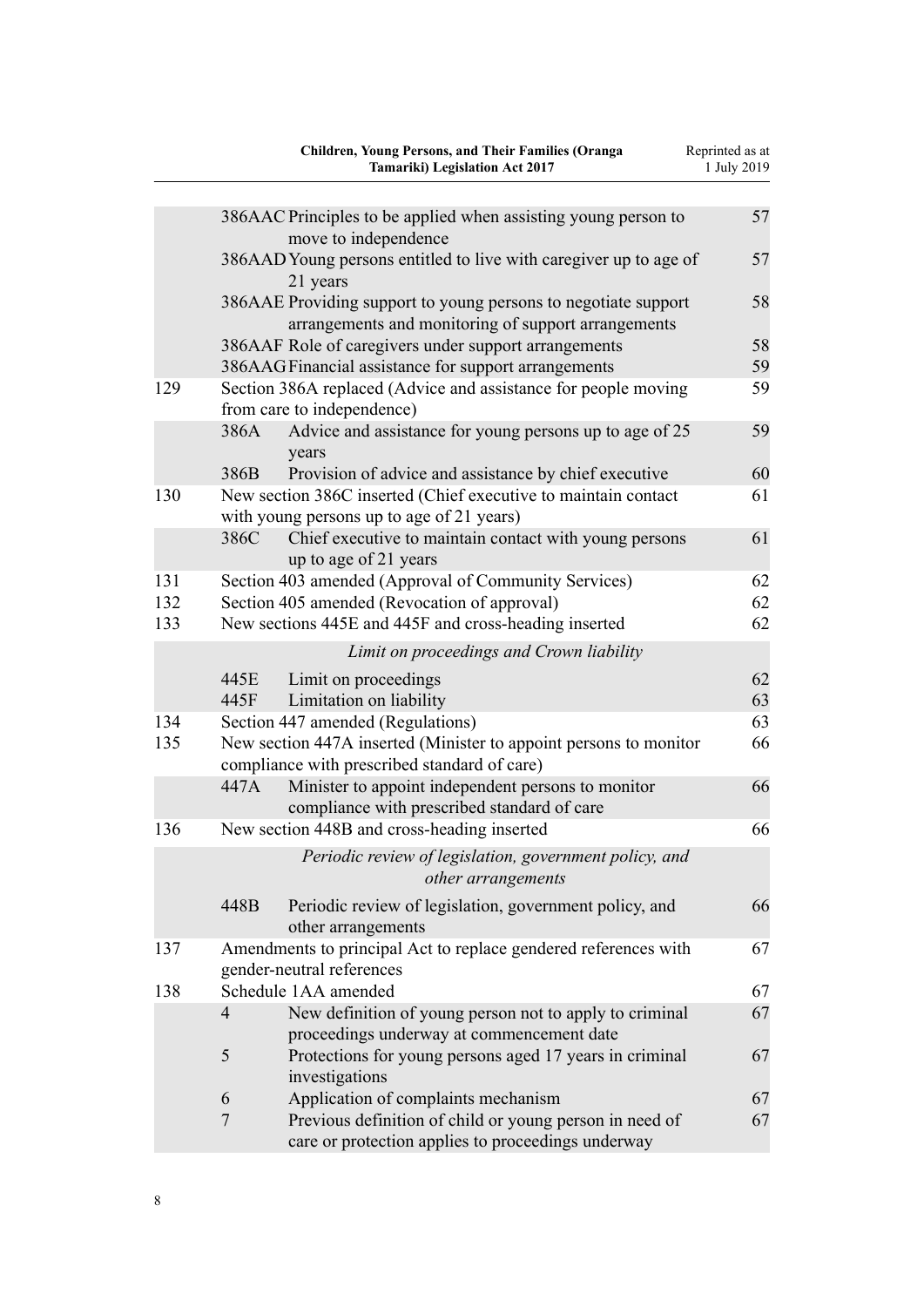| | | | |
|---|---|---|---|
| | 386AAC | Principles to be applied when assisting young person to move to independence | 57 |
| | 386AAD | Young persons entitled to live with caregiver up to age of 21 years | 57 |
| | 386AAE | Providing support to young persons to negotiate support arrangements and monitoring of support arrangements | 58 |
| | 386AAF | Role of caregivers under support arrangements | 58 |
| | 386AAG | Financial assistance for support arrangements | 59 |
| 129 | Section 386A replaced (Advice and assistance for people moving from care to independence) | | 59 |
| | 386A | Advice and assistance for young persons up to age of 25 years | 59 |
| | 386B | Provision of advice and assistance by chief executive | 60 |
| 130 | New section 386C inserted (Chief executive to maintain contact with young persons up to age of 21 years) | | 61 |
| | 386C | Chief executive to maintain contact with young persons up to age of 21 years | 61 |
| 131 | Section 403 amended (Approval of Community Services) | | 62 |
| 132 | Section 405 amended (Revocation of approval) | | 62 |
| 133 | New sections 445E and 445F and cross-heading inserted | | 62 |
| | *Limit on proceedings and Crown liability* | | |
| | 445E | Limit on proceedings | 62 |
| | 445F | Limitation on liability | 63 |
| 134 | Section 447 amended (Regulations) | | 63 |
| 135 | New section 447A inserted (Minister to appoint persons to monitor compliance with prescribed standard of care) | | 66 |
| | 447A | Minister to appoint independent persons to monitor compliance with prescribed standard of care | 66 |
| 136 | New section 448B and cross-heading inserted | | 66 |
| | *Periodic review of legislation, government policy, and other arrangements* | | |
| | 448B | Periodic review of legislation, government policy, and other arrangements | 66 |
| 137 | Amendments to principal Act to replace gendered references with gender-neutral references | | 67 |
| 138 | Schedule 1AA amended | | 67 |
| | 4 | New definition of young person not to apply to criminal proceedings underway at commencement date | 67 |
| | 5 | Protections for young persons aged 17 years in criminal investigations | 67 |
| | 6 | Application of complaints mechanism | 67 |
| | 7 | Previous definition of child or young person in need of care or protection applies to proceedings underway | 67 |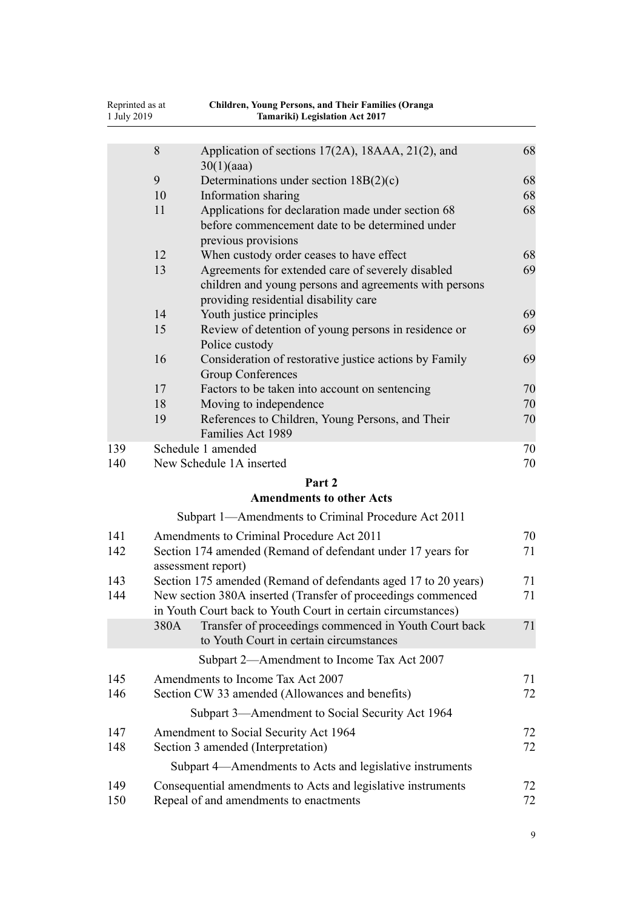| | | | |
|---|---|---|---|
| | 8 | Application of sections 17(2A), 18AAA, 21(2), and 30(1)(aaa) | 68 |
| | 9 | Determinations under section 18B(2)(c) | 68 |
| | 10 | Information sharing | 68 |
| | 11 | Applications for declaration made under section 68 before commencement date to be determined under previous provisions | 68 |
| | 12 | When custody order ceases to have effect | 68 |
| | 13 | Agreements for extended care of severely disabled children and young persons and agreements with persons providing residential disability care | 69 |
| | 14 | Youth justice principles | 69 |
| | 15 | Review of detention of young persons in residence or Police custody | 69 |
| | 16 | Consideration of restorative justice actions by Family Group Conferences | 69 |
| | 17 | Factors to be taken into account on sentencing | 70 |
| | 18 | Moving to independence | 70 |
| | 19 | References to Children, Young Persons, and Their Families Act 1989 | 70 |
| 139 | Schedule 1 amended | | 70 |
| 140 | New Schedule 1A inserted | | 70 |

## Part 2
## Amendments to other Acts

Subpart 1—Amendments to Criminal Procedure Act 2011

| | | | |
|---|---|---|---|
| 141 | Amendments to Criminal Procedure Act 2011 | | 70 |
| 142 | Section 174 amended (Remand of defendant under 17 years for assessment report) | | 71 |
| 143 | Section 175 amended (Remand of defendants aged 17 to 20 years) | | 71 |
| 144 | New section 380A inserted (Transfer of proceedings commenced in Youth Court back to Youth Court in certain circumstances) | | 71 |
| | 380A | Transfer of proceedings commenced in Youth Court back to Youth Court in certain circumstances | 71 |

Subpart 2—Amendment to Income Tax Act 2007

| | | |
|---|---|---|
| 145 | Amendments to Income Tax Act 2007 | 71 |
| 146 | Section CW 33 amended (Allowances and benefits) | 72 |

Subpart 3—Amendment to Social Security Act 1964

| | | |
|---|---|---|
| 147 | Amendment to Social Security Act 1964 | 72 |
| 148 | Section 3 amended (Interpretation) | 72 |

Subpart 4—Amendments to Acts and legislative instruments

| | | |
|---|---|---|
| 149 | Consequential amendments to Acts and legislative instruments | 72 |
| 150 | Repeal of and amendments to enactments | 72 |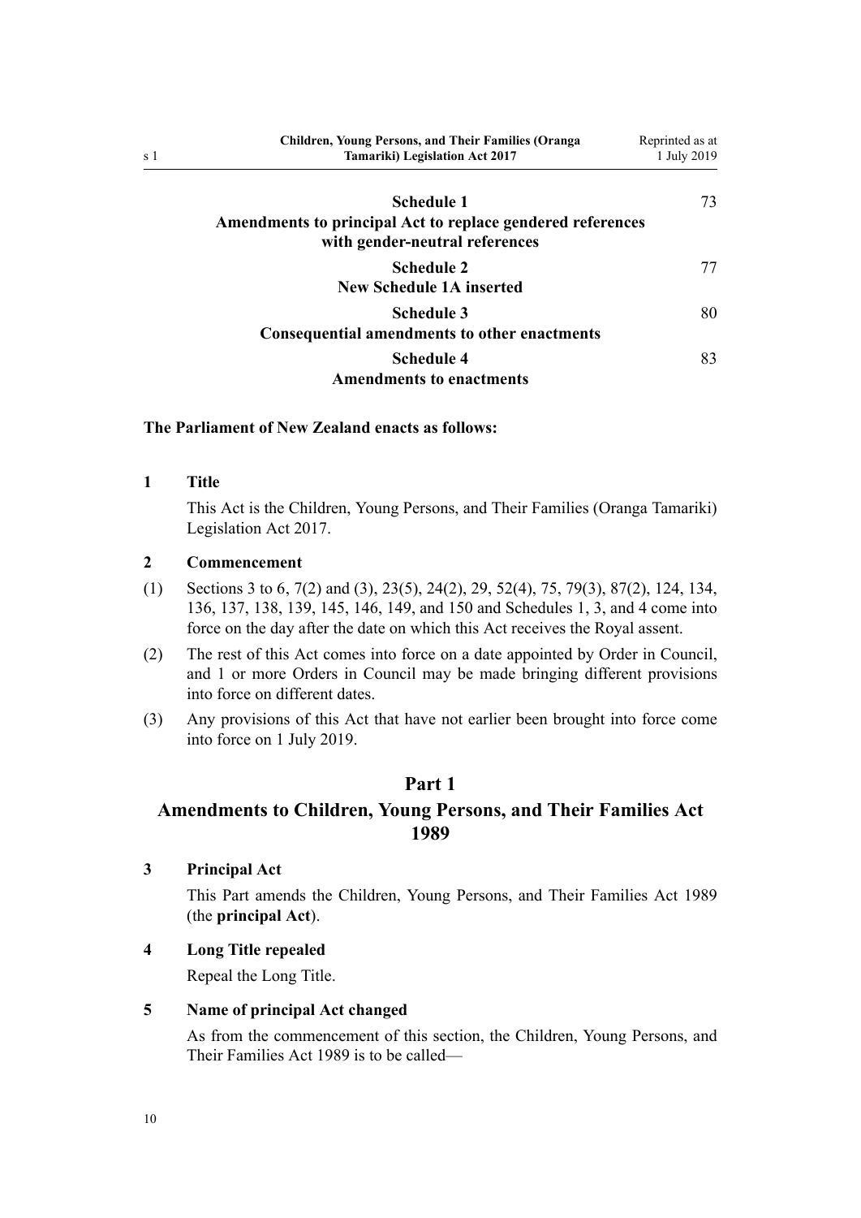| | |
|---|---|
| **Schedule 1**<br>**Amendments to principal Act to replace gendered references with gender-neutral references** | 73 |
| **Schedule 2**<br>**New Schedule 1A inserted** | 77 |
| **Schedule 3**<br>**Consequential amendments to other enactments** | 80 |
| **Schedule 4**<br>**Amendments to enactments** | 83 |

**The Parliament of New Zealand enacts as follows:**

**1 Title**

This Act is the Children, Young Persons, and Their Families (Oranga Tamariki) Legislation Act 2017.

**2 Commencement**

(1) Sections 3 to 6, 7(2) and (3), 23(5), 24(2), 29, 52(4), 75, 79(3), 87(2), 124, 134, 136, 137, 138, 139, 145, 146, 149, and 150 and Schedules 1, 3, and 4 come into force on the day after the date on which this Act receives the Royal assent.

(2) The rest of this Act comes into force on a date appointed by Order in Council, and 1 or more Orders in Council may be made bringing different provisions into force on different dates.

(3) Any provisions of this Act that have not earlier been brought into force come into force on 1 July 2019.

## Part 1
## Amendments to Children, Young Persons, and Their Families Act 1989

**3 Principal Act**

This Part amends the Children, Young Persons, and Their Families Act 1989 (the **principal Act**).

**4 Long Title repealed**

Repeal the Long Title.

**5 Name of principal Act changed**

As from the commencement of this section, the Children, Young Persons, and Their Families Act 1989 is to be called—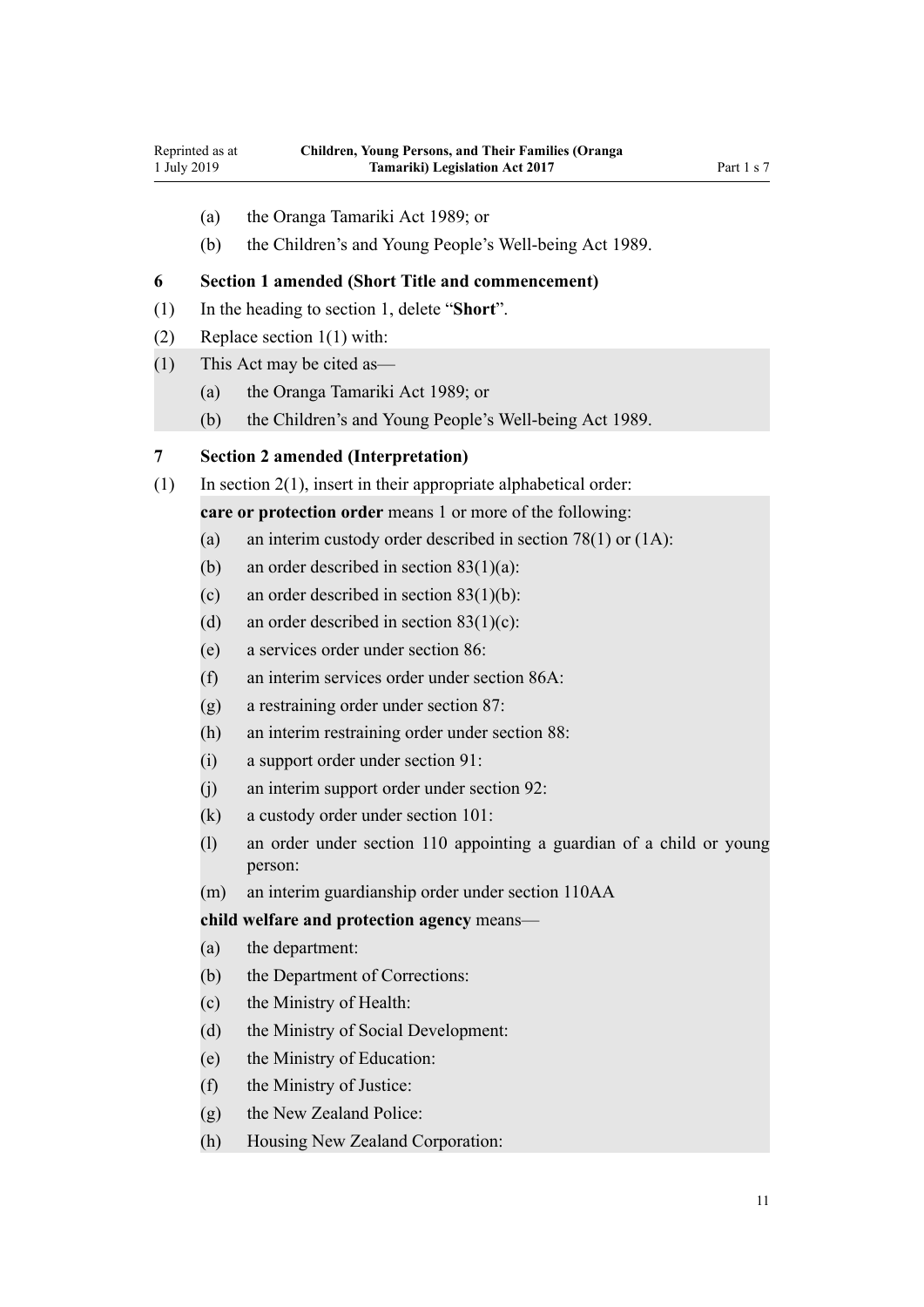(a) the Oranga Tamariki Act 1989; or

(b) the Children's and Young People's Well-being Act 1989.

### 6 Section 1 amended (Short Title and commencement)

(1) In the heading to section 1, delete "**Short**".

(2) Replace section 1(1) with:

> (1) This Act may be cited as—
>
> (a) the Oranga Tamariki Act 1989; or
>
> (b) the Children's and Young People's Well-being Act 1989.

### 7 Section 2 amended (Interpretation)

(1) In section 2(1), insert in their appropriate alphabetical order:

> **care or protection order** means 1 or more of the following:
>
> (a) an interim custody order described in section 78(1) or (1A):
>
> (b) an order described in section 83(1)(a):
>
> (c) an order described in section 83(1)(b):
>
> (d) an order described in section 83(1)(c):
>
> (e) a services order under section 86:
>
> (f) an interim services order under section 86A:
>
> (g) a restraining order under section 87:
>
> (h) an interim restraining order under section 88:
>
> (i) a support order under section 91:
>
> (j) an interim support order under section 92:
>
> (k) a custody order under section 101:
>
> (l) an order under section 110 appointing a guardian of a child or young person:
>
> (m) an interim guardianship order under section 110AA
>
> **child welfare and protection agency** means—
>
> (a) the department:
>
> (b) the Department of Corrections:
>
> (c) the Ministry of Health:
>
> (d) the Ministry of Social Development:
>
> (e) the Ministry of Education:
>
> (f) the Ministry of Justice:
>
> (g) the New Zealand Police:
>
> (h) Housing New Zealand Corporation: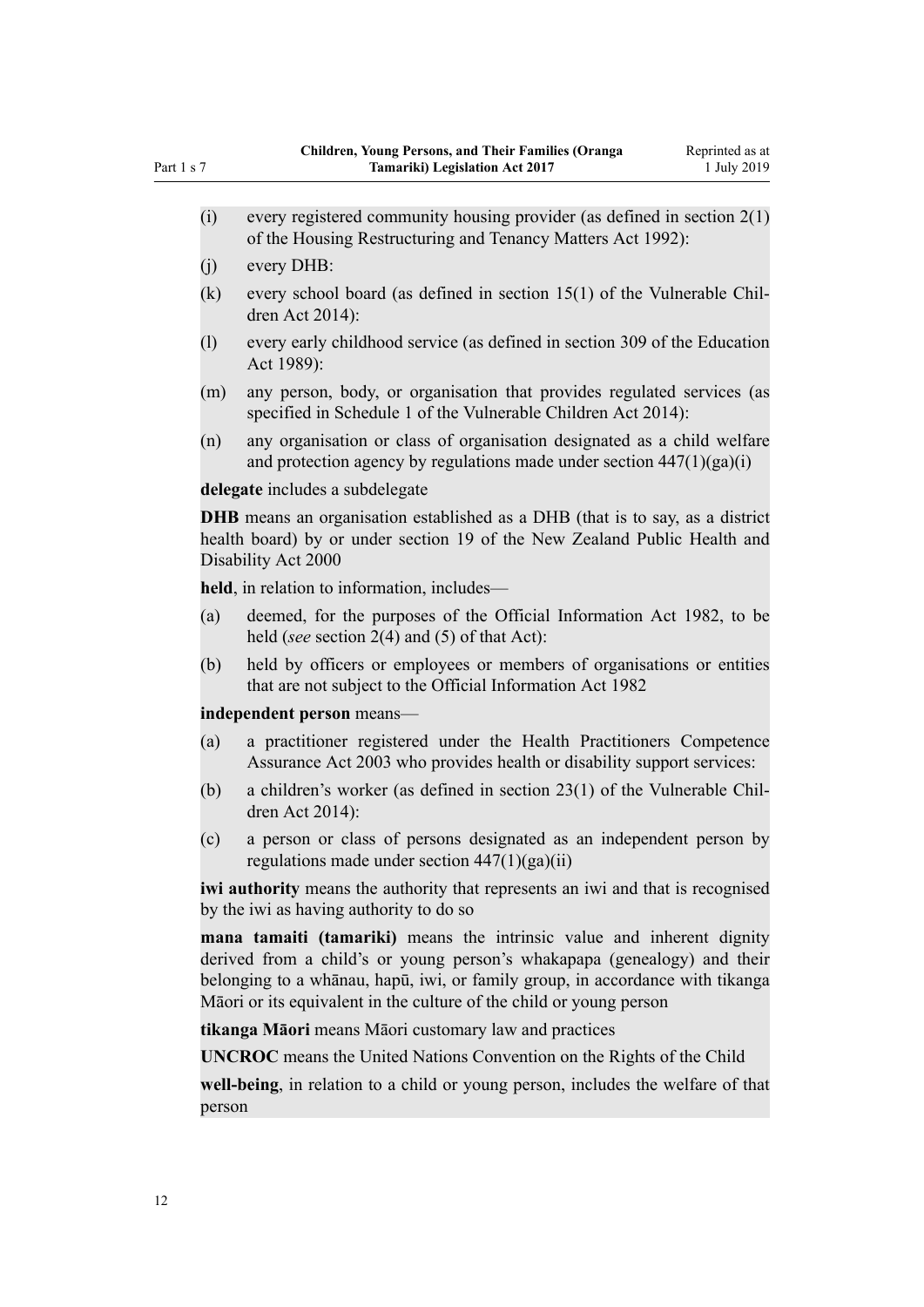(i) every registered community housing provider (as defined in section 2(1) of the Housing Restructuring and Tenancy Matters Act 1992):

(j) every DHB:

(k) every school board (as defined in section 15(1) of the Vulnerable Children Act 2014):

(l) every early childhood service (as defined in section 309 of the Education Act 1989):

(m) any person, body, or organisation that provides regulated services (as specified in Schedule 1 of the Vulnerable Children Act 2014):

(n) any organisation or class of organisation designated as a child welfare and protection agency by regulations made under section 447(1)(ga)(i)

**delegate** includes a subdelegate

**DHB** means an organisation established as a DHB (that is to say, as a district health board) by or under section 19 of the New Zealand Public Health and Disability Act 2000

**held**, in relation to information, includes—

(a) deemed, for the purposes of the Official Information Act 1982, to be held (*see* section 2(4) and (5) of that Act):

(b) held by officers or employees or members of organisations or entities that are not subject to the Official Information Act 1982

**independent person** means—

(a) a practitioner registered under the Health Practitioners Competence Assurance Act 2003 who provides health or disability support services:

(b) a children's worker (as defined in section 23(1) of the Vulnerable Children Act 2014):

(c) a person or class of persons designated as an independent person by regulations made under section 447(1)(ga)(ii)

**iwi authority** means the authority that represents an iwi and that is recognised by the iwi as having authority to do so

**mana tamaiti (tamariki)** means the intrinsic value and inherent dignity derived from a child's or young person's whakapapa (genealogy) and their belonging to a whānau, hapū, iwi, or family group, in accordance with tikanga Māori or its equivalent in the culture of the child or young person

**tikanga Māori** means Māori customary law and practices

**UNCROC** means the United Nations Convention on the Rights of the Child

**well-being**, in relation to a child or young person, includes the welfare of that person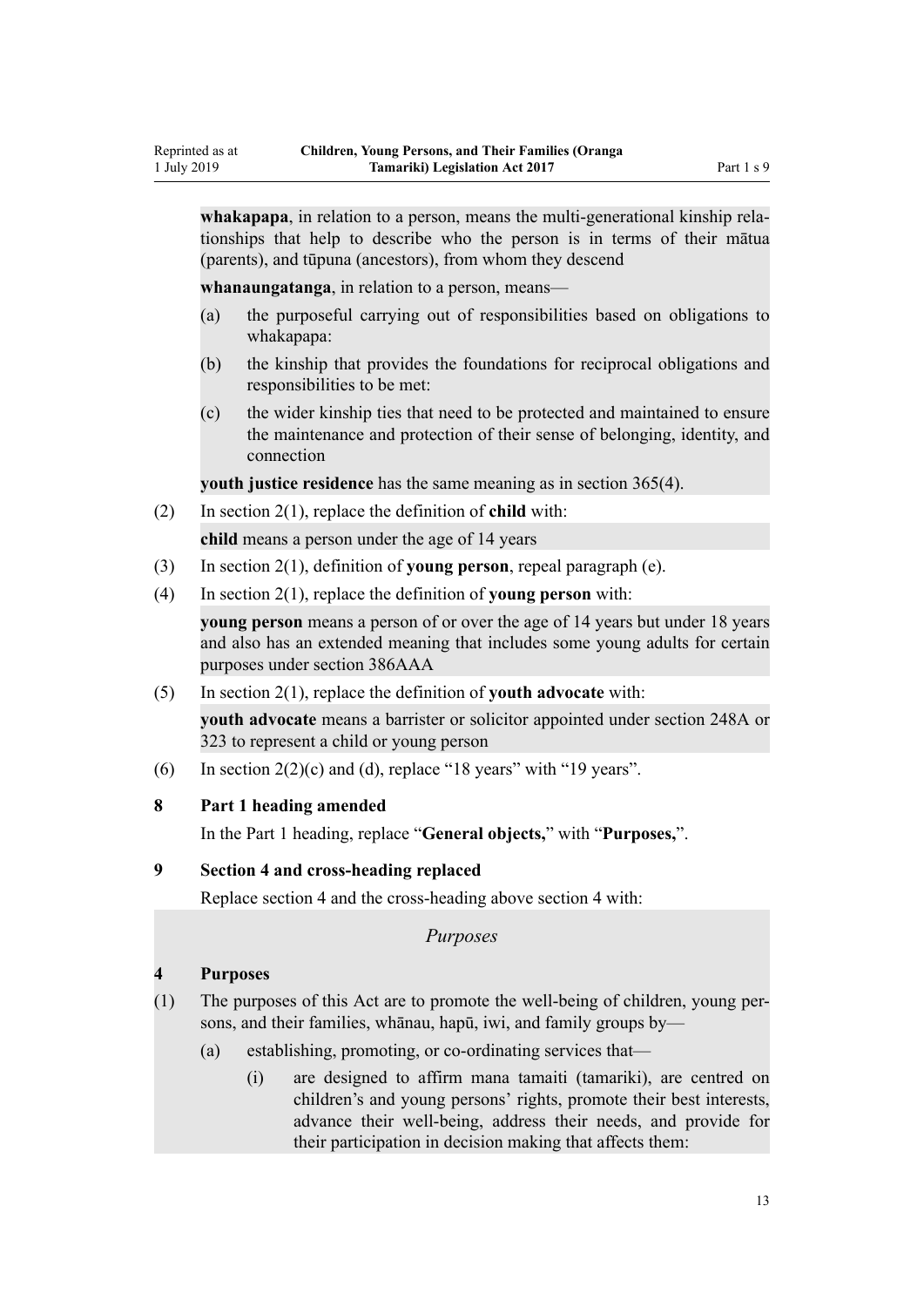**whakapapa**, in relation to a person, means the multi-generational kinship relationships that help to describe who the person is in terms of their mātua (parents), and tūpuna (ancestors), from whom they descend

**whanaungatanga**, in relation to a person, means—

(a) the purposeful carrying out of responsibilities based on obligations to whakapapa:

(b) the kinship that provides the foundations for reciprocal obligations and responsibilities to be met:

(c) the wider kinship ties that need to be protected and maintained to ensure the maintenance and protection of their sense of belonging, identity, and connection

**youth justice residence** has the same meaning as in section 365(4).

(2) In section 2(1), replace the definition of **child** with:

**child** means a person under the age of 14 years

(3) In section 2(1), definition of **young person**, repeal paragraph (e).

(4) In section 2(1), replace the definition of **young person** with:

**young person** means a person of or over the age of 14 years but under 18 years and also has an extended meaning that includes some young adults for certain purposes under section 386AAA

(5) In section 2(1), replace the definition of **youth advocate** with:

**youth advocate** means a barrister or solicitor appointed under section 248A or 323 to represent a child or young person

(6) In section 2(2)(c) and (d), replace "18 years" with "19 years".

### 8 Part 1 heading amended

In the Part 1 heading, replace "**General objects,**" with "**Purposes,**".

### 9 Section 4 and cross-heading replaced

Replace section 4 and the cross-heading above section 4 with:

*Purposes*

### 4 Purposes

(1) The purposes of this Act are to promote the well-being of children, young persons, and their families, whānau, hapū, iwi, and family groups by—

(a) establishing, promoting, or co-ordinating services that—

(i) are designed to affirm mana tamaiti (tamariki), are centred on children's and young persons' rights, promote their best interests, advance their well-being, address their needs, and provide for their participation in decision making that affects them: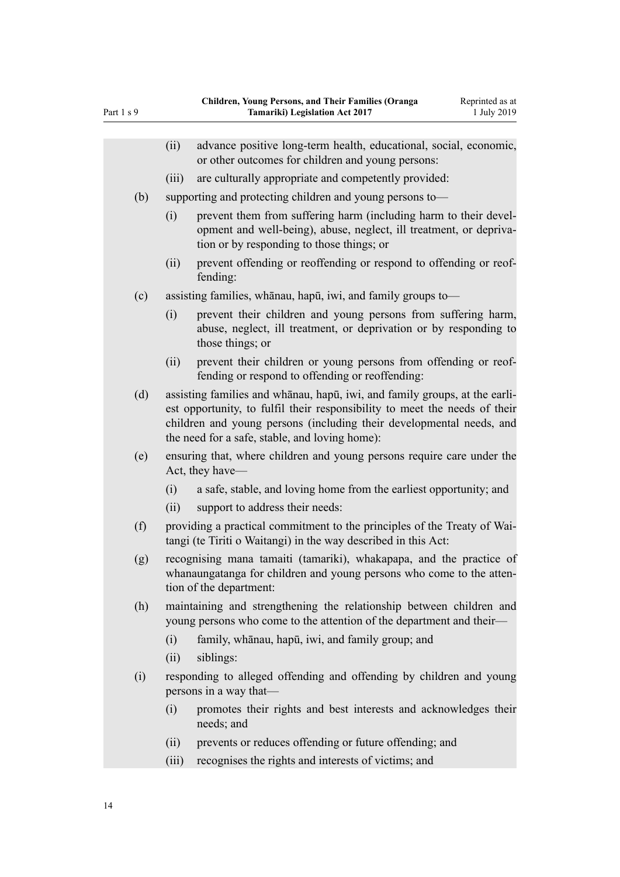(ii) advance positive long-term health, educational, social, economic, or other outcomes for children and young persons:

(iii) are culturally appropriate and competently provided:

(b) supporting and protecting children and young persons to—

(i) prevent them from suffering harm (including harm to their development and well-being), abuse, neglect, ill treatment, or deprivation or by responding to those things; or

(ii) prevent offending or reoffending or respond to offending or reoffending:

(c) assisting families, whānau, hapū, iwi, and family groups to—

(i) prevent their children and young persons from suffering harm, abuse, neglect, ill treatment, or deprivation or by responding to those things; or

(ii) prevent their children or young persons from offending or reoffending or respond to offending or reoffending:

(d) assisting families and whānau, hapū, iwi, and family groups, at the earliest opportunity, to fulfil their responsibility to meet the needs of their children and young persons (including their developmental needs, and the need for a safe, stable, and loving home):

(e) ensuring that, where children and young persons require care under the Act, they have—

(i) a safe, stable, and loving home from the earliest opportunity; and

(ii) support to address their needs:

(f) providing a practical commitment to the principles of the Treaty of Waitangi (te Tiriti o Waitangi) in the way described in this Act:

(g) recognising mana tamaiti (tamariki), whakapapa, and the practice of whanaungatanga for children and young persons who come to the attention of the department:

(h) maintaining and strengthening the relationship between children and young persons who come to the attention of the department and their—

(i) family, whānau, hapū, iwi, and family group; and

(ii) siblings:

(i) responding to alleged offending and offending by children and young persons in a way that—

(i) promotes their rights and best interests and acknowledges their needs; and

(ii) prevents or reduces offending or future offending; and

(iii) recognises the rights and interests of victims; and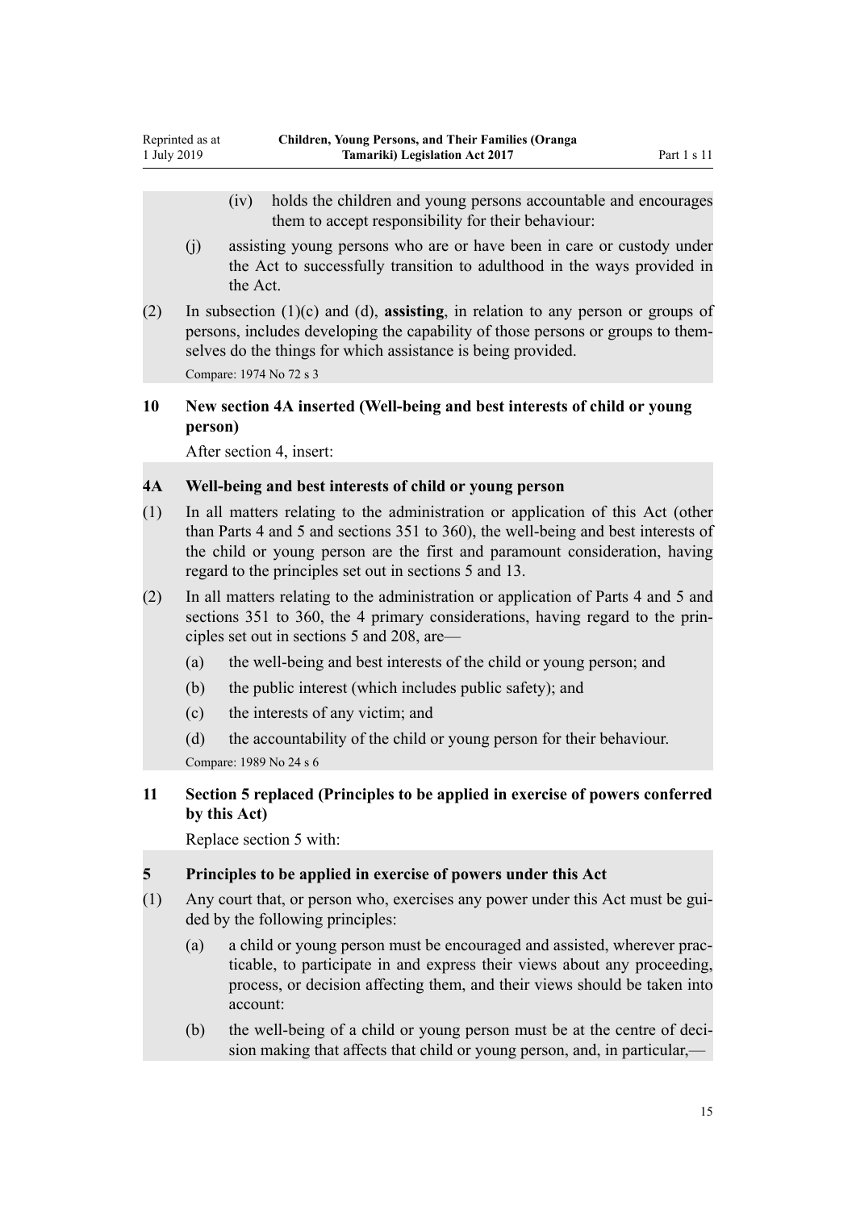(iv) holds the children and young persons accountable and encourages them to accept responsibility for their behaviour:

(j) assisting young persons who are or have been in care or custody under the Act to successfully transition to adulthood in the ways provided in the Act.

(2) In subsection (1)(c) and (d), **assisting**, in relation to any person or groups of persons, includes developing the capability of those persons or groups to themselves do the things for which assistance is being provided.

Compare: 1974 No 72 s 3

### 10 New section 4A inserted (Well-being and best interests of child or young person)

After section 4, insert:

### 4A Well-being and best interests of child or young person

(1) In all matters relating to the administration or application of this Act (other than Parts 4 and 5 and sections 351 to 360), the well-being and best interests of the child or young person are the first and paramount consideration, having regard to the principles set out in sections 5 and 13.

(2) In all matters relating to the administration or application of Parts 4 and 5 and sections 351 to 360, the 4 primary considerations, having regard to the principles set out in sections 5 and 208, are—

(a) the well-being and best interests of the child or young person; and

(b) the public interest (which includes public safety); and

(c) the interests of any victim; and

(d) the accountability of the child or young person for their behaviour.

Compare: 1989 No 24 s 6

### 11 Section 5 replaced (Principles to be applied in exercise of powers conferred by this Act)

Replace section 5 with:

### 5 Principles to be applied in exercise of powers under this Act

(1) Any court that, or person who, exercises any power under this Act must be guided by the following principles:

(a) a child or young person must be encouraged and assisted, wherever practicable, to participate in and express their views about any proceeding, process, or decision affecting them, and their views should be taken into account:

(b) the well-being of a child or young person must be at the centre of decision making that affects that child or young person, and, in particular,—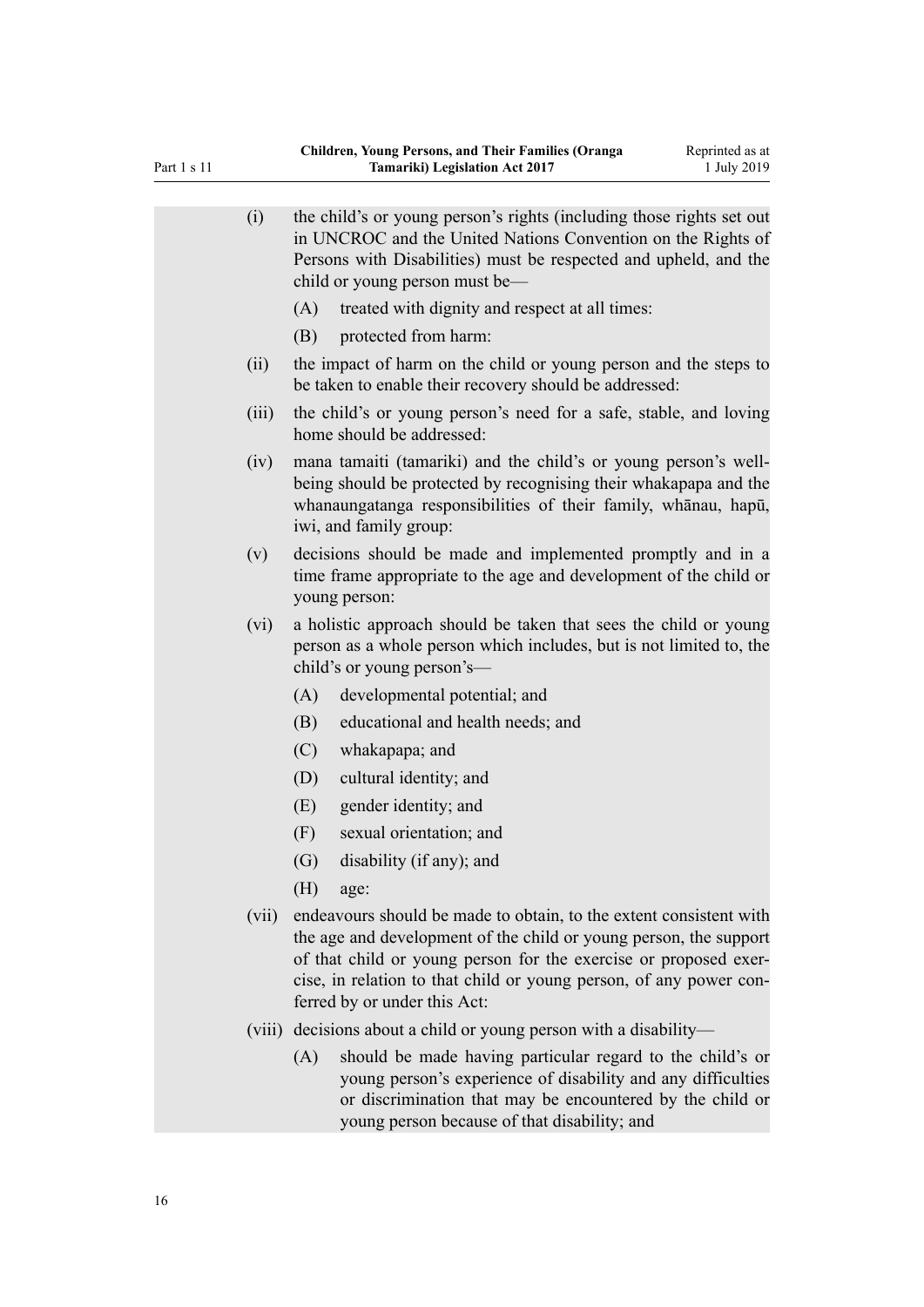(i) the child's or young person's rights (including those rights set out in UNCROC and the United Nations Convention on the Rights of Persons with Disabilities) must be respected and upheld, and the child or young person must be—

  (A) treated with dignity and respect at all times:

  (B) protected from harm:

(ii) the impact of harm on the child or young person and the steps to be taken to enable their recovery should be addressed:

(iii) the child's or young person's need for a safe, stable, and loving home should be addressed:

(iv) mana tamaiti (tamariki) and the child's or young person's well-being should be protected by recognising their whakapapa and the whanaungatanga responsibilities of their family, whānau, hapū, iwi, and family group:

(v) decisions should be made and implemented promptly and in a time frame appropriate to the age and development of the child or young person:

(vi) a holistic approach should be taken that sees the child or young person as a whole person which includes, but is not limited to, the child's or young person's—

  (A) developmental potential; and

  (B) educational and health needs; and

  (C) whakapapa; and

  (D) cultural identity; and

  (E) gender identity; and

  (F) sexual orientation; and

  (G) disability (if any); and

  (H) age:

(vii) endeavours should be made to obtain, to the extent consistent with the age and development of the child or young person, the support of that child or young person for the exercise or proposed exercise, in relation to that child or young person, of any power conferred by or under this Act:

(viii) decisions about a child or young person with a disability—

  (A) should be made having particular regard to the child's or young person's experience of disability and any difficulties or discrimination that may be encountered by the child or young person because of that disability; and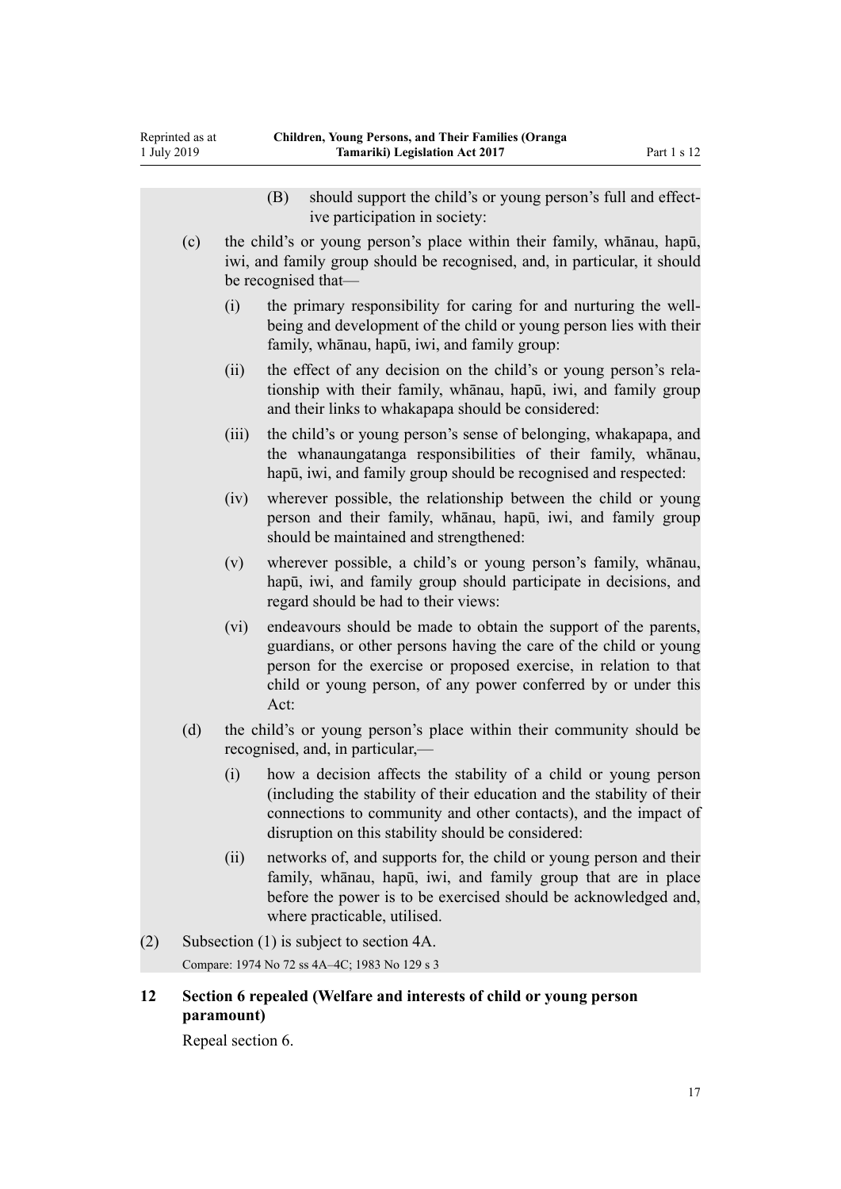(B) should support the child's or young person's full and effective participation in society:

(c) the child's or young person's place within their family, whānau, hapū, iwi, and family group should be recognised, and, in particular, it should be recognised that—

(i) the primary responsibility for caring for and nurturing the well-being and development of the child or young person lies with their family, whānau, hapū, iwi, and family group:

(ii) the effect of any decision on the child's or young person's relationship with their family, whānau, hapū, iwi, and family group and their links to whakapapa should be considered:

(iii) the child's or young person's sense of belonging, whakapapa, and the whanaungatanga responsibilities of their family, whānau, hapū, iwi, and family group should be recognised and respected:

(iv) wherever possible, the relationship between the child or young person and their family, whānau, hapū, iwi, and family group should be maintained and strengthened:

(v) wherever possible, a child's or young person's family, whānau, hapū, iwi, and family group should participate in decisions, and regard should be had to their views:

(vi) endeavours should be made to obtain the support of the parents, guardians, or other persons having the care of the child or young person for the exercise or proposed exercise, in relation to that child or young person, of any power conferred by or under this Act:

(d) the child's or young person's place within their community should be recognised, and, in particular,—

(i) how a decision affects the stability of a child or young person (including the stability of their education and the stability of their connections to community and other contacts), and the impact of disruption on this stability should be considered:

(ii) networks of, and supports for, the child or young person and their family, whānau, hapū, iwi, and family group that are in place before the power is to be exercised should be acknowledged and, where practicable, utilised.

(2) Subsection (1) is subject to section 4A.

Compare: 1974 No 72 ss 4A–4C; 1983 No 129 s 3

### 12 Section 6 repealed (Welfare and interests of child or young person paramount)

Repeal section 6.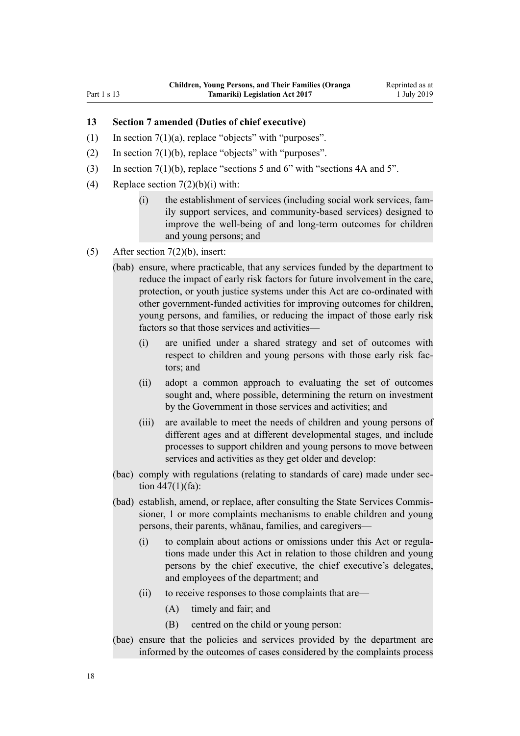### 13 Section 7 amended (Duties of chief executive)

(1) In section 7(1)(a), replace "objects" with "purposes".

(2) In section 7(1)(b), replace "objects" with "purposes".

(3) In section 7(1)(b), replace "sections 5 and 6" with "sections 4A and 5".

(4) Replace section 7(2)(b)(i) with:

> (i) the establishment of services (including social work services, family support services, and community-based services) designed to improve the well-being of and long-term outcomes for children and young persons; and

(5) After section 7(2)(b), insert:

> (bab) ensure, where practicable, that any services funded by the department to reduce the impact of early risk factors for future involvement in the care, protection, or youth justice systems under this Act are co-ordinated with other government-funded activities for improving outcomes for children, young persons, and families, or reducing the impact of those early risk factors so that those services and activities—
>
> (i) are unified under a shared strategy and set of outcomes with respect to children and young persons with those early risk factors; and
>
> (ii) adopt a common approach to evaluating the set of outcomes sought and, where possible, determining the return on investment by the Government in those services and activities; and
>
> (iii) are available to meet the needs of children and young persons of different ages and at different developmental stages, and include processes to support children and young persons to move between services and activities as they get older and develop:
>
> (bac) comply with regulations (relating to standards of care) made under section 447(1)(fa):
>
> (bad) establish, amend, or replace, after consulting the State Services Commissioner, 1 or more complaints mechanisms to enable children and young persons, their parents, whānau, families, and caregivers—
>
> (i) to complain about actions or omissions under this Act or regulations made under this Act in relation to those children and young persons by the chief executive, the chief executive's delegates, and employees of the department; and
>
> (ii) to receive responses to those complaints that are—
>
> (A) timely and fair; and
>
> (B) centred on the child or young person:
>
> (bae) ensure that the policies and services provided by the department are informed by the outcomes of cases considered by the complaints process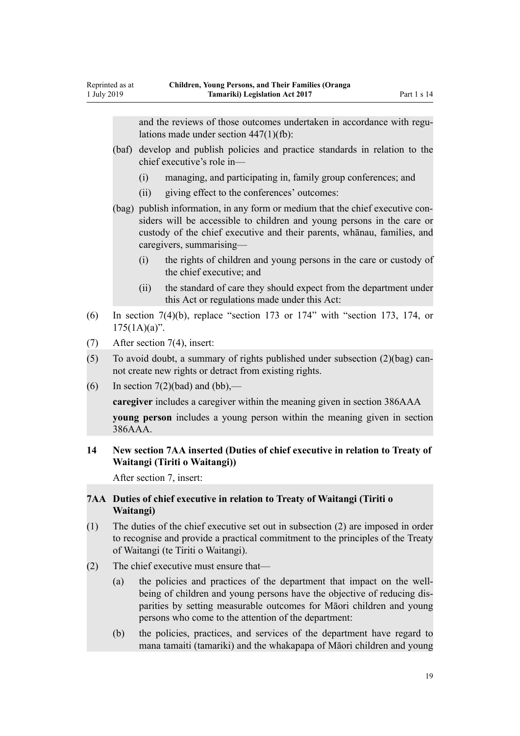and the reviews of those outcomes undertaken in accordance with regulations made under section 447(1)(fb):

(baf) develop and publish policies and practice standards in relation to the chief executive's role in—

(i) managing, and participating in, family group conferences; and

(ii) giving effect to the conferences' outcomes:

(bag) publish information, in any form or medium that the chief executive considers will be accessible to children and young persons in the care or custody of the chief executive and their parents, whānau, families, and caregivers, summarising—

(i) the rights of children and young persons in the care or custody of the chief executive; and

(ii) the standard of care they should expect from the department under this Act or regulations made under this Act:

(6) In section 7(4)(b), replace "section 173 or 174" with "section 173, 174, or 175(1A)(a)".

(7) After section 7(4), insert:

(5) To avoid doubt, a summary of rights published under subsection (2)(bag) cannot create new rights or detract from existing rights.

(6) In section 7(2)(bad) and (bb),—

**caregiver** includes a caregiver within the meaning given in section 386AAA

**young person** includes a young person within the meaning given in section 386AAA.

### 14 New section 7AA inserted (Duties of chief executive in relation to Treaty of Waitangi (Tiriti o Waitangi))

After section 7, insert:

### 7AA Duties of chief executive in relation to Treaty of Waitangi (Tiriti o Waitangi)

(1) The duties of the chief executive set out in subsection (2) are imposed in order to recognise and provide a practical commitment to the principles of the Treaty of Waitangi (te Tiriti o Waitangi).

(2) The chief executive must ensure that—

(a) the policies and practices of the department that impact on the well-being of children and young persons have the objective of reducing disparities by setting measurable outcomes for Māori children and young persons who come to the attention of the department:

(b) the policies, practices, and services of the department have regard to mana tamaiti (tamariki) and the whakapapa of Māori children and young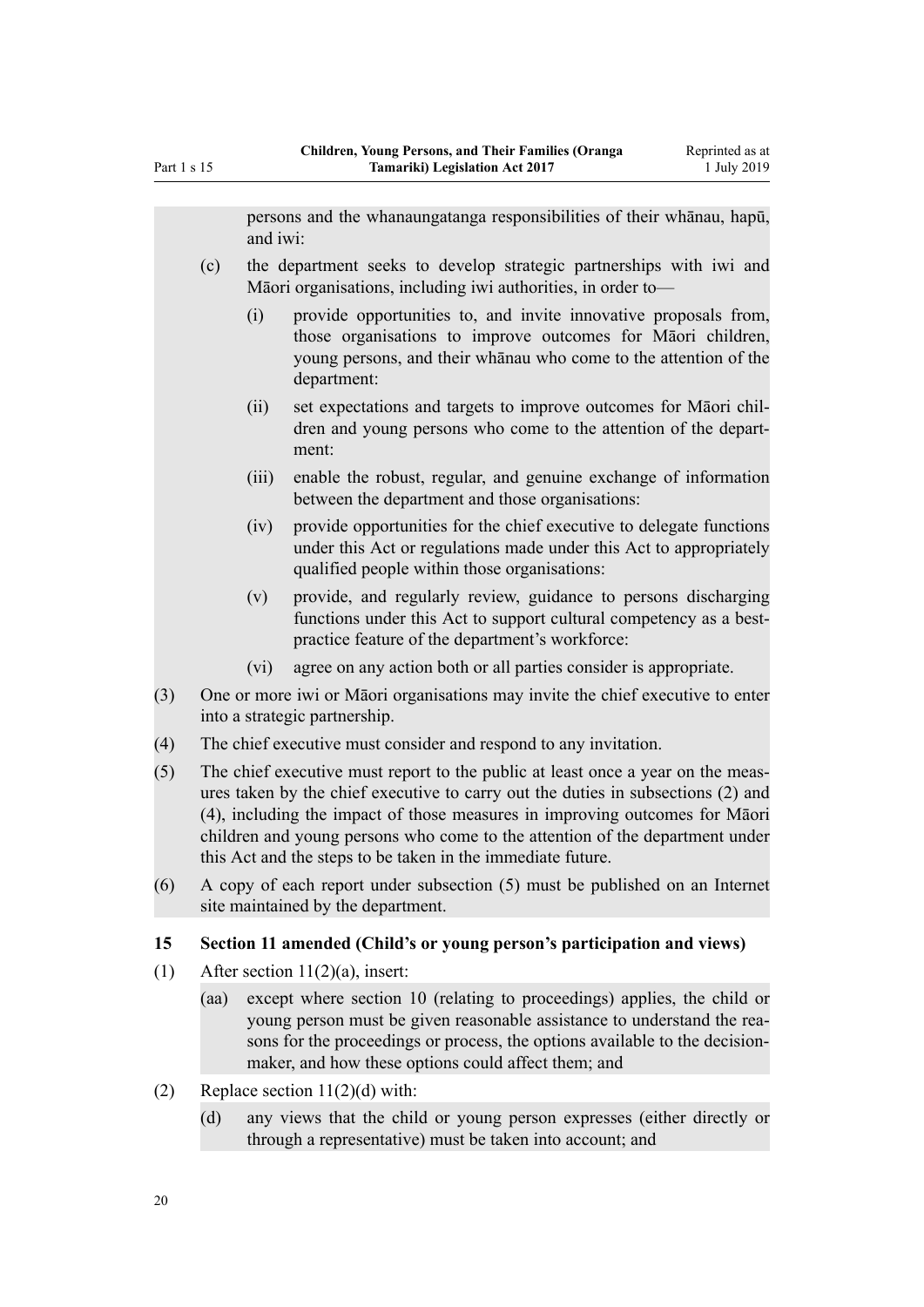persons and the whanaungatanga responsibilities of their whānau, hapū, and iwi:

(c) the department seeks to develop strategic partnerships with iwi and Māori organisations, including iwi authorities, in order to—

(i) provide opportunities to, and invite innovative proposals from, those organisations to improve outcomes for Māori children, young persons, and their whānau who come to the attention of the department:

(ii) set expectations and targets to improve outcomes for Māori children and young persons who come to the attention of the department:

(iii) enable the robust, regular, and genuine exchange of information between the department and those organisations:

(iv) provide opportunities for the chief executive to delegate functions under this Act or regulations made under this Act to appropriately qualified people within those organisations:

(v) provide, and regularly review, guidance to persons discharging functions under this Act to support cultural competency as a best-practice feature of the department's workforce:

(vi) agree on any action both or all parties consider is appropriate.

(3) One or more iwi or Māori organisations may invite the chief executive to enter into a strategic partnership.

(4) The chief executive must consider and respond to any invitation.

(5) The chief executive must report to the public at least once a year on the measures taken by the chief executive to carry out the duties in subsections (2) and (4), including the impact of those measures in improving outcomes for Māori children and young persons who come to the attention of the department under this Act and the steps to be taken in the immediate future.

(6) A copy of each report under subsection (5) must be published on an Internet site maintained by the department.

### 15 Section 11 amended (Child's or young person's participation and views)

(1) After section 11(2)(a), insert:

(aa) except where section 10 (relating to proceedings) applies, the child or young person must be given reasonable assistance to understand the reasons for the proceedings or process, the options available to the decision-maker, and how these options could affect them; and

(2) Replace section 11(2)(d) with:

(d) any views that the child or young person expresses (either directly or through a representative) must be taken into account; and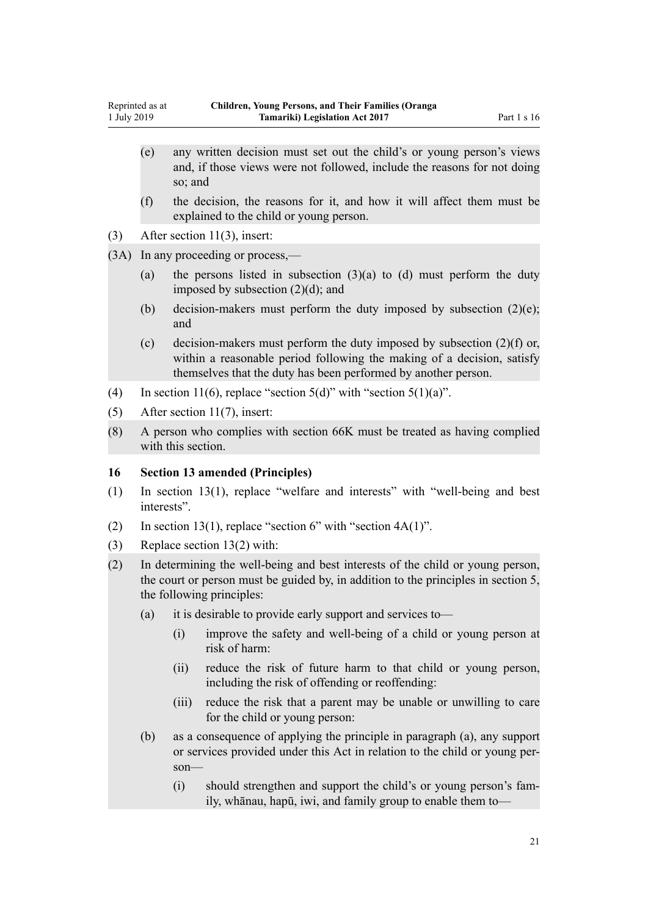(e) any written decision must set out the child's or young person's views and, if those views were not followed, include the reasons for not doing so; and

(f) the decision, the reasons for it, and how it will affect them must be explained to the child or young person.

(3) After section 11(3), insert:

(3A) In any proceeding or process,—

(a) the persons listed in subsection (3)(a) to (d) must perform the duty imposed by subsection (2)(d); and

(b) decision-makers must perform the duty imposed by subsection (2)(e); and

(c) decision-makers must perform the duty imposed by subsection (2)(f) or, within a reasonable period following the making of a decision, satisfy themselves that the duty has been performed by another person.

(4) In section 11(6), replace "section 5(d)" with "section 5(1)(a)".

(5) After section 11(7), insert:

(8) A person who complies with section 66K must be treated as having complied with this section.

### 16 Section 13 amended (Principles)

(1) In section 13(1), replace "welfare and interests" with "well-being and best interests".

(2) In section 13(1), replace "section 6" with "section 4A(1)".

(3) Replace section 13(2) with:

(2) In determining the well-being and best interests of the child or young person, the court or person must be guided by, in addition to the principles in section 5, the following principles:

(a) it is desirable to provide early support and services to—

(i) improve the safety and well-being of a child or young person at risk of harm:

(ii) reduce the risk of future harm to that child or young person, including the risk of offending or reoffending:

(iii) reduce the risk that a parent may be unable or unwilling to care for the child or young person:

(b) as a consequence of applying the principle in paragraph (a), any support or services provided under this Act in relation to the child or young person—

(i) should strengthen and support the child's or young person's family, whānau, hapū, iwi, and family group to enable them to—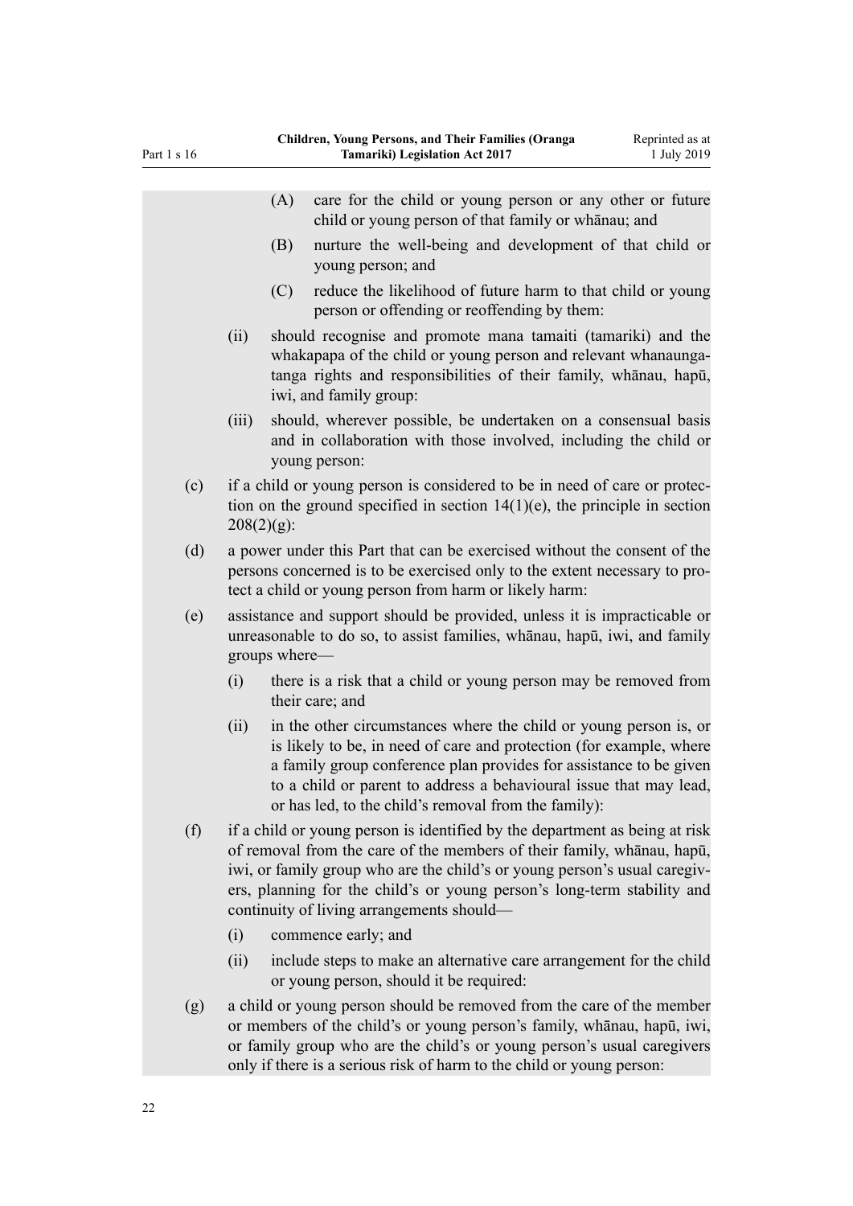(A) care for the child or young person or any other or future child or young person of that family or whānau; and

(B) nurture the well-being and development of that child or young person; and

(C) reduce the likelihood of future harm to that child or young person or offending or reoffending by them:

(ii) should recognise and promote mana tamaiti (tamariki) and the whakapapa of the child or young person and relevant whanaungatanga rights and responsibilities of their family, whānau, hapū, iwi, and family group:

(iii) should, wherever possible, be undertaken on a consensual basis and in collaboration with those involved, including the child or young person:

(c) if a child or young person is considered to be in need of care or protection on the ground specified in section 14(1)(e), the principle in section 208(2)(g):

(d) a power under this Part that can be exercised without the consent of the persons concerned is to be exercised only to the extent necessary to protect a child or young person from harm or likely harm:

(e) assistance and support should be provided, unless it is impracticable or unreasonable to do so, to assist families, whānau, hapū, iwi, and family groups where—

(i) there is a risk that a child or young person may be removed from their care; and

(ii) in the other circumstances where the child or young person is, or is likely to be, in need of care and protection (for example, where a family group conference plan provides for assistance to be given to a child or parent to address a behavioural issue that may lead, or has led, to the child's removal from the family):

(f) if a child or young person is identified by the department as being at risk of removal from the care of the members of their family, whānau, hapū, iwi, or family group who are the child's or young person's usual caregivers, planning for the child's or young person's long-term stability and continuity of living arrangements should—

(i) commence early; and

(ii) include steps to make an alternative care arrangement for the child or young person, should it be required:

(g) a child or young person should be removed from the care of the member or members of the child's or young person's family, whānau, hapū, iwi, or family group who are the child's or young person's usual caregivers only if there is a serious risk of harm to the child or young person: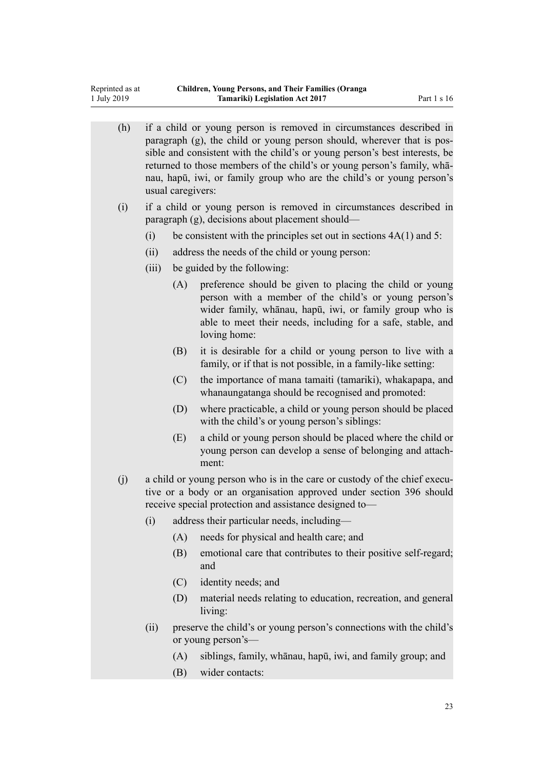(h) if a child or young person is removed in circumstances described in paragraph (g), the child or young person should, wherever that is possible and consistent with the child's or young person's best interests, be returned to those members of the child's or young person's family, whānau, hapū, iwi, or family group who are the child's or young person's usual caregivers:

(i) if a child or young person is removed in circumstances described in paragraph (g), decisions about placement should—

  (i) be consistent with the principles set out in sections 4A(1) and 5:

  (ii) address the needs of the child or young person:

  (iii) be guided by the following:

    (A) preference should be given to placing the child or young person with a member of the child's or young person's wider family, whānau, hapū, iwi, or family group who is able to meet their needs, including for a safe, stable, and loving home:

    (B) it is desirable for a child or young person to live with a family, or if that is not possible, in a family-like setting:

    (C) the importance of mana tamaiti (tamariki), whakapapa, and whanaungatanga should be recognised and promoted:

    (D) where practicable, a child or young person should be placed with the child's or young person's siblings:

    (E) a child or young person should be placed where the child or young person can develop a sense of belonging and attachment:

(j) a child or young person who is in the care or custody of the chief executive or a body or an organisation approved under section 396 should receive special protection and assistance designed to—

  (i) address their particular needs, including—

    (A) needs for physical and health care; and

    (B) emotional care that contributes to their positive self-regard; and

    (C) identity needs; and

    (D) material needs relating to education, recreation, and general living:

  (ii) preserve the child's or young person's connections with the child's or young person's—

    (A) siblings, family, whānau, hapū, iwi, and family group; and

    (B) wider contacts: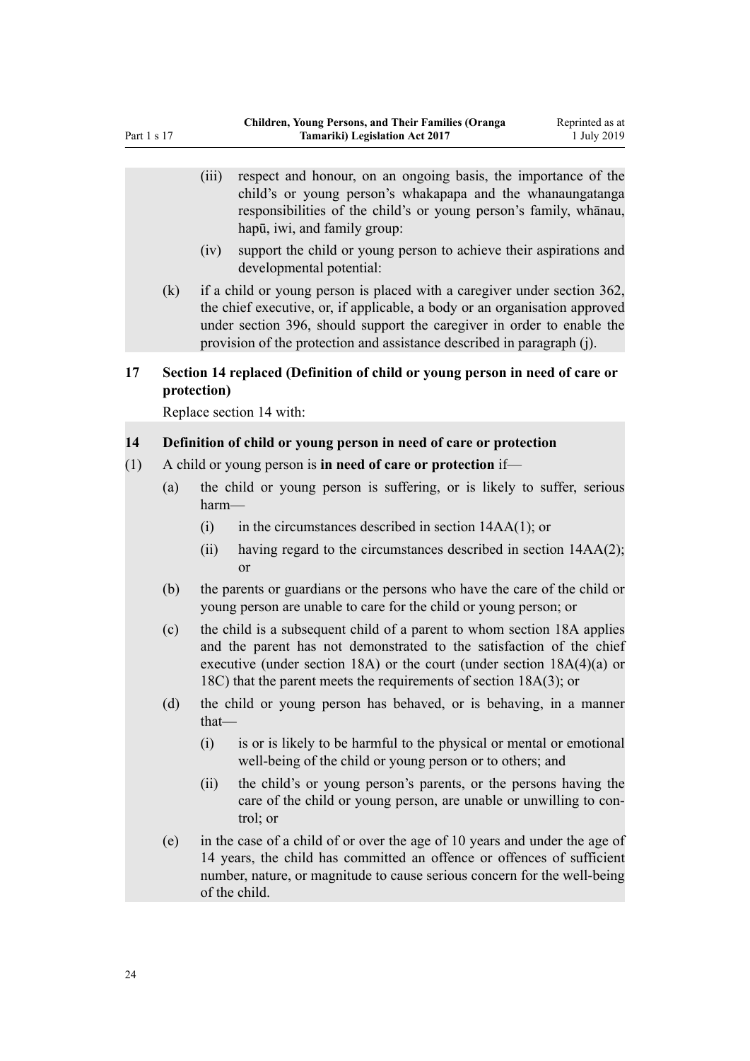(iii) respect and honour, on an ongoing basis, the importance of the child's or young person's whakapapa and the whanaungatanga responsibilities of the child's or young person's family, whānau, hapū, iwi, and family group:

(iv) support the child or young person to achieve their aspirations and developmental potential:

(k) if a child or young person is placed with a caregiver under section 362, the chief executive, or, if applicable, a body or an organisation approved under section 396, should support the caregiver in order to enable the provision of the protection and assistance described in paragraph (j).

### 17 Section 14 replaced (Definition of child or young person in need of care or protection)

Replace section 14 with:

### 14 Definition of child or young person in need of care or protection

(1) A child or young person is **in need of care or protection** if—

(a) the child or young person is suffering, or is likely to suffer, serious harm—

(i) in the circumstances described in section 14AA(1); or

(ii) having regard to the circumstances described in section 14AA(2); or

(b) the parents or guardians or the persons who have the care of the child or young person are unable to care for the child or young person; or

(c) the child is a subsequent child of a parent to whom section 18A applies and the parent has not demonstrated to the satisfaction of the chief executive (under section 18A) or the court (under section 18A(4)(a) or 18C) that the parent meets the requirements of section 18A(3); or

(d) the child or young person has behaved, or is behaving, in a manner that—

(i) is or is likely to be harmful to the physical or mental or emotional well-being of the child or young person or to others; and

(ii) the child's or young person's parents, or the persons having the care of the child or young person, are unable or unwilling to control; or

(e) in the case of a child of or over the age of 10 years and under the age of 14 years, the child has committed an offence or offences of sufficient number, nature, or magnitude to cause serious concern for the well-being of the child.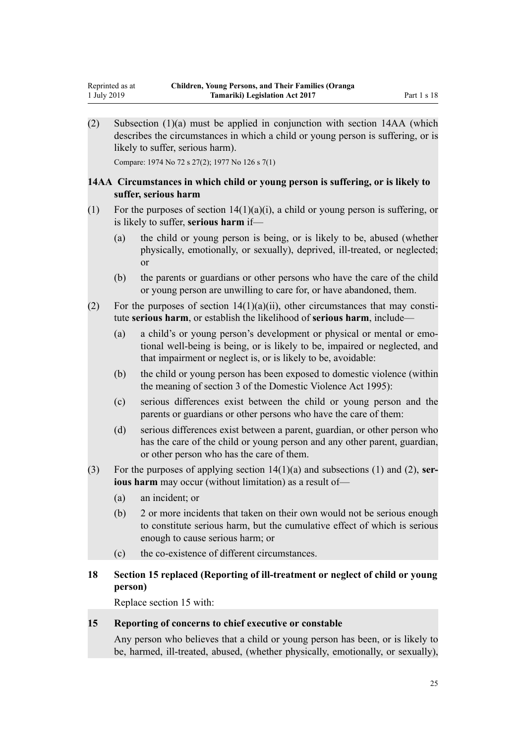(2) Subsection (1)(a) must be applied in conjunction with section 14AA (which describes the circumstances in which a child or young person is suffering, or is likely to suffer, serious harm).

Compare: 1974 No 72 s 27(2); 1977 No 126 s 7(1)

### 14AA Circumstances in which child or young person is suffering, or is likely to suffer, serious harm

(1) For the purposes of section 14(1)(a)(i), a child or young person is suffering, or is likely to suffer, **serious harm** if—

- (a) the child or young person is being, or is likely to be, abused (whether physically, emotionally, or sexually), deprived, ill-treated, or neglected; or
- (b) the parents or guardians or other persons who have the care of the child or young person are unwilling to care for, or have abandoned, them.

(2) For the purposes of section 14(1)(a)(ii), other circumstances that may constitute **serious harm**, or establish the likelihood of **serious harm**, include—

- (a) a child's or young person's development or physical or mental or emotional well-being is being, or is likely to be, impaired or neglected, and that impairment or neglect is, or is likely to be, avoidable:
- (b) the child or young person has been exposed to domestic violence (within the meaning of section 3 of the Domestic Violence Act 1995):
- (c) serious differences exist between the child or young person and the parents or guardians or other persons who have the care of them:
- (d) serious differences exist between a parent, guardian, or other person who has the care of the child or young person and any other parent, guardian, or other person who has the care of them.

(3) For the purposes of applying section 14(1)(a) and subsections (1) and (2), **serious harm** may occur (without limitation) as a result of—

- (a) an incident; or
- (b) 2 or more incidents that taken on their own would not be serious enough to constitute serious harm, but the cumulative effect of which is serious enough to cause serious harm; or
- (c) the co-existence of different circumstances.

## 18 Section 15 replaced (Reporting of ill-treatment or neglect of child or young person)

Replace section 15 with:

### 15 Reporting of concerns to chief executive or constable

Any person who believes that a child or young person has been, or is likely to be, harmed, ill-treated, abused, (whether physically, emotionally, or sexually),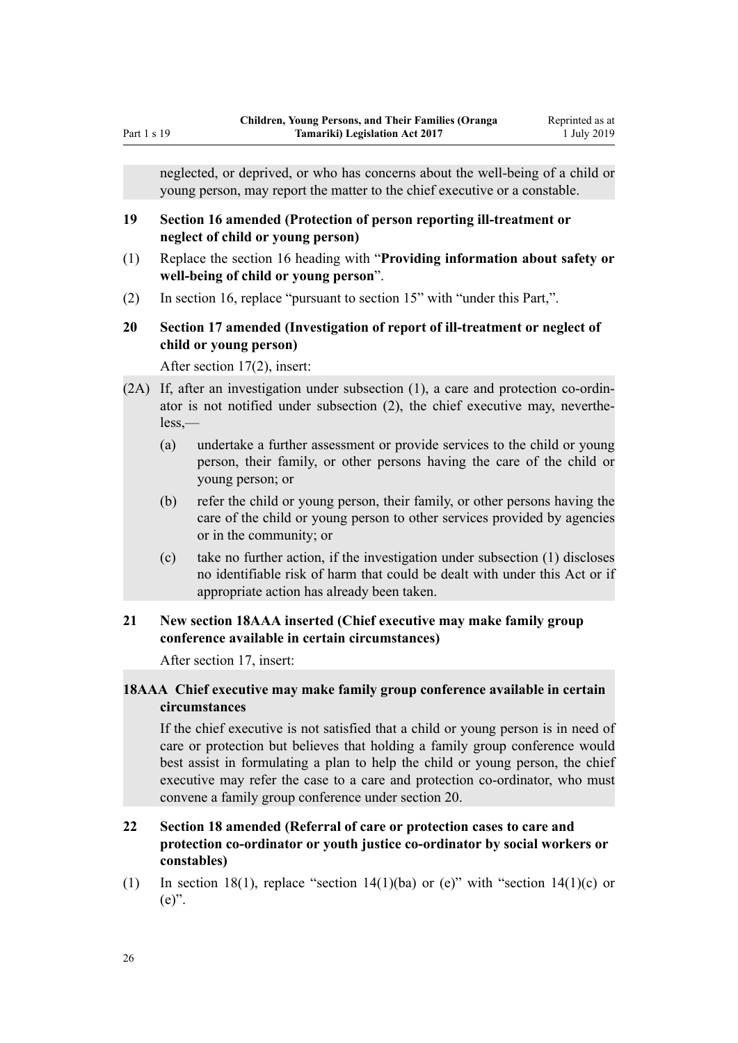neglected, or deprived, or who has concerns about the well-being of a child or young person, may report the matter to the chief executive or a constable.

**19 Section 16 amended (Protection of person reporting ill-treatment or neglect of child or young person)**

(1) Replace the section 16 heading with "**Providing information about safety or well-being of child or young person**".

(2) In section 16, replace "pursuant to section 15" with "under this Part,".

**20 Section 17 amended (Investigation of report of ill-treatment or neglect of child or young person)**

After section 17(2), insert:

(2A) If, after an investigation under subsection (1), a care and protection co-ordinator is not notified under subsection (2), the chief executive may, nevertheless,—

- (a) undertake a further assessment or provide services to the child or young person, their family, or other persons having the care of the child or young person; or
- (b) refer the child or young person, their family, or other persons having the care of the child or young person to other services provided by agencies or in the community; or
- (c) take no further action, if the investigation under subsection (1) discloses no identifiable risk of harm that could be dealt with under this Act or if appropriate action has already been taken.

**21 New section 18AAA inserted (Chief executive may make family group conference available in certain circumstances)**

After section 17, insert:

**18AAA Chief executive may make family group conference available in certain circumstances**

If the chief executive is not satisfied that a child or young person is in need of care or protection but believes that holding a family group conference would best assist in formulating a plan to help the child or young person, the chief executive may refer the case to a care and protection co-ordinator, who must convene a family group conference under section 20.

**22 Section 18 amended (Referral of care or protection cases to care and protection co-ordinator or youth justice co-ordinator by social workers or constables)**

(1) In section 18(1), replace "section 14(1)(ba) or (e)" with "section 14(1)(c) or (e)".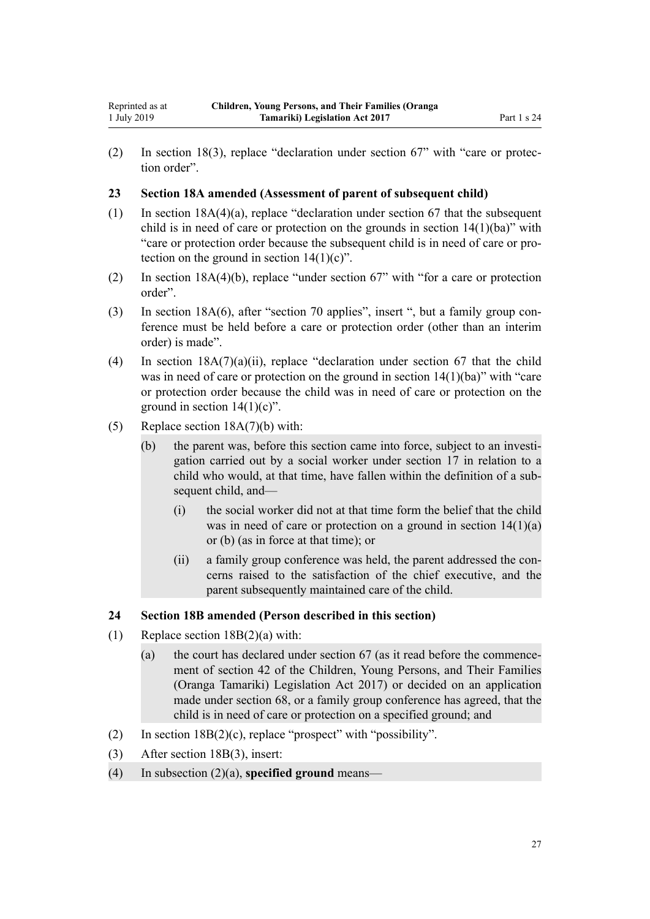(2) In section 18(3), replace "declaration under section 67" with "care or protection order".

### 23 Section 18A amended (Assessment of parent of subsequent child)

(1) In section 18A(4)(a), replace "declaration under section 67 that the subsequent child is in need of care or protection on the grounds in section 14(1)(ba)" with "care or protection order because the subsequent child is in need of care or protection on the ground in section 14(1)(c)".

(2) In section 18A(4)(b), replace "under section 67" with "for a care or protection order".

(3) In section 18A(6), after "section 70 applies", insert ", but a family group conference must be held before a care or protection order (other than an interim order) is made".

(4) In section 18A(7)(a)(ii), replace "declaration under section 67 that the child was in need of care or protection on the ground in section 14(1)(ba)" with "care or protection order because the child was in need of care or protection on the ground in section 14(1)(c)".

(5) Replace section 18A(7)(b) with:

> (b) the parent was, before this section came into force, subject to an investigation carried out by a social worker under section 17 in relation to a child who would, at that time, have fallen within the definition of a subsequent child, and—
>
> (i) the social worker did not at that time form the belief that the child was in need of care or protection on a ground in section 14(1)(a) or (b) (as in force at that time); or
>
> (ii) a family group conference was held, the parent addressed the concerns raised to the satisfaction of the chief executive, and the parent subsequently maintained care of the child.

### 24 Section 18B amended (Person described in this section)

(1) Replace section 18B(2)(a) with:

> (a) the court has declared under section 67 (as it read before the commencement of section 42 of the Children, Young Persons, and Their Families (Oranga Tamariki) Legislation Act 2017) or decided on an application made under section 68, or a family group conference has agreed, that the child is in need of care or protection on a specified ground; and

(2) In section 18B(2)(c), replace "prospect" with "possibility".

(3) After section 18B(3), insert:

> (4) In subsection (2)(a), **specified ground** means—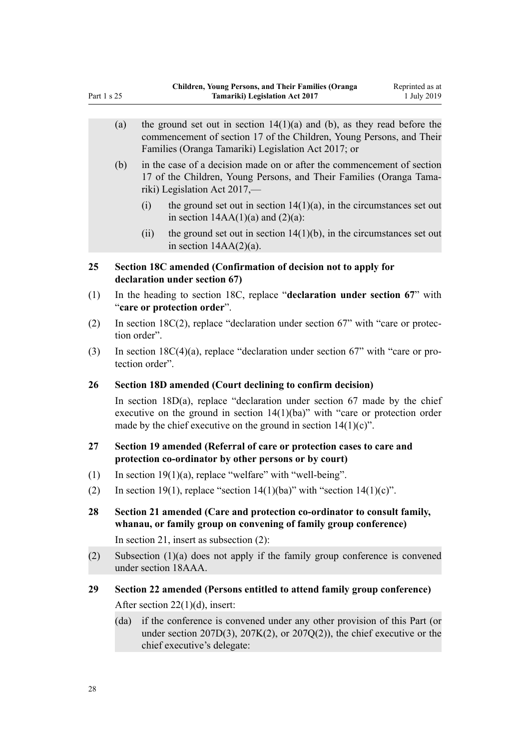(a) the ground set out in section 14(1)(a) and (b), as they read before the commencement of section 17 of the Children, Young Persons, and Their Families (Oranga Tamariki) Legislation Act 2017; or

(b) in the case of a decision made on or after the commencement of section 17 of the Children, Young Persons, and Their Families (Oranga Tamariki) Legislation Act 2017,—

   (i) the ground set out in section 14(1)(a), in the circumstances set out in section 14AA(1)(a) and (2)(a):

   (ii) the ground set out in section 14(1)(b), in the circumstances set out in section 14AA(2)(a).

### 25 Section 18C amended (Confirmation of decision not to apply for declaration under section 67)

(1) In the heading to section 18C, replace "**declaration under section 67**" with "**care or protection order**".

(2) In section 18C(2), replace "declaration under section 67" with "care or protection order".

(3) In section 18C(4)(a), replace "declaration under section 67" with "care or protection order".

### 26 Section 18D amended (Court declining to confirm decision)

In section 18D(a), replace "declaration under section 67 made by the chief executive on the ground in section 14(1)(ba)" with "care or protection order made by the chief executive on the ground in section 14(1)(c)".

### 27 Section 19 amended (Referral of care or protection cases to care and protection co-ordinator by other persons or by court)

(1) In section 19(1)(a), replace "welfare" with "well-being".

(2) In section 19(1), replace "section 14(1)(ba)" with "section 14(1)(c)".

### 28 Section 21 amended (Care and protection co-ordinator to consult family, whanau, or family group on convening of family group conference)

In section 21, insert as subsection (2):

(2) Subsection (1)(a) does not apply if the family group conference is convened under section 18AAA.

### 29 Section 22 amended (Persons entitled to attend family group conference)

After section 22(1)(d), insert:

(da) if the conference is convened under any other provision of this Part (or under section 207D(3), 207K(2), or 207Q(2)), the chief executive or the chief executive's delegate: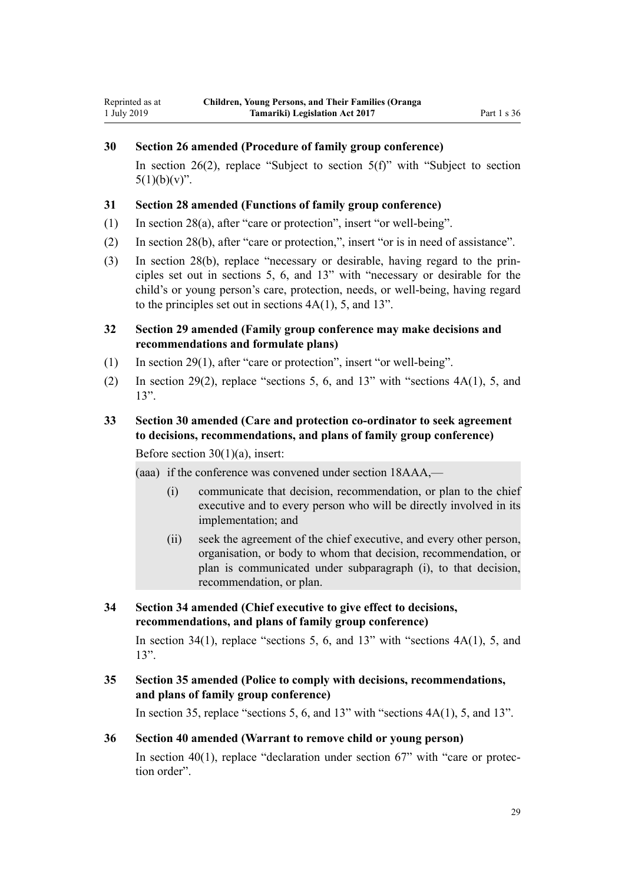### 30 Section 26 amended (Procedure of family group conference)

In section 26(2), replace "Subject to section 5(f)" with "Subject to section 5(1)(b)(v)".

### 31 Section 28 amended (Functions of family group conference)

(1) In section 28(a), after "care or protection", insert "or well-being".

(2) In section 28(b), after "care or protection,", insert "or is in need of assistance".

(3) In section 28(b), replace "necessary or desirable, having regard to the principles set out in sections 5, 6, and 13" with "necessary or desirable for the child's or young person's care, protection, needs, or well-being, having regard to the principles set out in sections 4A(1), 5, and 13".

### 32 Section 29 amended (Family group conference may make decisions and recommendations and formulate plans)

(1) In section 29(1), after "care or protection", insert "or well-being".

(2) In section 29(2), replace "sections 5, 6, and 13" with "sections 4A(1), 5, and 13".

### 33 Section 30 amended (Care and protection co-ordinator to seek agreement to decisions, recommendations, and plans of family group conference)

Before section 30(1)(a), insert:

(aaa) if the conference was convened under section 18AAA,—

(i) communicate that decision, recommendation, or plan to the chief executive and to every person who will be directly involved in its implementation; and

(ii) seek the agreement of the chief executive, and every other person, organisation, or body to whom that decision, recommendation, or plan is communicated under subparagraph (i), to that decision, recommendation, or plan.

### 34 Section 34 amended (Chief executive to give effect to decisions, recommendations, and plans of family group conference)

In section 34(1), replace "sections 5, 6, and 13" with "sections 4A(1), 5, and 13".

### 35 Section 35 amended (Police to comply with decisions, recommendations, and plans of family group conference)

In section 35, replace "sections 5, 6, and 13" with "sections 4A(1), 5, and 13".

### 36 Section 40 amended (Warrant to remove child or young person)

In section 40(1), replace "declaration under section 67" with "care or protection order".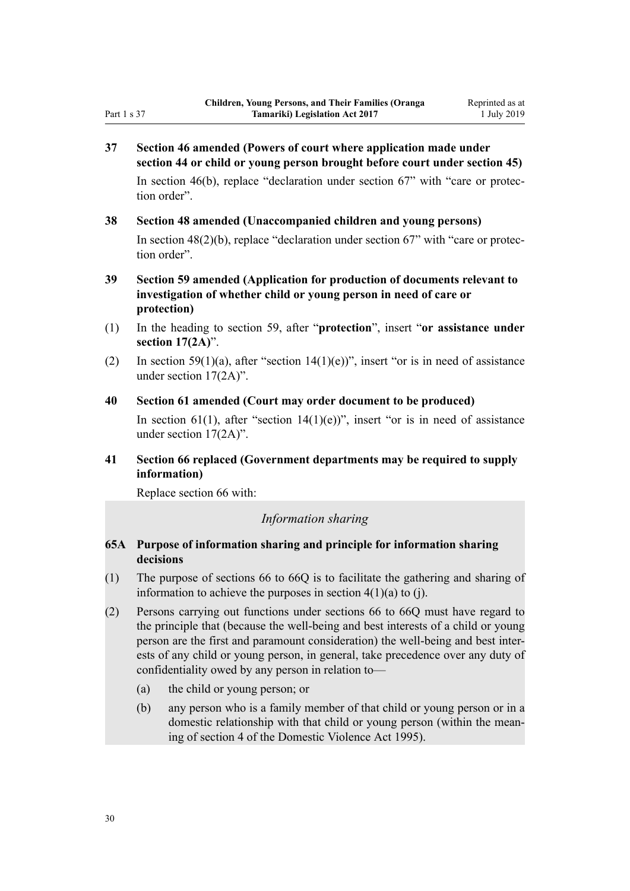**37 Section 46 amended (Powers of court where application made under section 44 or child or young person brought before court under section 45)**

In section 46(b), replace "declaration under section 67" with "care or protection order".

**38 Section 48 amended (Unaccompanied children and young persons)**

In section 48(2)(b), replace "declaration under section 67" with "care or protection order".

**39 Section 59 amended (Application for production of documents relevant to investigation of whether child or young person in need of care or protection)**

(1) In the heading to section 59, after "**protection**", insert "**or assistance under section 17(2A)**".

(2) In section 59(1)(a), after "section 14(1)(e))", insert "or is in need of assistance under section 17(2A)".

**40 Section 61 amended (Court may order document to be produced)**

In section 61(1), after "section 14(1)(e))", insert "or is in need of assistance under section 17(2A)".

**41 Section 66 replaced (Government departments may be required to supply information)**

Replace section 66 with:

*Information sharing*

**65A Purpose of information sharing and principle for information sharing decisions**

(1) The purpose of sections 66 to 66Q is to facilitate the gathering and sharing of information to achieve the purposes in section 4(1)(a) to (j).

(2) Persons carrying out functions under sections 66 to 66Q must have regard to the principle that (because the well-being and best interests of a child or young person are the first and paramount consideration) the well-being and best interests of any child or young person, in general, take precedence over any duty of confidentiality owed by any person in relation to—

- (a) the child or young person; or
- (b) any person who is a family member of that child or young person or in a domestic relationship with that child or young person (within the meaning of section 4 of the Domestic Violence Act 1995).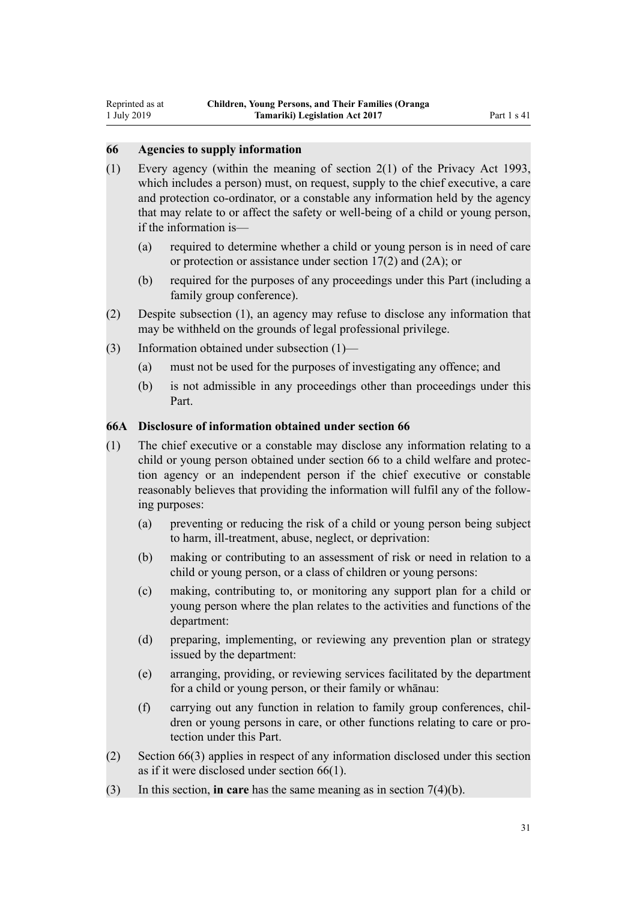### 66 Agencies to supply information

(1) Every agency (within the meaning of section 2(1) of the Privacy Act 1993, which includes a person) must, on request, supply to the chief executive, a care and protection co-ordinator, or a constable any information held by the agency that may relate to or affect the safety or well-being of a child or young person, if the information is—

  (a) required to determine whether a child or young person is in need of care or protection or assistance under section 17(2) and (2A); or

  (b) required for the purposes of any proceedings under this Part (including a family group conference).

(2) Despite subsection (1), an agency may refuse to disclose any information that may be withheld on the grounds of legal professional privilege.

(3) Information obtained under subsection (1)—

  (a) must not be used for the purposes of investigating any offence; and

  (b) is not admissible in any proceedings other than proceedings under this Part.

### 66A Disclosure of information obtained under section 66

(1) The chief executive or a constable may disclose any information relating to a child or young person obtained under section 66 to a child welfare and protection agency or an independent person if the chief executive or constable reasonably believes that providing the information will fulfil any of the following purposes:

  (a) preventing or reducing the risk of a child or young person being subject to harm, ill-treatment, abuse, neglect, or deprivation:

  (b) making or contributing to an assessment of risk or need in relation to a child or young person, or a class of children or young persons:

  (c) making, contributing to, or monitoring any support plan for a child or young person where the plan relates to the activities and functions of the department:

  (d) preparing, implementing, or reviewing any prevention plan or strategy issued by the department:

  (e) arranging, providing, or reviewing services facilitated by the department for a child or young person, or their family or whānau:

  (f) carrying out any function in relation to family group conferences, children or young persons in care, or other functions relating to care or protection under this Part.

(2) Section 66(3) applies in respect of any information disclosed under this section as if it were disclosed under section 66(1).

(3) In this section, **in care** has the same meaning as in section 7(4)(b).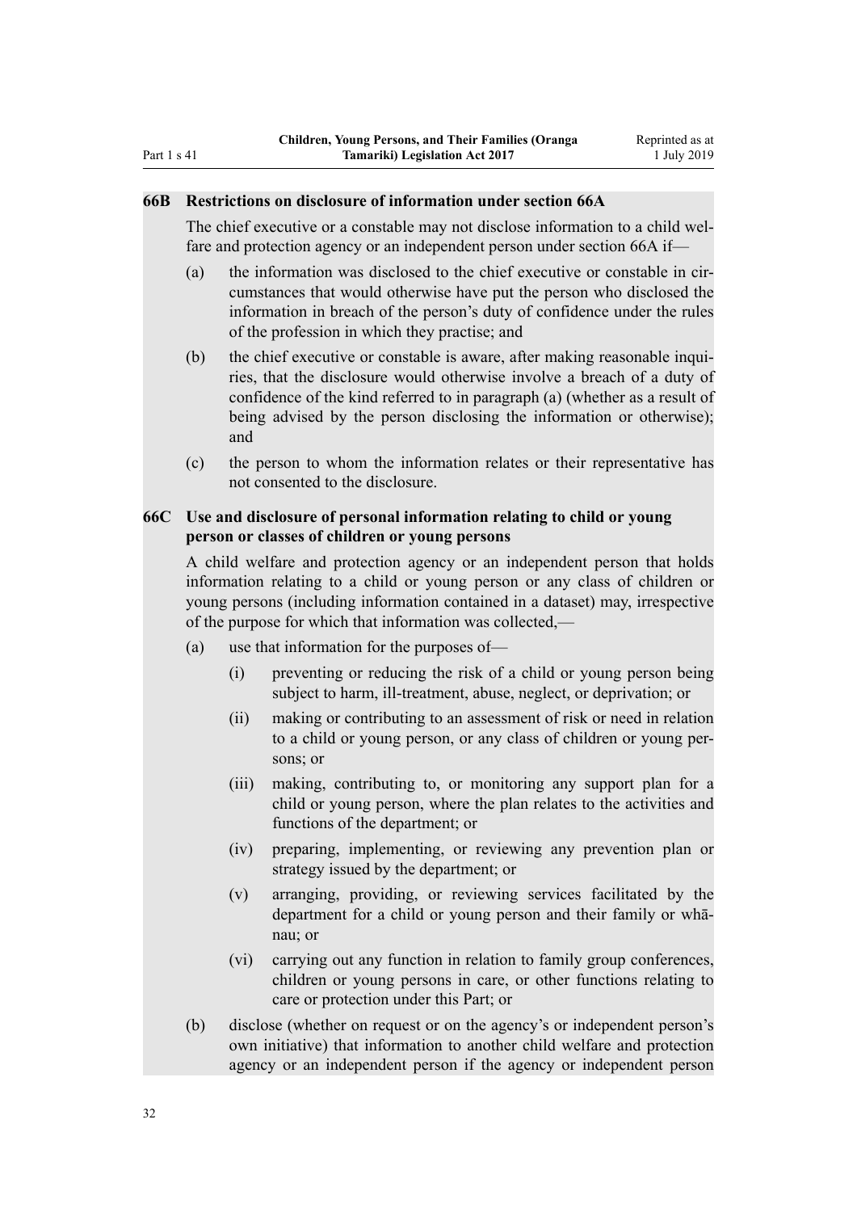### 66B Restrictions on disclosure of information under section 66A

The chief executive or a constable may not disclose information to a child welfare and protection agency or an independent person under section 66A if—

(a) the information was disclosed to the chief executive or constable in circumstances that would otherwise have put the person who disclosed the information in breach of the person's duty of confidence under the rules of the profession in which they practise; and

(b) the chief executive or constable is aware, after making reasonable inquiries, that the disclosure would otherwise involve a breach of a duty of confidence of the kind referred to in paragraph (a) (whether as a result of being advised by the person disclosing the information or otherwise); and

(c) the person to whom the information relates or their representative has not consented to the disclosure.

### 66C Use and disclosure of personal information relating to child or young person or classes of children or young persons

A child welfare and protection agency or an independent person that holds information relating to a child or young person or any class of children or young persons (including information contained in a dataset) may, irrespective of the purpose for which that information was collected,—

(a) use that information for the purposes of—

(i) preventing or reducing the risk of a child or young person being subject to harm, ill-treatment, abuse, neglect, or deprivation; or

(ii) making or contributing to an assessment of risk or need in relation to a child or young person, or any class of children or young persons; or

(iii) making, contributing to, or monitoring any support plan for a child or young person, where the plan relates to the activities and functions of the department; or

(iv) preparing, implementing, or reviewing any prevention plan or strategy issued by the department; or

(v) arranging, providing, or reviewing services facilitated by the department for a child or young person and their family or whānau; or

(vi) carrying out any function in relation to family group conferences, children or young persons in care, or other functions relating to care or protection under this Part; or

(b) disclose (whether on request or on the agency's or independent person's own initiative) that information to another child welfare and protection agency or an independent person if the agency or independent person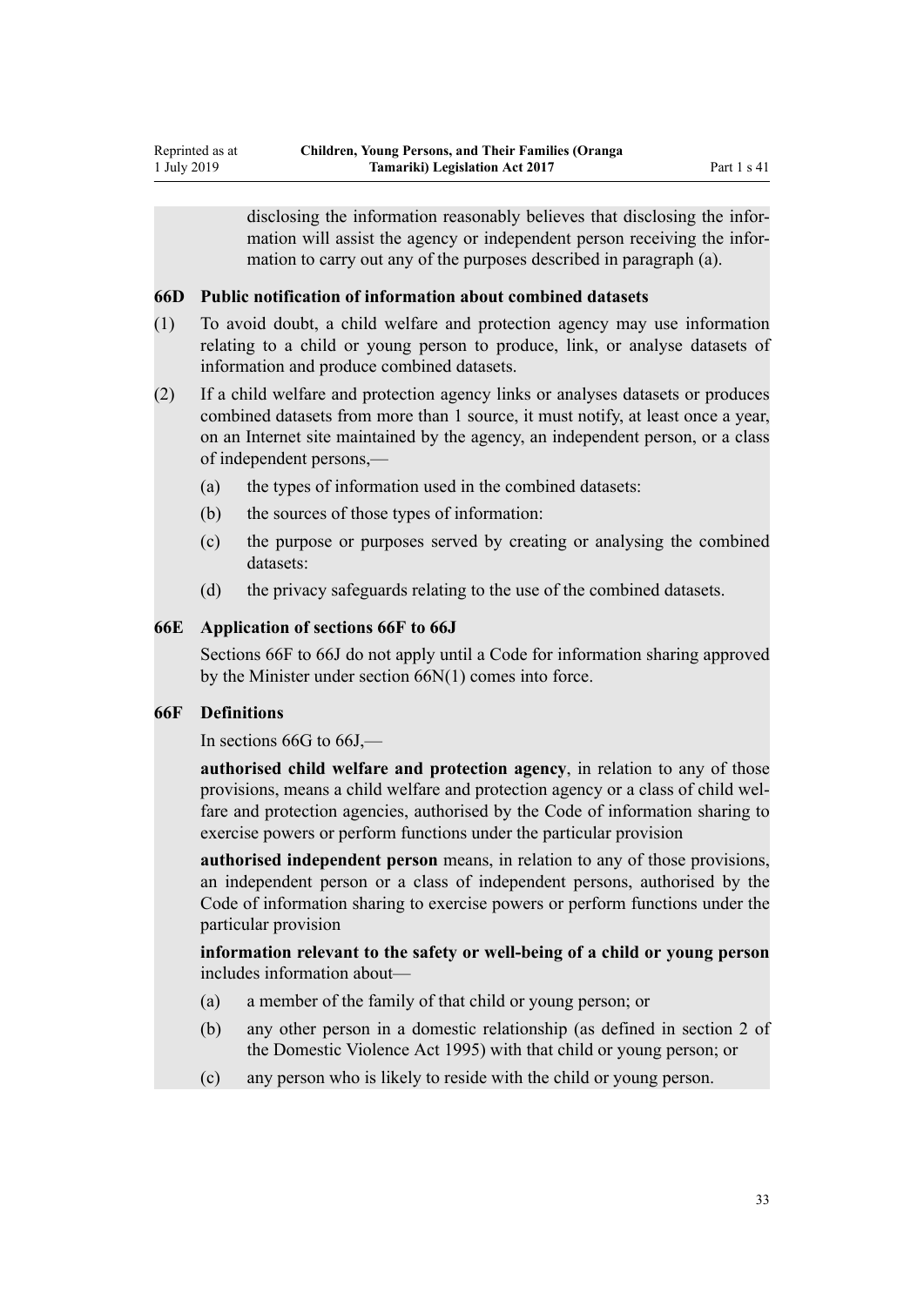disclosing the information reasonably believes that disclosing the information will assist the agency or independent person receiving the information to carry out any of the purposes described in paragraph (a).

### 66D Public notification of information about combined datasets

(1) To avoid doubt, a child welfare and protection agency may use information relating to a child or young person to produce, link, or analyse datasets of information and produce combined datasets.

(2) If a child welfare and protection agency links or analyses datasets or produces combined datasets from more than 1 source, it must notify, at least once a year, on an Internet site maintained by the agency, an independent person, or a class of independent persons,—

(a) the types of information used in the combined datasets:

(b) the sources of those types of information:

(c) the purpose or purposes served by creating or analysing the combined datasets:

(d) the privacy safeguards relating to the use of the combined datasets.

### 66E Application of sections 66F to 66J

Sections 66F to 66J do not apply until a Code for information sharing approved by the Minister under section 66N(1) comes into force.

### 66F Definitions

In sections 66G to 66J,—

**authorised child welfare and protection agency**, in relation to any of those provisions, means a child welfare and protection agency or a class of child welfare and protection agencies, authorised by the Code of information sharing to exercise powers or perform functions under the particular provision

**authorised independent person** means, in relation to any of those provisions, an independent person or a class of independent persons, authorised by the Code of information sharing to exercise powers or perform functions under the particular provision

**information relevant to the safety or well-being of a child or young person** includes information about—

(a) a member of the family of that child or young person; or

(b) any other person in a domestic relationship (as defined in section 2 of the Domestic Violence Act 1995) with that child or young person; or

(c) any person who is likely to reside with the child or young person.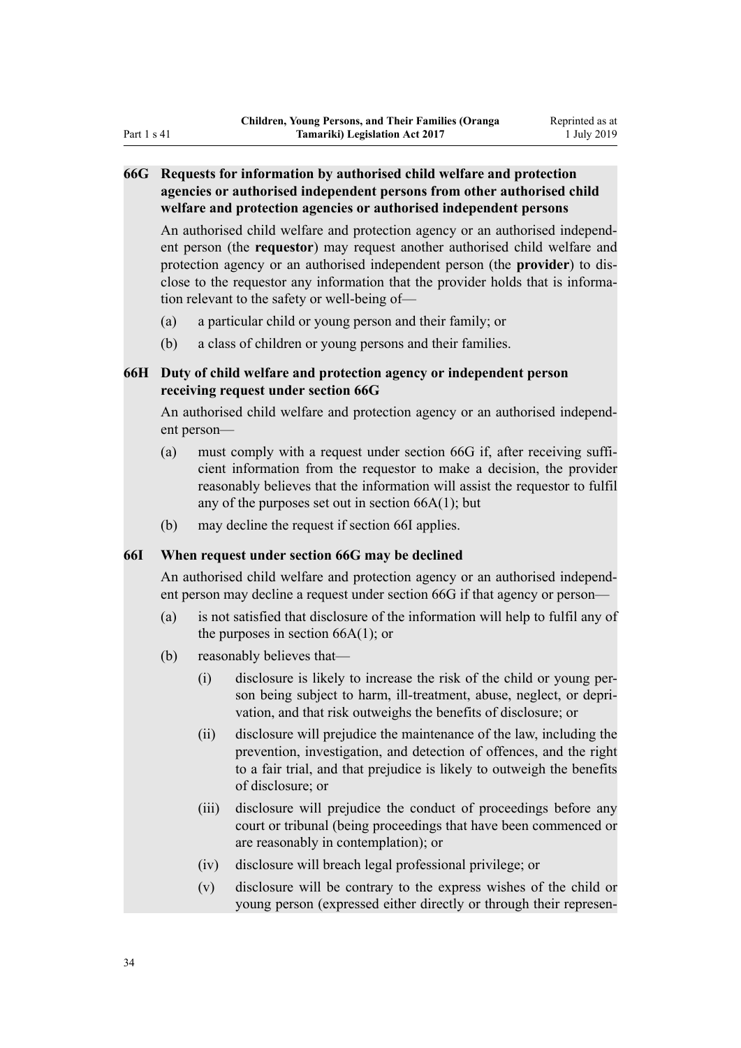### 66G Requests for information by authorised child welfare and protection agencies or authorised independent persons from other authorised child welfare and protection agencies or authorised independent persons

An authorised child welfare and protection agency or an authorised independent person (the **requestor**) may request another authorised child welfare and protection agency or an authorised independent person (the **provider**) to disclose to the requestor any information that the provider holds that is information relevant to the safety or well-being of—

(a) a particular child or young person and their family; or

(b) a class of children or young persons and their families.

### 66H Duty of child welfare and protection agency or independent person receiving request under section 66G

An authorised child welfare and protection agency or an authorised independent person—

(a) must comply with a request under section 66G if, after receiving sufficient information from the requestor to make a decision, the provider reasonably believes that the information will assist the requestor to fulfil any of the purposes set out in section 66A(1); but

(b) may decline the request if section 66I applies.

### 66I When request under section 66G may be declined

An authorised child welfare and protection agency or an authorised independent person may decline a request under section 66G if that agency or person—

(a) is not satisfied that disclosure of the information will help to fulfil any of the purposes in section 66A(1); or

(b) reasonably believes that—

(i) disclosure is likely to increase the risk of the child or young person being subject to harm, ill-treatment, abuse, neglect, or deprivation, and that risk outweighs the benefits of disclosure; or

(ii) disclosure will prejudice the maintenance of the law, including the prevention, investigation, and detection of offences, and the right to a fair trial, and that prejudice is likely to outweigh the benefits of disclosure; or

(iii) disclosure will prejudice the conduct of proceedings before any court or tribunal (being proceedings that have been commenced or are reasonably in contemplation); or

(iv) disclosure will breach legal professional privilege; or

(v) disclosure will be contrary to the express wishes of the child or young person (expressed either directly or through their represen-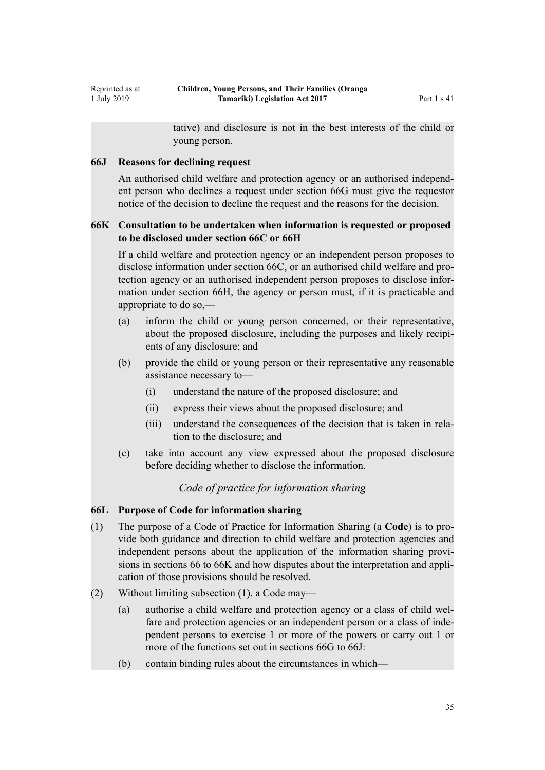tative) and disclosure is not in the best interests of the child or young person.

**66J Reasons for declining request**

An authorised child welfare and protection agency or an authorised independent person who declines a request under section 66G must give the requestor notice of the decision to decline the request and the reasons for the decision.

**66K Consultation to be undertaken when information is requested or proposed to be disclosed under section 66C or 66H**

If a child welfare and protection agency or an independent person proposes to disclose information under section 66C, or an authorised child welfare and protection agency or an authorised independent person proposes to disclose information under section 66H, the agency or person must, if it is practicable and appropriate to do so,—

(a) inform the child or young person concerned, or their representative, about the proposed disclosure, including the purposes and likely recipients of any disclosure; and

(b) provide the child or young person or their representative any reasonable assistance necessary to—

(i) understand the nature of the proposed disclosure; and

(ii) express their views about the proposed disclosure; and

(iii) understand the consequences of the decision that is taken in relation to the disclosure; and

(c) take into account any view expressed about the proposed disclosure before deciding whether to disclose the information.

*Code of practice for information sharing*

**66L Purpose of Code for information sharing**

(1) The purpose of a Code of Practice for Information Sharing (a **Code**) is to provide both guidance and direction to child welfare and protection agencies and independent persons about the application of the information sharing provisions in sections 66 to 66K and how disputes about the interpretation and application of those provisions should be resolved.

(2) Without limiting subsection (1), a Code may—

(a) authorise a child welfare and protection agency or a class of child welfare and protection agencies or an independent person or a class of independent persons to exercise 1 or more of the powers or carry out 1 or more of the functions set out in sections 66G to 66J:

(b) contain binding rules about the circumstances in which—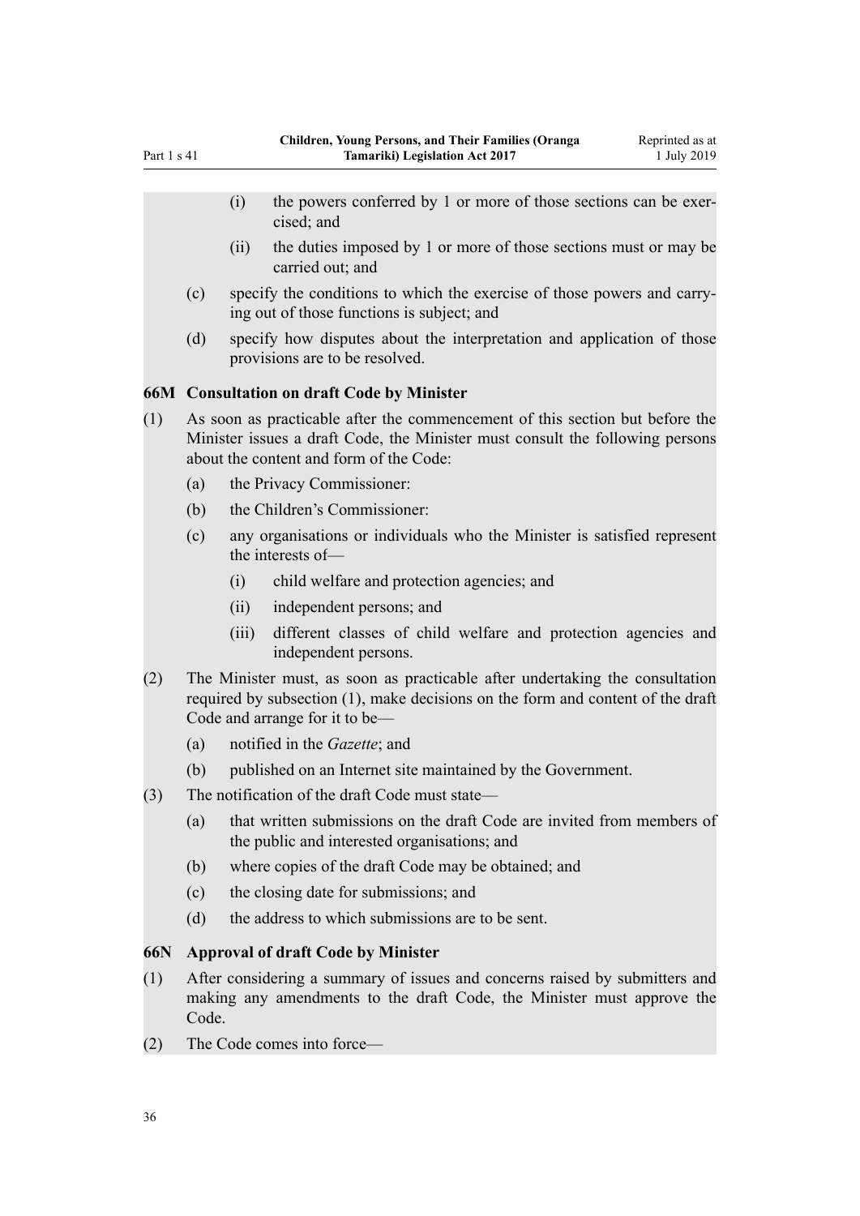(i) the powers conferred by 1 or more of those sections can be exercised; and

(ii) the duties imposed by 1 or more of those sections must or may be carried out; and

(c) specify the conditions to which the exercise of those powers and carrying out of those functions is subject; and

(d) specify how disputes about the interpretation and application of those provisions are to be resolved.

### 66M Consultation on draft Code by Minister

(1) As soon as practicable after the commencement of this section but before the Minister issues a draft Code, the Minister must consult the following persons about the content and form of the Code:

(a) the Privacy Commissioner:

(b) the Children's Commissioner:

(c) any organisations or individuals who the Minister is satisfied represent the interests of—

(i) child welfare and protection agencies; and

(ii) independent persons; and

(iii) different classes of child welfare and protection agencies and independent persons.

(2) The Minister must, as soon as practicable after undertaking the consultation required by subsection (1), make decisions on the form and content of the draft Code and arrange for it to be—

(a) notified in the *Gazette*; and

(b) published on an Internet site maintained by the Government.

(3) The notification of the draft Code must state—

(a) that written submissions on the draft Code are invited from members of the public and interested organisations; and

(b) where copies of the draft Code may be obtained; and

(c) the closing date for submissions; and

(d) the address to which submissions are to be sent.

### 66N Approval of draft Code by Minister

(1) After considering a summary of issues and concerns raised by submitters and making any amendments to the draft Code, the Minister must approve the Code.

(2) The Code comes into force—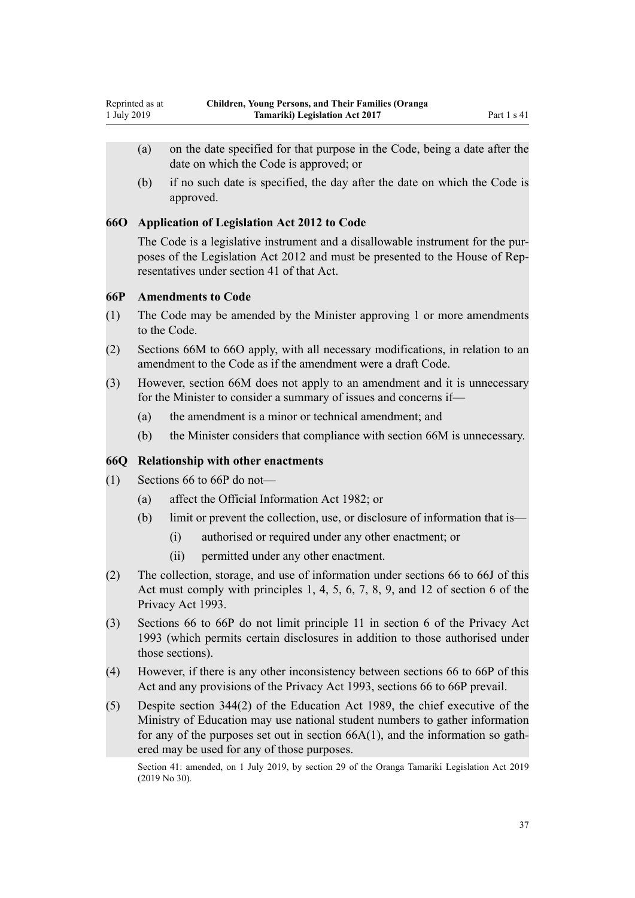(a) on the date specified for that purpose in the Code, being a date after the date on which the Code is approved; or

(b) if no such date is specified, the day after the date on which the Code is approved.

### 66O Application of Legislation Act 2012 to Code

The Code is a legislative instrument and a disallowable instrument for the purposes of the Legislation Act 2012 and must be presented to the House of Representatives under section 41 of that Act.

### 66P Amendments to Code

(1) The Code may be amended by the Minister approving 1 or more amendments to the Code.

(2) Sections 66M to 66O apply, with all necessary modifications, in relation to an amendment to the Code as if the amendment were a draft Code.

(3) However, section 66M does not apply to an amendment and it is unnecessary for the Minister to consider a summary of issues and concerns if—

(a) the amendment is a minor or technical amendment; and

(b) the Minister considers that compliance with section 66M is unnecessary.

### 66Q Relationship with other enactments

(1) Sections 66 to 66P do not—

(a) affect the Official Information Act 1982; or

(b) limit or prevent the collection, use, or disclosure of information that is—

(i) authorised or required under any other enactment; or

(ii) permitted under any other enactment.

(2) The collection, storage, and use of information under sections 66 to 66J of this Act must comply with principles 1, 4, 5, 6, 7, 8, 9, and 12 of section 6 of the Privacy Act 1993.

(3) Sections 66 to 66P do not limit principle 11 in section 6 of the Privacy Act 1993 (which permits certain disclosures in addition to those authorised under those sections).

(4) However, if there is any other inconsistency between sections 66 to 66P of this Act and any provisions of the Privacy Act 1993, sections 66 to 66P prevail.

(5) Despite section 344(2) of the Education Act 1989, the chief executive of the Ministry of Education may use national student numbers to gather information for any of the purposes set out in section 66A(1), and the information so gathered may be used for any of those purposes.

Section 41: amended, on 1 July 2019, by section 29 of the Oranga Tamariki Legislation Act 2019 (2019 No 30).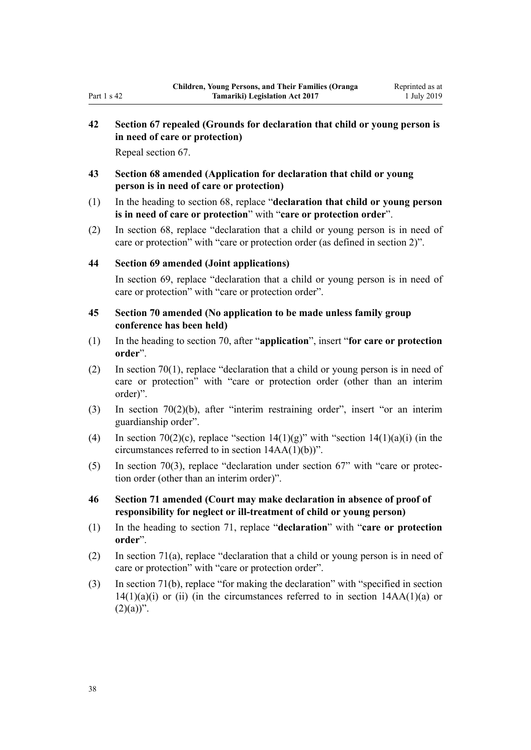### 42 Section 67 repealed (Grounds for declaration that child or young person is in need of care or protection)

Repeal section 67.

### 43 Section 68 amended (Application for declaration that child or young person is in need of care or protection)

(1) In the heading to section 68, replace "**declaration that child or young person is in need of care or protection**" with "**care or protection order**".

(2) In section 68, replace "declaration that a child or young person is in need of care or protection" with "care or protection order (as defined in section 2)".

### 44 Section 69 amended (Joint applications)

In section 69, replace "declaration that a child or young person is in need of care or protection" with "care or protection order".

### 45 Section 70 amended (No application to be made unless family group conference has been held)

(1) In the heading to section 70, after "**application**", insert "**for care or protection order**".

(2) In section 70(1), replace "declaration that a child or young person is in need of care or protection" with "care or protection order (other than an interim order)".

(3) In section 70(2)(b), after "interim restraining order", insert "or an interim guardianship order".

(4) In section 70(2)(c), replace "section 14(1)(g)" with "section 14(1)(a)(i) (in the circumstances referred to in section 14AA(1)(b))".

(5) In section 70(3), replace "declaration under section 67" with "care or protection order (other than an interim order)".

### 46 Section 71 amended (Court may make declaration in absence of proof of responsibility for neglect or ill-treatment of child or young person)

(1) In the heading to section 71, replace "**declaration**" with "**care or protection order**".

(2) In section 71(a), replace "declaration that a child or young person is in need of care or protection" with "care or protection order".

(3) In section 71(b), replace "for making the declaration" with "specified in section 14(1)(a)(i) or (ii) (in the circumstances referred to in section 14AA(1)(a) or (2)(a))".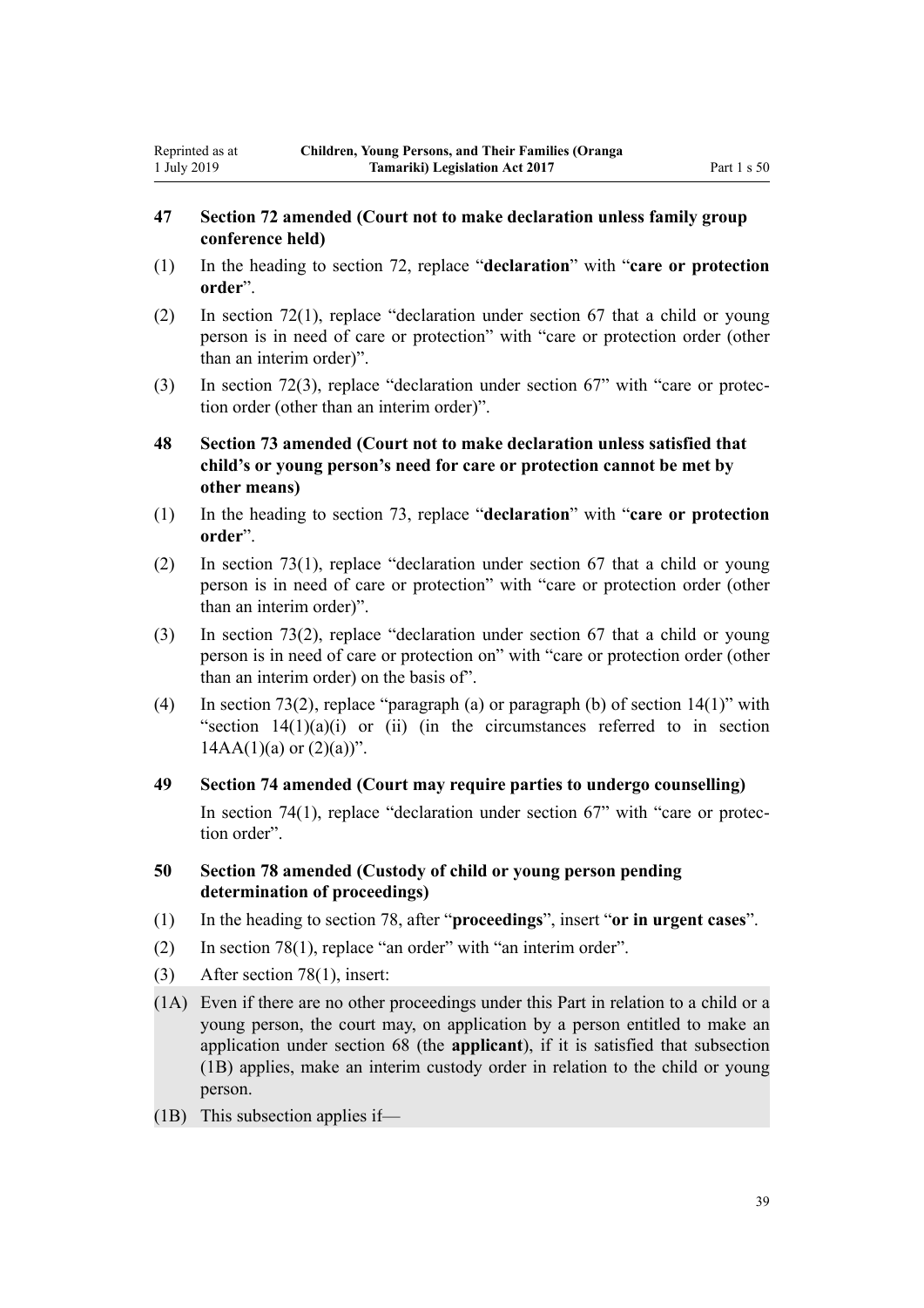### 47 Section 72 amended (Court not to make declaration unless family group conference held)

(1) In the heading to section 72, replace "**declaration**" with "**care or protection order**".

(2) In section 72(1), replace "declaration under section 67 that a child or young person is in need of care or protection" with "care or protection order (other than an interim order)".

(3) In section 72(3), replace "declaration under section 67" with "care or protection order (other than an interim order)".

### 48 Section 73 amended (Court not to make declaration unless satisfied that child's or young person's need for care or protection cannot be met by other means)

(1) In the heading to section 73, replace "**declaration**" with "**care or protection order**".

(2) In section 73(1), replace "declaration under section 67 that a child or young person is in need of care or protection" with "care or protection order (other than an interim order)".

(3) In section 73(2), replace "declaration under section 67 that a child or young person is in need of care or protection on" with "care or protection order (other than an interim order) on the basis of".

(4) In section 73(2), replace "paragraph (a) or paragraph (b) of section 14(1)" with "section 14(1)(a)(i) or (ii) (in the circumstances referred to in section 14AA(1)(a) or (2)(a))".

### 49 Section 74 amended (Court may require parties to undergo counselling)

In section 74(1), replace "declaration under section 67" with "care or protection order".

### 50 Section 78 amended (Custody of child or young person pending determination of proceedings)

(1) In the heading to section 78, after "**proceedings**", insert "**or in urgent cases**".

(2) In section 78(1), replace "an order" with "an interim order".

(3) After section 78(1), insert:

(1A) Even if there are no other proceedings under this Part in relation to a child or a young person, the court may, on application by a person entitled to make an application under section 68 (the **applicant**), if it is satisfied that subsection (1B) applies, make an interim custody order in relation to the child or young person.

(1B) This subsection applies if—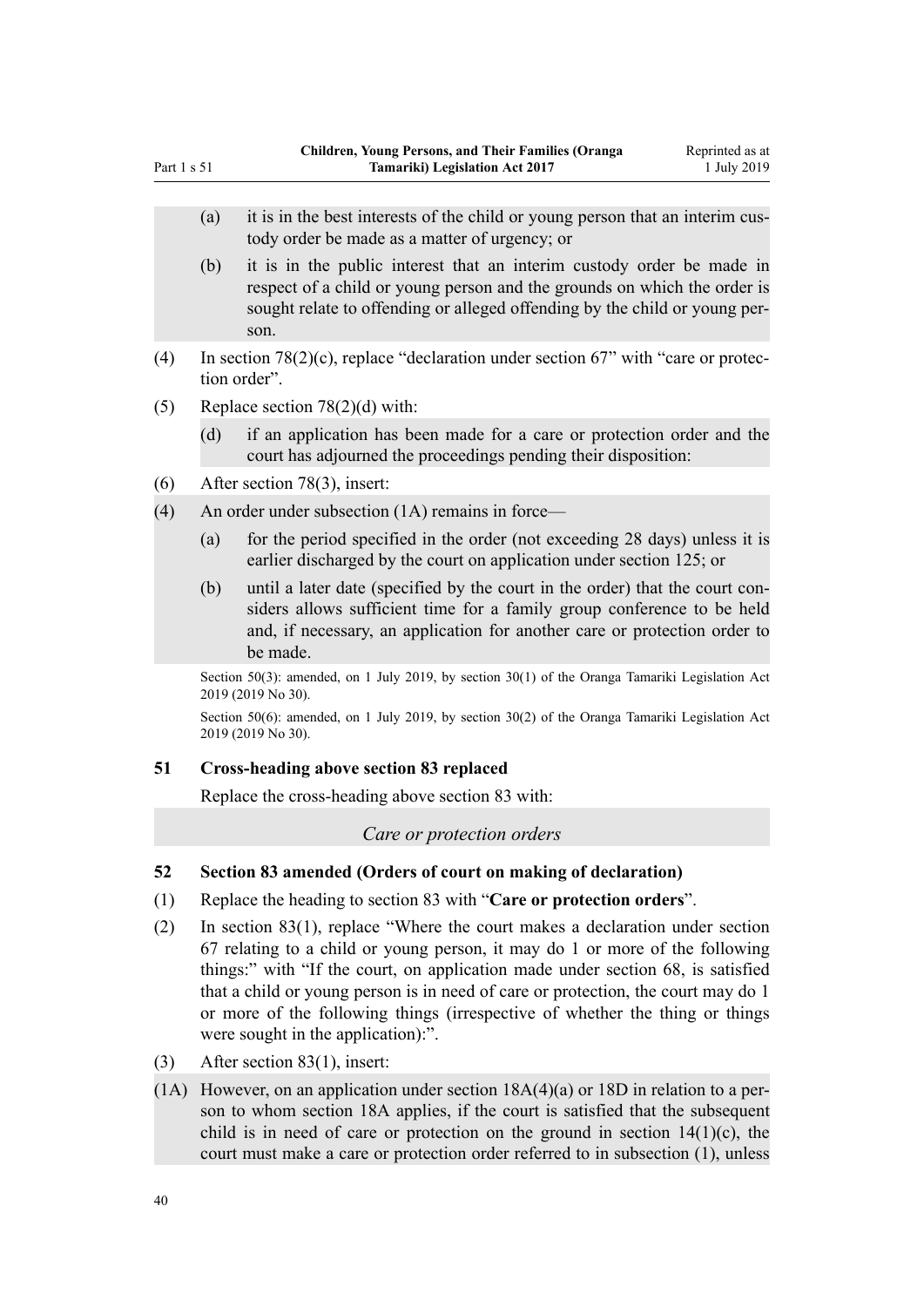(a) it is in the best interests of the child or young person that an interim custody order be made as a matter of urgency; or

(b) it is in the public interest that an interim custody order be made in respect of a child or young person and the grounds on which the order is sought relate to offending or alleged offending by the child or young person.

(4) In section 78(2)(c), replace "declaration under section 67" with "care or protection order".

(5) Replace section 78(2)(d) with:

(d) if an application has been made for a care or protection order and the court has adjourned the proceedings pending their disposition:

(6) After section 78(3), insert:

(4) An order under subsection (1A) remains in force—

(a) for the period specified in the order (not exceeding 28 days) unless it is earlier discharged by the court on application under section 125; or

(b) until a later date (specified by the court in the order) that the court considers allows sufficient time for a family group conference to be held and, if necessary, an application for another care or protection order to be made.

Section 50(3): amended, on 1 July 2019, by section 30(1) of the Oranga Tamariki Legislation Act 2019 (2019 No 30).

Section 50(6): amended, on 1 July 2019, by section 30(2) of the Oranga Tamariki Legislation Act 2019 (2019 No 30).

### 51 Cross-heading above section 83 replaced

Replace the cross-heading above section 83 with:

*Care or protection orders*

### 52 Section 83 amended (Orders of court on making of declaration)

(1) Replace the heading to section 83 with "**Care or protection orders**".

(2) In section 83(1), replace "Where the court makes a declaration under section 67 relating to a child or young person, it may do 1 or more of the following things:" with "If the court, on application made under section 68, is satisfied that a child or young person is in need of care or protection, the court may do 1 or more of the following things (irrespective of whether the thing or things were sought in the application):".

(3) After section 83(1), insert:

(1A) However, on an application under section 18A(4)(a) or 18D in relation to a person to whom section 18A applies, if the court is satisfied that the subsequent child is in need of care or protection on the ground in section 14(1)(c), the court must make a care or protection order referred to in subsection (1), unless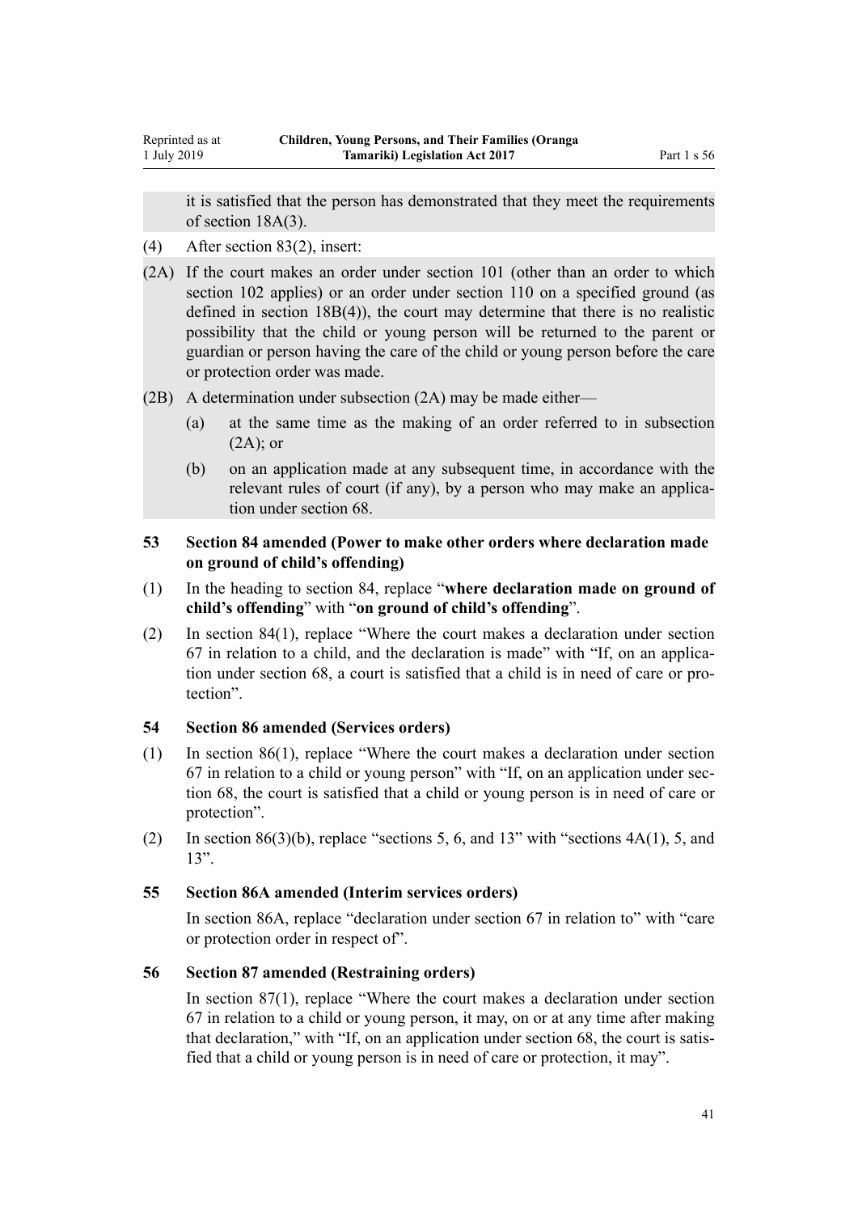it is satisfied that the person has demonstrated that they meet the requirements of section 18A(3).

(4) After section 83(2), insert:

(2A) If the court makes an order under section 101 (other than an order to which section 102 applies) or an order under section 110 on a specified ground (as defined in section 18B(4)), the court may determine that there is no realistic possibility that the child or young person will be returned to the parent or guardian or person having the care of the child or young person before the care or protection order was made.

(2B) A determination under subsection (2A) may be made either—

- (a) at the same time as the making of an order referred to in subsection (2A); or
- (b) on an application made at any subsequent time, in accordance with the relevant rules of court (if any), by a person who may make an application under section 68.

### 53 Section 84 amended (Power to make other orders where declaration made on ground of child's offending)

(1) In the heading to section 84, replace "**where declaration made on ground of child's offending**" with "**on ground of child's offending**".

(2) In section 84(1), replace "Where the court makes a declaration under section 67 in relation to a child, and the declaration is made" with "If, on an application under section 68, a court is satisfied that a child is in need of care or protection".

### 54 Section 86 amended (Services orders)

(1) In section 86(1), replace "Where the court makes a declaration under section 67 in relation to a child or young person" with "If, on an application under section 68, the court is satisfied that a child or young person is in need of care or protection".

(2) In section 86(3)(b), replace "sections 5, 6, and 13" with "sections 4A(1), 5, and 13".

### 55 Section 86A amended (Interim services orders)

In section 86A, replace "declaration under section 67 in relation to" with "care or protection order in respect of".

### 56 Section 87 amended (Restraining orders)

In section 87(1), replace "Where the court makes a declaration under section 67 in relation to a child or young person, it may, on or at any time after making that declaration," with "If, on an application under section 68, the court is satisfied that a child or young person is in need of care or protection, it may".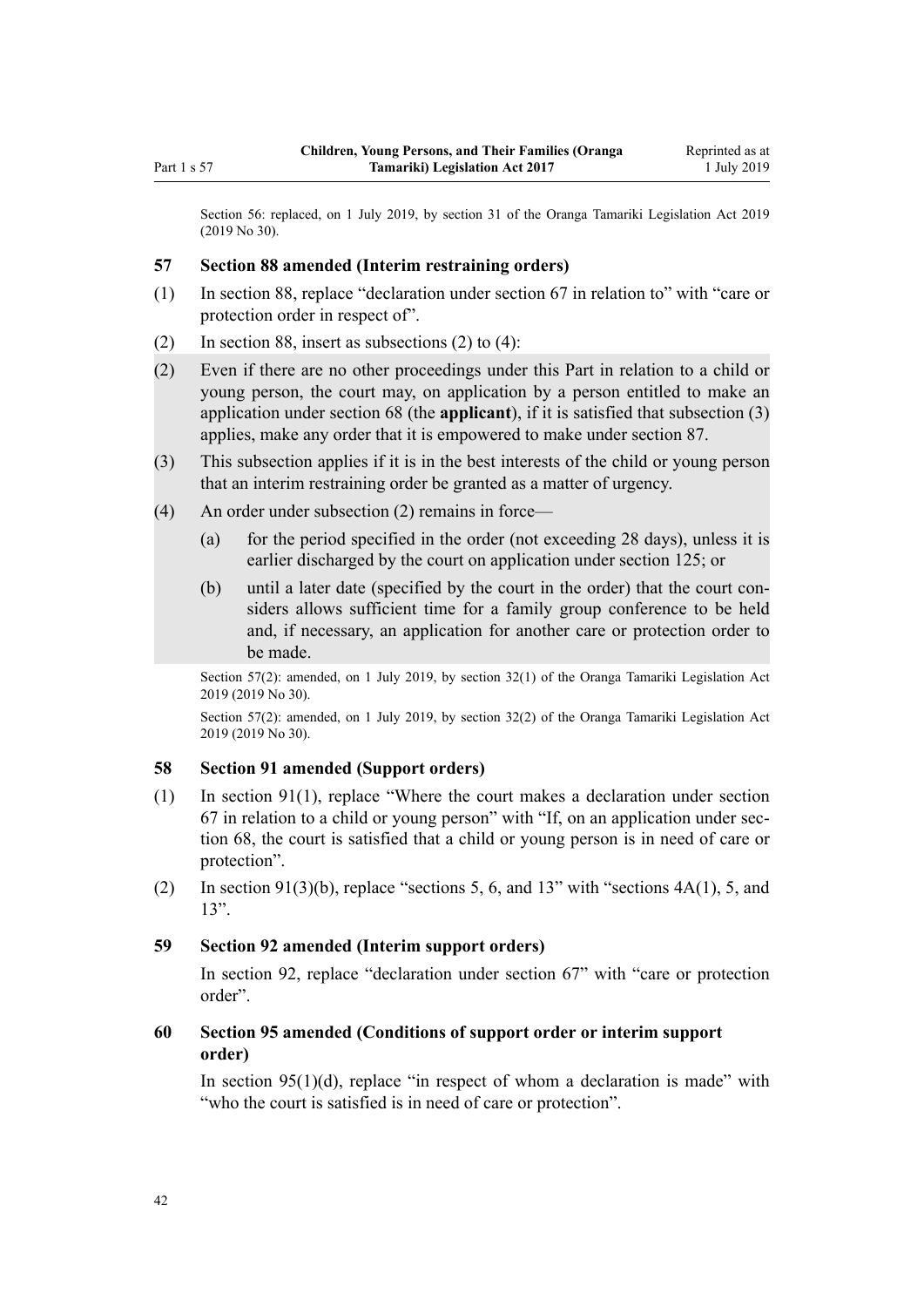Section 56: replaced, on 1 July 2019, by section 31 of the Oranga Tamariki Legislation Act 2019 (2019 No 30).

### 57 Section 88 amended (Interim restraining orders)

(1) In section 88, replace "declaration under section 67 in relation to" with "care or protection order in respect of".

(2) In section 88, insert as subsections (2) to (4):

(2) Even if there are no other proceedings under this Part in relation to a child or young person, the court may, on application by a person entitled to make an application under section 68 (the **applicant**), if it is satisfied that subsection (3) applies, make any order that it is empowered to make under section 87.

(3) This subsection applies if it is in the best interests of the child or young person that an interim restraining order be granted as a matter of urgency.

(4) An order under subsection (2) remains in force—

- (a) for the period specified in the order (not exceeding 28 days), unless it is earlier discharged by the court on application under section 125; or
- (b) until a later date (specified by the court in the order) that the court considers allows sufficient time for a family group conference to be held and, if necessary, an application for another care or protection order to be made.

Section 57(2): amended, on 1 July 2019, by section 32(1) of the Oranga Tamariki Legislation Act 2019 (2019 No 30).

Section 57(2): amended, on 1 July 2019, by section 32(2) of the Oranga Tamariki Legislation Act 2019 (2019 No 30).

### 58 Section 91 amended (Support orders)

(1) In section 91(1), replace "Where the court makes a declaration under section 67 in relation to a child or young person" with "If, on an application under section 68, the court is satisfied that a child or young person is in need of care or protection".

(2) In section 91(3)(b), replace "sections 5, 6, and 13" with "sections 4A(1), 5, and 13".

### 59 Section 92 amended (Interim support orders)

In section 92, replace "declaration under section 67" with "care or protection order".

### 60 Section 95 amended (Conditions of support order or interim support order)

In section 95(1)(d), replace "in respect of whom a declaration is made" with "who the court is satisfied is in need of care or protection".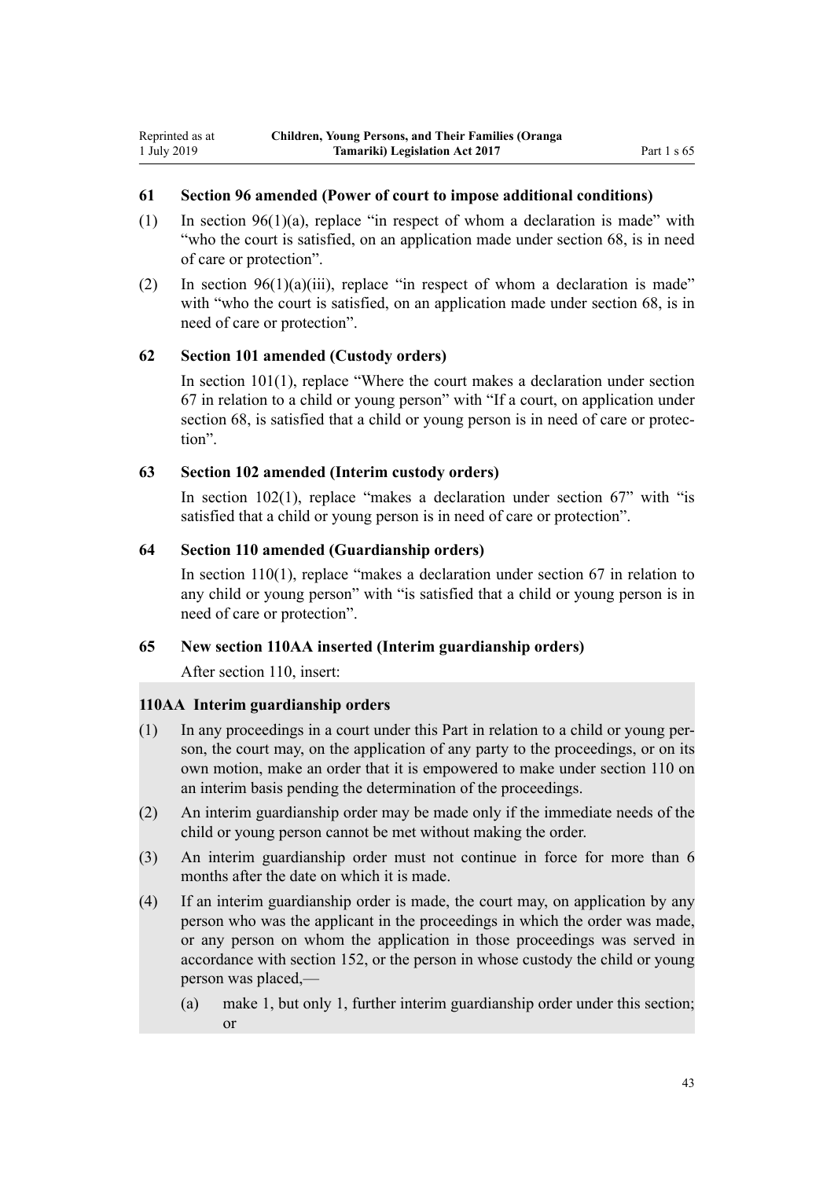### 61 Section 96 amended (Power of court to impose additional conditions)

(1) In section 96(1)(a), replace "in respect of whom a declaration is made" with "who the court is satisfied, on an application made under section 68, is in need of care or protection".

(2) In section 96(1)(a)(iii), replace "in respect of whom a declaration is made" with "who the court is satisfied, on an application made under section 68, is in need of care or protection".

### 62 Section 101 amended (Custody orders)

In section 101(1), replace "Where the court makes a declaration under section 67 in relation to a child or young person" with "If a court, on application under section 68, is satisfied that a child or young person is in need of care or protection".

### 63 Section 102 amended (Interim custody orders)

In section 102(1), replace "makes a declaration under section 67" with "is satisfied that a child or young person is in need of care or protection".

### 64 Section 110 amended (Guardianship orders)

In section 110(1), replace "makes a declaration under section 67 in relation to any child or young person" with "is satisfied that a child or young person is in need of care or protection".

### 65 New section 110AA inserted (Interim guardianship orders)

After section 110, insert:

#### 110AA Interim guardianship orders

(1) In any proceedings in a court under this Part in relation to a child or young person, the court may, on the application of any party to the proceedings, or on its own motion, make an order that it is empowered to make under section 110 on an interim basis pending the determination of the proceedings.

(2) An interim guardianship order may be made only if the immediate needs of the child or young person cannot be met without making the order.

(3) An interim guardianship order must not continue in force for more than 6 months after the date on which it is made.

(4) If an interim guardianship order is made, the court may, on application by any person who was the applicant in the proceedings in which the order was made, or any person on whom the application in those proceedings was served in accordance with section 152, or the person in whose custody the child or young person was placed,—

   (a) make 1, but only 1, further interim guardianship order under this section; or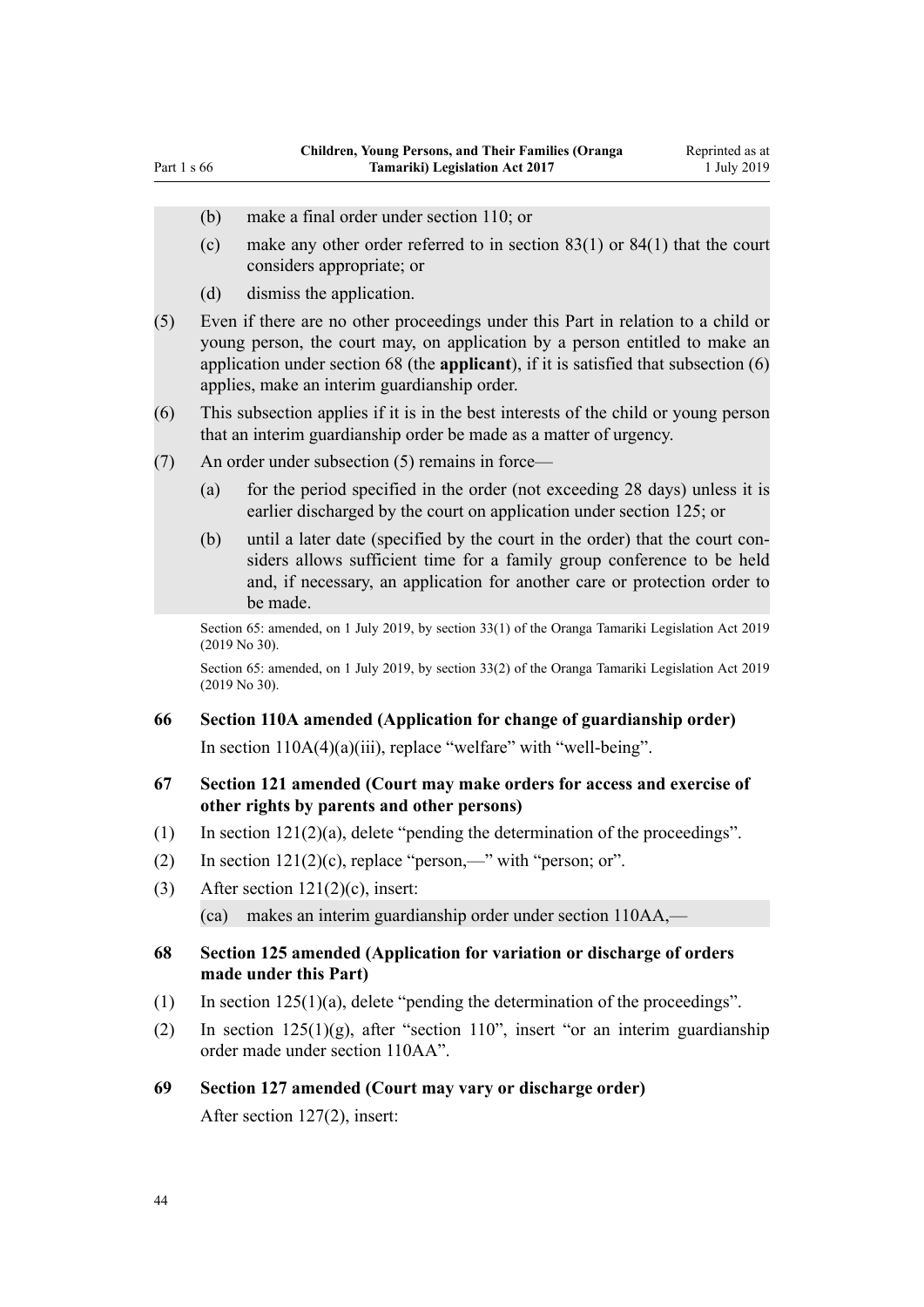(b) make a final order under section 110; or

(c) make any other order referred to in section 83(1) or 84(1) that the court considers appropriate; or

(d) dismiss the application.

(5) Even if there are no other proceedings under this Part in relation to a child or young person, the court may, on application by a person entitled to make an application under section 68 (the **applicant**), if it is satisfied that subsection (6) applies, make an interim guardianship order.

(6) This subsection applies if it is in the best interests of the child or young person that an interim guardianship order be made as a matter of urgency.

(7) An order under subsection (5) remains in force—

(a) for the period specified in the order (not exceeding 28 days) unless it is earlier discharged by the court on application under section 125; or

(b) until a later date (specified by the court in the order) that the court considers allows sufficient time for a family group conference to be held and, if necessary, an application for another care or protection order to be made.

Section 65: amended, on 1 July 2019, by section 33(1) of the Oranga Tamariki Legislation Act 2019 (2019 No 30).

Section 65: amended, on 1 July 2019, by section 33(2) of the Oranga Tamariki Legislation Act 2019 (2019 No 30).

### 66 Section 110A amended (Application for change of guardianship order)

In section 110A(4)(a)(iii), replace "welfare" with "well-being".

### 67 Section 121 amended (Court may make orders for access and exercise of other rights by parents and other persons)

(1) In section 121(2)(a), delete "pending the determination of the proceedings".

(2) In section 121(2)(c), replace "person,—" with "person; or".

(3) After section 121(2)(c), insert:

(ca) makes an interim guardianship order under section 110AA,—

### 68 Section 125 amended (Application for variation or discharge of orders made under this Part)

(1) In section 125(1)(a), delete "pending the determination of the proceedings".

(2) In section 125(1)(g), after "section 110", insert "or an interim guardianship order made under section 110AA".

### 69 Section 127 amended (Court may vary or discharge order)

After section 127(2), insert: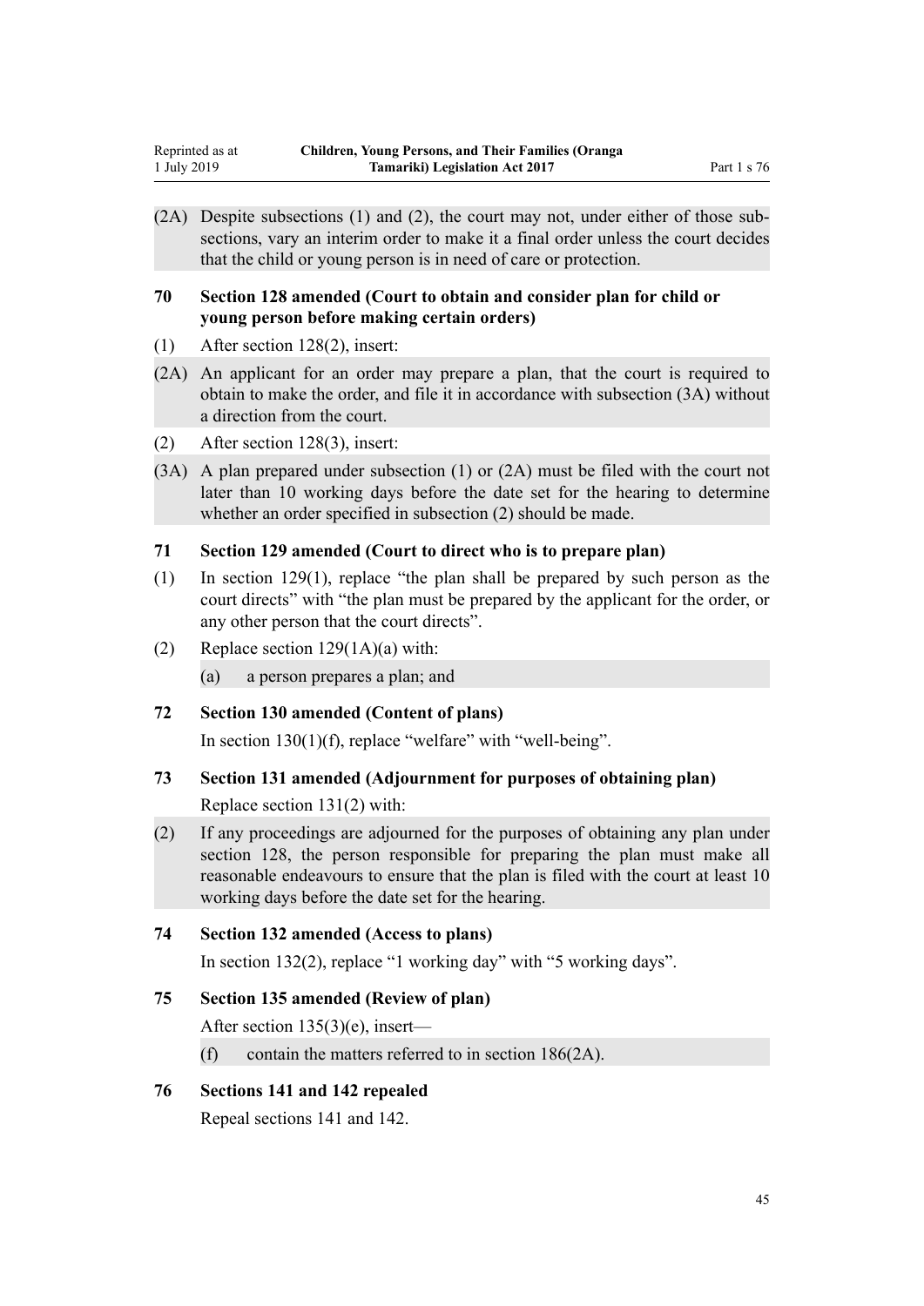(2A) Despite subsections (1) and (2), the court may not, under either of those subsections, vary an interim order to make it a final order unless the court decides that the child or young person is in need of care or protection.

### 70 Section 128 amended (Court to obtain and consider plan for child or young person before making certain orders)

(1) After section 128(2), insert:

(2A) An applicant for an order may prepare a plan, that the court is required to obtain to make the order, and file it in accordance with subsection (3A) without a direction from the court.

(2) After section 128(3), insert:

(3A) A plan prepared under subsection (1) or (2A) must be filed with the court not later than 10 working days before the date set for the hearing to determine whether an order specified in subsection (2) should be made.

### 71 Section 129 amended (Court to direct who is to prepare plan)

(1) In section 129(1), replace "the plan shall be prepared by such person as the court directs" with "the plan must be prepared by the applicant for the order, or any other person that the court directs".

(2) Replace section 129(1A)(a) with:

(a) a person prepares a plan; and

### 72 Section 130 amended (Content of plans)

In section 130(1)(f), replace "welfare" with "well-being".

### 73 Section 131 amended (Adjournment for purposes of obtaining plan)

Replace section 131(2) with:

(2) If any proceedings are adjourned for the purposes of obtaining any plan under section 128, the person responsible for preparing the plan must make all reasonable endeavours to ensure that the plan is filed with the court at least 10 working days before the date set for the hearing.

### 74 Section 132 amended (Access to plans)

In section 132(2), replace "1 working day" with "5 working days".

### 75 Section 135 amended (Review of plan)

After section 135(3)(e), insert—

(f) contain the matters referred to in section 186(2A).

### 76 Sections 141 and 142 repealed

Repeal sections 141 and 142.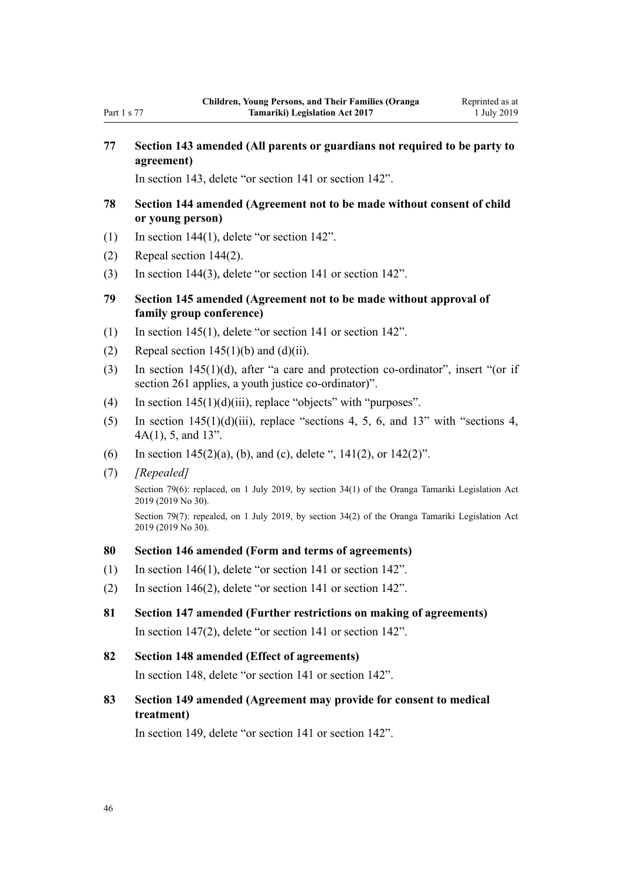**77 Section 143 amended (All parents or guardians not required to be party to agreement)**

In section 143, delete "or section 141 or section 142".

**78 Section 144 amended (Agreement not to be made without consent of child or young person)**

(1) In section 144(1), delete "or section 142".

(2) Repeal section 144(2).

(3) In section 144(3), delete "or section 141 or section 142".

**79 Section 145 amended (Agreement not to be made without approval of family group conference)**

(1) In section 145(1), delete "or section 141 or section 142".

(2) Repeal section 145(1)(b) and (d)(ii).

(3) In section 145(1)(d), after "a care and protection co-ordinator", insert "(or if section 261 applies, a youth justice co-ordinator)".

(4) In section 145(1)(d)(iii), replace "objects" with "purposes".

(5) In section 145(1)(d)(iii), replace "sections 4, 5, 6, and 13" with "sections 4, 4A(1), 5, and 13".

(6) In section 145(2)(a), (b), and (c), delete ", 141(2), or 142(2)".

(7) *[Repealed]*

Section 79(6): replaced, on 1 July 2019, by section 34(1) of the Oranga Tamariki Legislation Act 2019 (2019 No 30).

Section 79(7): repealed, on 1 July 2019, by section 34(2) of the Oranga Tamariki Legislation Act 2019 (2019 No 30).

**80 Section 146 amended (Form and terms of agreements)**

(1) In section 146(1), delete "or section 141 or section 142".

(2) In section 146(2), delete "or section 141 or section 142".

**81 Section 147 amended (Further restrictions on making of agreements)**

In section 147(2), delete "or section 141 or section 142".

**82 Section 148 amended (Effect of agreements)**

In section 148, delete "or section 141 or section 142".

**83 Section 149 amended (Agreement may provide for consent to medical treatment)**

In section 149, delete "or section 141 or section 142".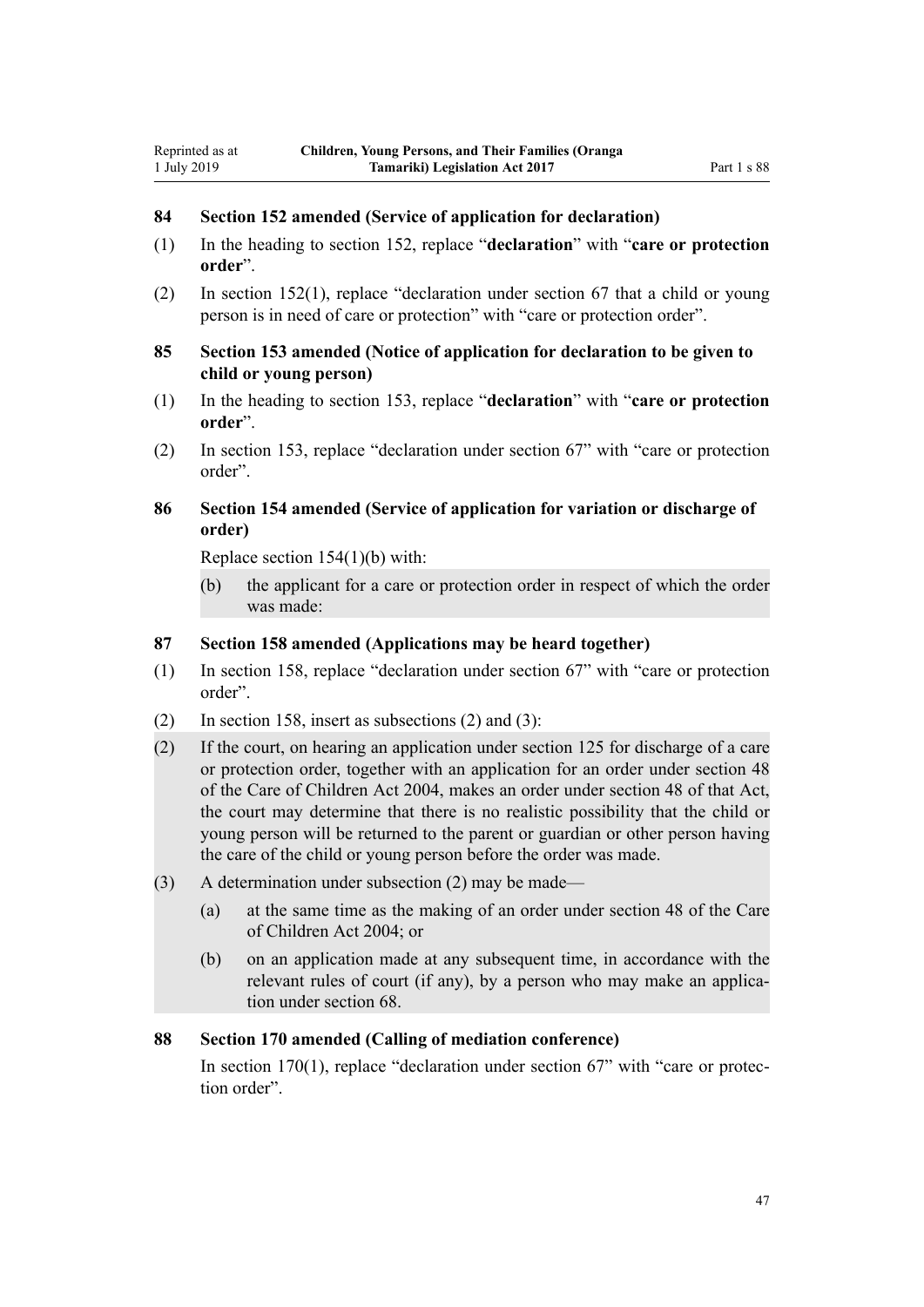### 84 Section 152 amended (Service of application for declaration)

(1) In the heading to section 152, replace "**declaration**" with "**care or protection order**".

(2) In section 152(1), replace "declaration under section 67 that a child or young person is in need of care or protection" with "care or protection order".

### 85 Section 153 amended (Notice of application for declaration to be given to child or young person)

(1) In the heading to section 153, replace "**declaration**" with "**care or protection order**".

(2) In section 153, replace "declaration under section 67" with "care or protection order".

### 86 Section 154 amended (Service of application for variation or discharge of order)

Replace section 154(1)(b) with:

(b) the applicant for a care or protection order in respect of which the order was made:

### 87 Section 158 amended (Applications may be heard together)

(1) In section 158, replace "declaration under section 67" with "care or protection order".

(2) In section 158, insert as subsections (2) and (3):

(2) If the court, on hearing an application under section 125 for discharge of a care or protection order, together with an application for an order under section 48 of the Care of Children Act 2004, makes an order under section 48 of that Act, the court may determine that there is no realistic possibility that the child or young person will be returned to the parent or guardian or other person having the care of the child or young person before the order was made.

(3) A determination under subsection (2) may be made—

(a) at the same time as the making of an order under section 48 of the Care of Children Act 2004; or

(b) on an application made at any subsequent time, in accordance with the relevant rules of court (if any), by a person who may make an application under section 68.

### 88 Section 170 amended (Calling of mediation conference)

In section 170(1), replace "declaration under section 67" with "care or protection order".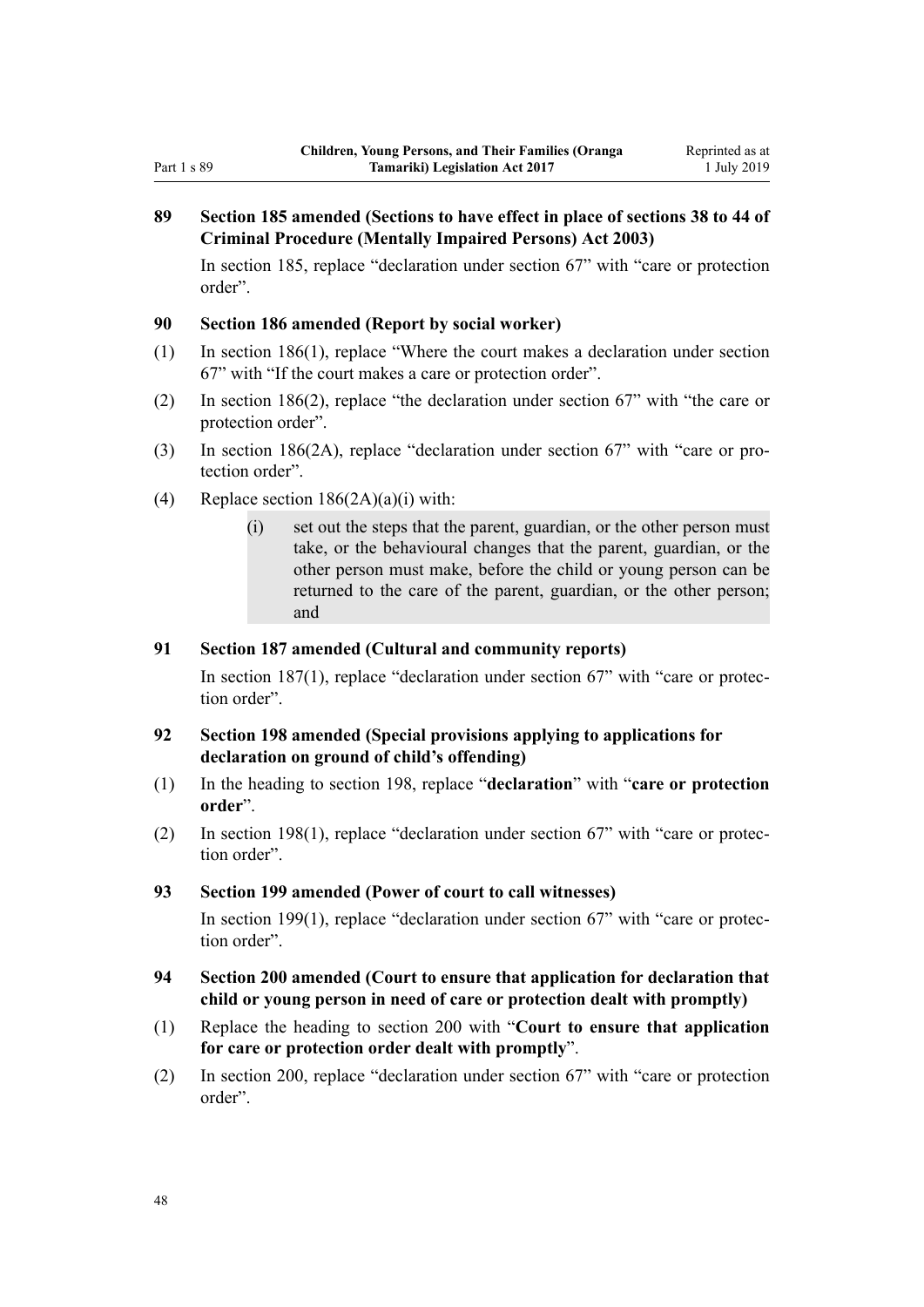### 89 Section 185 amended (Sections to have effect in place of sections 38 to 44 of Criminal Procedure (Mentally Impaired Persons) Act 2003)

In section 185, replace "declaration under section 67" with "care or protection order".

### 90 Section 186 amended (Report by social worker)

(1) In section 186(1), replace "Where the court makes a declaration under section 67" with "If the court makes a care or protection order".

(2) In section 186(2), replace "the declaration under section 67" with "the care or protection order".

(3) In section 186(2A), replace "declaration under section 67" with "care or protection order".

(4) Replace section 186(2A)(a)(i) with:

> (i) set out the steps that the parent, guardian, or the other person must take, or the behavioural changes that the parent, guardian, or the other person must make, before the child or young person can be returned to the care of the parent, guardian, or the other person; and

### 91 Section 187 amended (Cultural and community reports)

In section 187(1), replace "declaration under section 67" with "care or protection order".

### 92 Section 198 amended (Special provisions applying to applications for declaration on ground of child's offending)

(1) In the heading to section 198, replace "**declaration**" with "**care or protection order**".

(2) In section 198(1), replace "declaration under section 67" with "care or protection order".

### 93 Section 199 amended (Power of court to call witnesses)

In section 199(1), replace "declaration under section 67" with "care or protection order".

### 94 Section 200 amended (Court to ensure that application for declaration that child or young person in need of care or protection dealt with promptly)

(1) Replace the heading to section 200 with "**Court to ensure that application for care or protection order dealt with promptly**".

(2) In section 200, replace "declaration under section 67" with "care or protection order".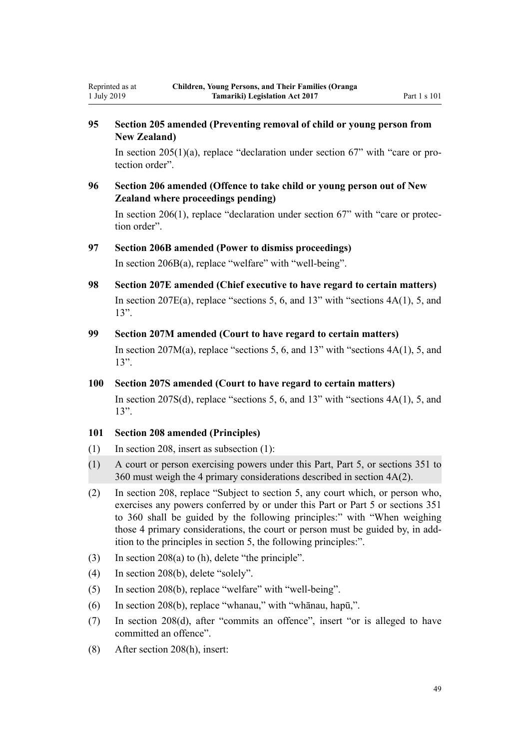### 95 Section 205 amended (Preventing removal of child or young person from New Zealand)

In section 205(1)(a), replace "declaration under section 67" with "care or protection order".

### 96 Section 206 amended (Offence to take child or young person out of New Zealand where proceedings pending)

In section 206(1), replace "declaration under section 67" with "care or protection order".

### 97 Section 206B amended (Power to dismiss proceedings)

In section 206B(a), replace "welfare" with "well-being".

### 98 Section 207E amended (Chief executive to have regard to certain matters)

In section 207E(a), replace "sections 5, 6, and 13" with "sections 4A(1), 5, and 13".

### 99 Section 207M amended (Court to have regard to certain matters)

In section 207M(a), replace "sections 5, 6, and 13" with "sections 4A(1), 5, and 13".

### 100 Section 207S amended (Court to have regard to certain matters)

In section 207S(d), replace "sections 5, 6, and 13" with "sections 4A(1), 5, and 13".

### 101 Section 208 amended (Principles)

(1) In section 208, insert as subsection (1):

(1) A court or person exercising powers under this Part, Part 5, or sections 351 to 360 must weigh the 4 primary considerations described in section 4A(2).

(2) In section 208, replace "Subject to section 5, any court which, or person who, exercises any powers conferred by or under this Part or Part 5 or sections 351 to 360 shall be guided by the following principles:" with "When weighing those 4 primary considerations, the court or person must be guided by, in addition to the principles in section 5, the following principles:".

(3) In section 208(a) to (h), delete "the principle".

(4) In section 208(b), delete "solely".

(5) In section 208(b), replace "welfare" with "well-being".

(6) In section 208(b), replace "whanau," with "whānau, hapū,".

(7) In section 208(d), after "commits an offence", insert "or is alleged to have committed an offence".

(8) After section 208(h), insert: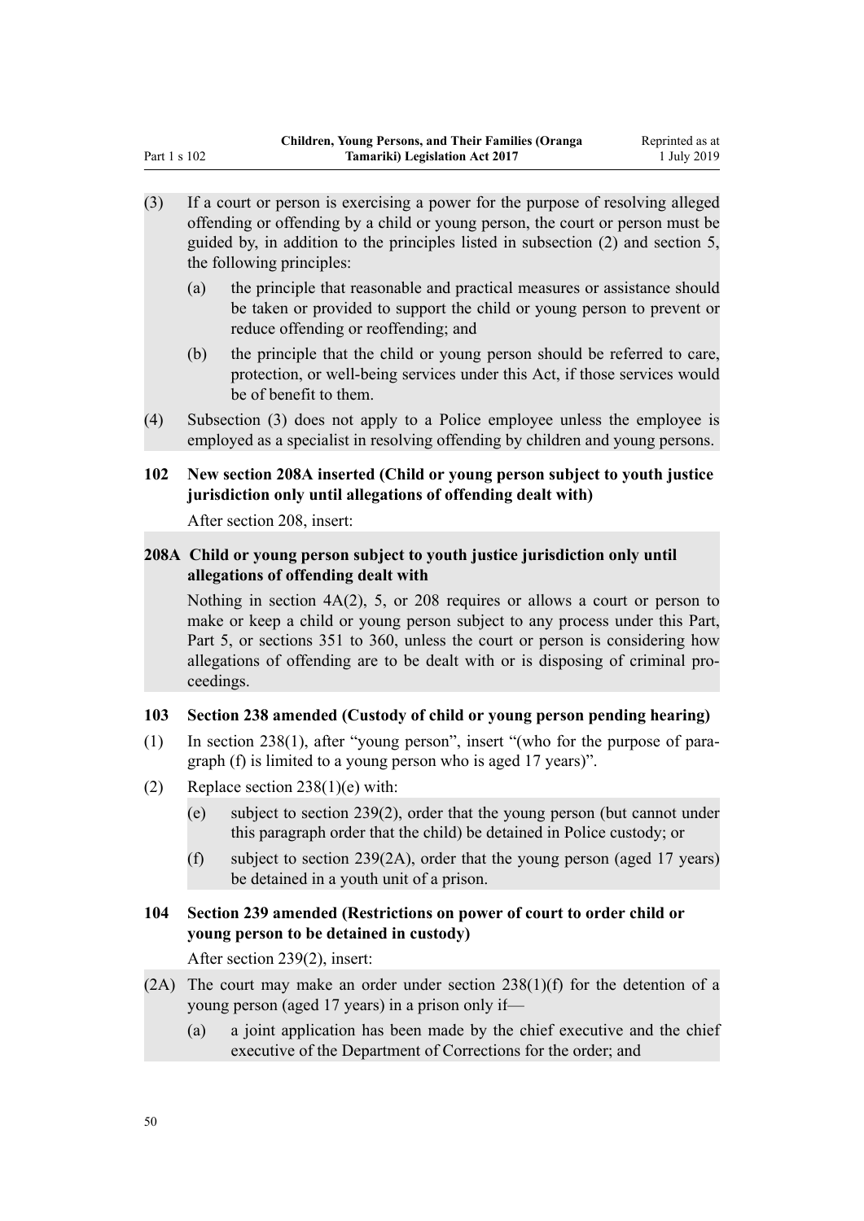(3) If a court or person is exercising a power for the purpose of resolving alleged offending or offending by a child or young person, the court or person must be guided by, in addition to the principles listed in subsection (2) and section 5, the following principles:

   (a) the principle that reasonable and practical measures or assistance should be taken or provided to support the child or young person to prevent or reduce offending or reoffending; and

   (b) the principle that the child or young person should be referred to care, protection, or well-being services under this Act, if those services would be of benefit to them.

(4) Subsection (3) does not apply to a Police employee unless the employee is employed as a specialist in resolving offending by children and young persons.

### 102 New section 208A inserted (Child or young person subject to youth justice jurisdiction only until allegations of offending dealt with)

After section 208, insert:

### 208A Child or young person subject to youth justice jurisdiction only until allegations of offending dealt with

Nothing in section 4A(2), 5, or 208 requires or allows a court or person to make or keep a child or young person subject to any process under this Part, Part 5, or sections 351 to 360, unless the court or person is considering how allegations of offending are to be dealt with or is disposing of criminal proceedings.

### 103 Section 238 amended (Custody of child or young person pending hearing)

(1) In section 238(1), after "young person", insert "(who for the purpose of paragraph (f) is limited to a young person who is aged 17 years)".

(2) Replace section 238(1)(e) with:

   (e) subject to section 239(2), order that the young person (but cannot under this paragraph order that the child) be detained in Police custody; or

   (f) subject to section 239(2A), order that the young person (aged 17 years) be detained in a youth unit of a prison.

### 104 Section 239 amended (Restrictions on power of court to order child or young person to be detained in custody)

After section 239(2), insert:

(2A) The court may make an order under section 238(1)(f) for the detention of a young person (aged 17 years) in a prison only if—

   (a) a joint application has been made by the chief executive and the chief executive of the Department of Corrections for the order; and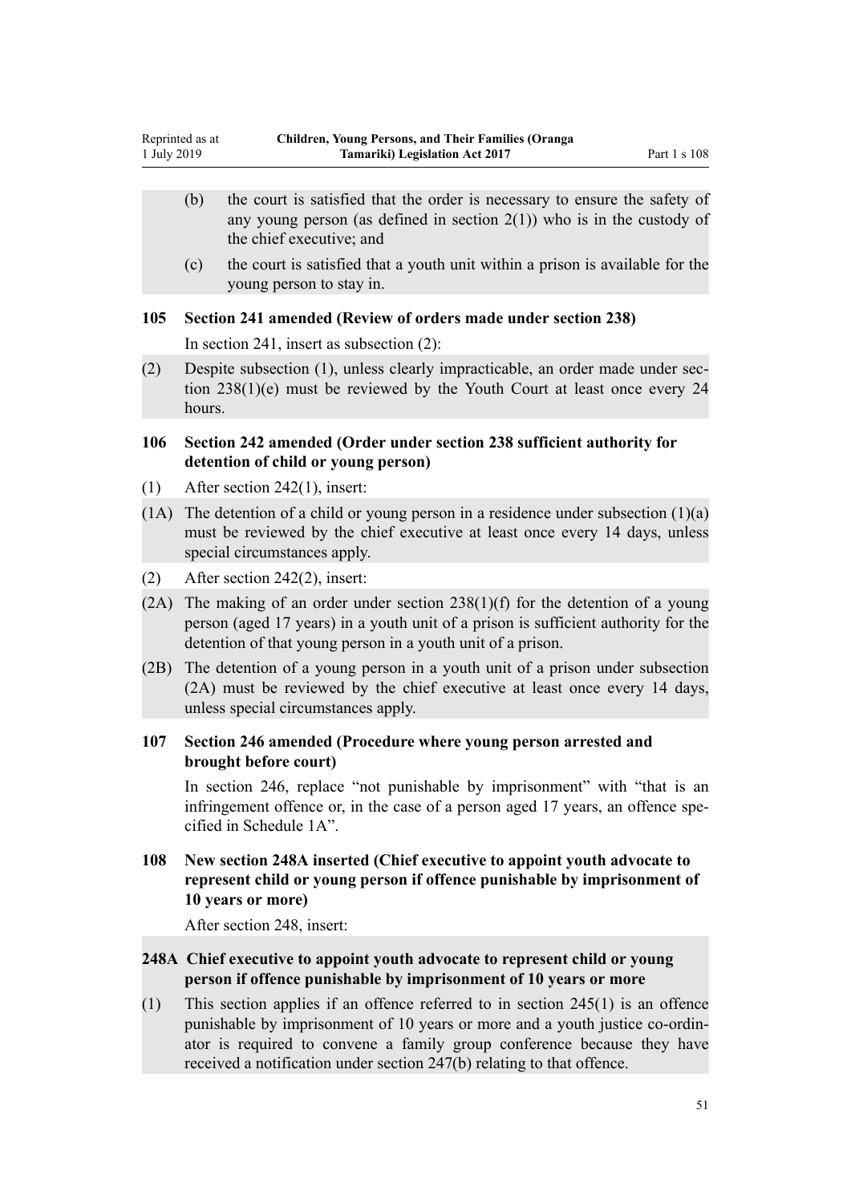(b) the court is satisfied that the order is necessary to ensure the safety of any young person (as defined in section 2(1)) who is in the custody of the chief executive; and

(c) the court is satisfied that a youth unit within a prison is available for the young person to stay in.

### 105 Section 241 amended (Review of orders made under section 238)

In section 241, insert as subsection (2):

(2) Despite subsection (1), unless clearly impracticable, an order made under section 238(1)(e) must be reviewed by the Youth Court at least once every 24 hours.

### 106 Section 242 amended (Order under section 238 sufficient authority for detention of child or young person)

(1) After section 242(1), insert:

(1A) The detention of a child or young person in a residence under subsection (1)(a) must be reviewed by the chief executive at least once every 14 days, unless special circumstances apply.

(2) After section 242(2), insert:

(2A) The making of an order under section 238(1)(f) for the detention of a young person (aged 17 years) in a youth unit of a prison is sufficient authority for the detention of that young person in a youth unit of a prison.

(2B) The detention of a young person in a youth unit of a prison under subsection (2A) must be reviewed by the chief executive at least once every 14 days, unless special circumstances apply.

### 107 Section 246 amended (Procedure where young person arrested and brought before court)

In section 246, replace "not punishable by imprisonment" with "that is an infringement offence or, in the case of a person aged 17 years, an offence specified in Schedule 1A".

### 108 New section 248A inserted (Chief executive to appoint youth advocate to represent child or young person if offence punishable by imprisonment of 10 years or more)

After section 248, insert:

### 248A Chief executive to appoint youth advocate to represent child or young person if offence punishable by imprisonment of 10 years or more

(1) This section applies if an offence referred to in section 245(1) is an offence punishable by imprisonment of 10 years or more and a youth justice co-ordinator is required to convene a family group conference because they have received a notification under section 247(b) relating to that offence.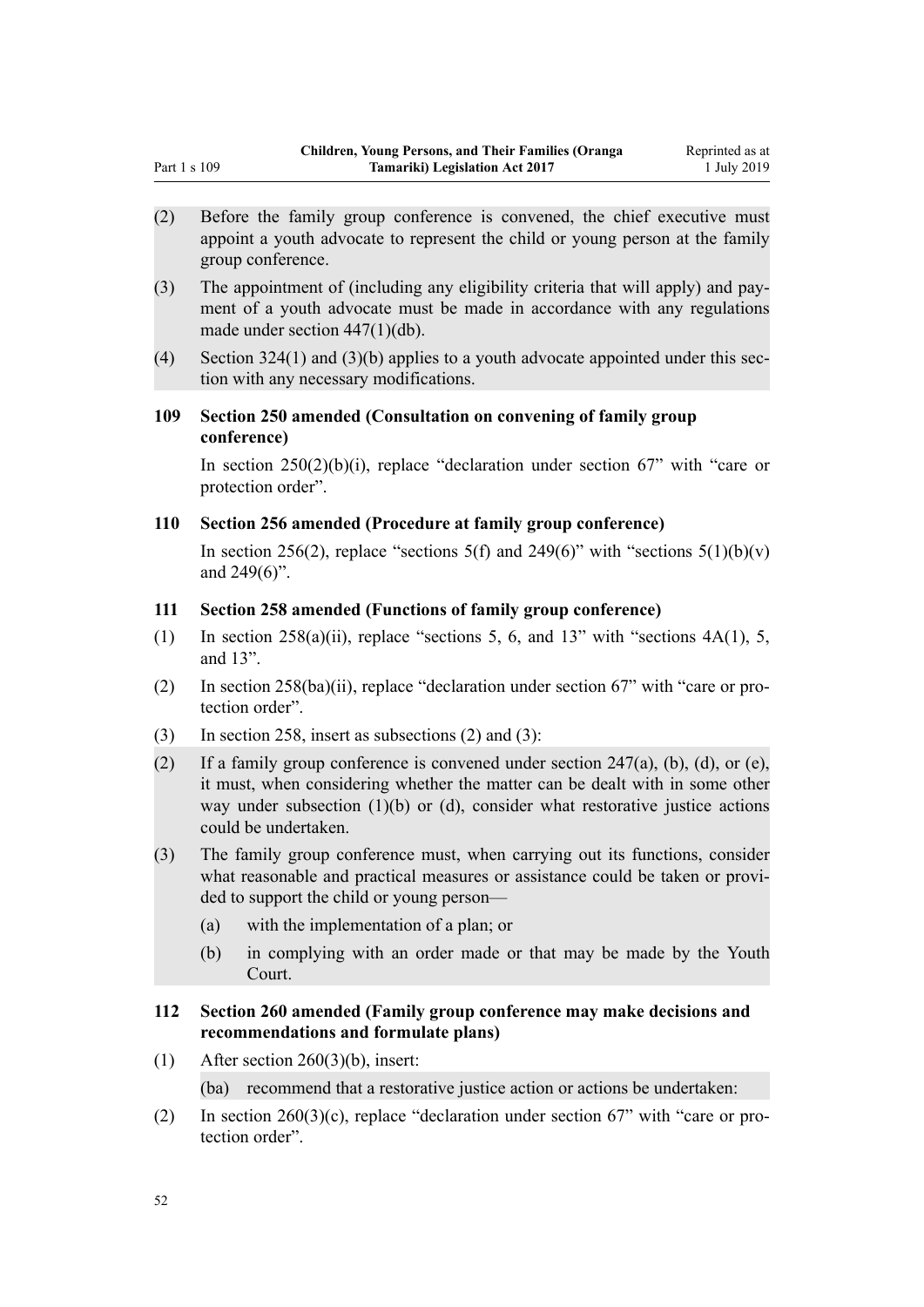(2) Before the family group conference is convened, the chief executive must appoint a youth advocate to represent the child or young person at the family group conference.

(3) The appointment of (including any eligibility criteria that will apply) and payment of a youth advocate must be made in accordance with any regulations made under section 447(1)(db).

(4) Section 324(1) and (3)(b) applies to a youth advocate appointed under this section with any necessary modifications.

### 109 Section 250 amended (Consultation on convening of family group conference)

In section 250(2)(b)(i), replace "declaration under section 67" with "care or protection order".

### 110 Section 256 amended (Procedure at family group conference)

In section 256(2), replace "sections 5(f) and 249(6)" with "sections 5(1)(b)(v) and 249(6)".

### 111 Section 258 amended (Functions of family group conference)

(1) In section 258(a)(ii), replace "sections 5, 6, and 13" with "sections 4A(1), 5, and 13".

(2) In section 258(ba)(ii), replace "declaration under section 67" with "care or protection order".

(3) In section 258, insert as subsections (2) and (3):

(2) If a family group conference is convened under section 247(a), (b), (d), or (e), it must, when considering whether the matter can be dealt with in some other way under subsection (1)(b) or (d), consider what restorative justice actions could be undertaken.

(3) The family group conference must, when carrying out its functions, consider what reasonable and practical measures or assistance could be taken or provided to support the child or young person—

- (a) with the implementation of a plan; or
- (b) in complying with an order made or that may be made by the Youth Court.

### 112 Section 260 amended (Family group conference may make decisions and recommendations and formulate plans)

(1) After section 260(3)(b), insert:

(ba) recommend that a restorative justice action or actions be undertaken:

(2) In section 260(3)(c), replace "declaration under section 67" with "care or protection order".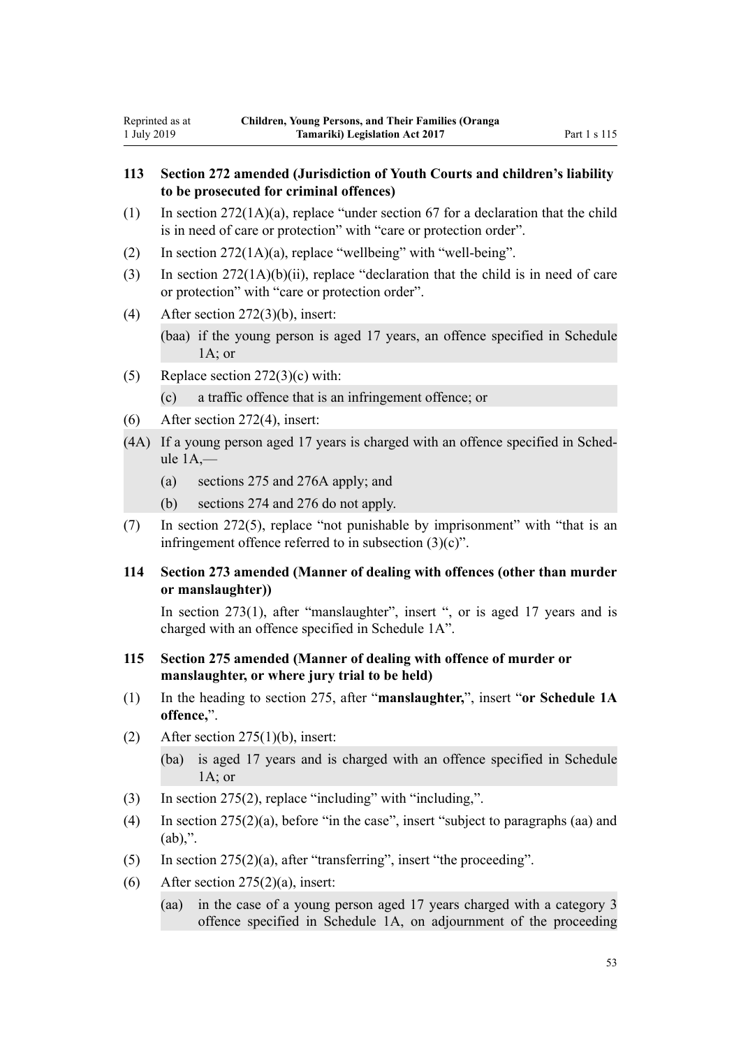### 113 Section 272 amended (Jurisdiction of Youth Courts and children's liability to be prosecuted for criminal offences)

(1) In section 272(1A)(a), replace "under section 67 for a declaration that the child is in need of care or protection" with "care or protection order".

(2) In section 272(1A)(a), replace "wellbeing" with "well-being".

(3) In section 272(1A)(b)(ii), replace "declaration that the child is in need of care or protection" with "care or protection order".

(4) After section 272(3)(b), insert:

> (baa) if the young person is aged 17 years, an offence specified in Schedule 1A; or

(5) Replace section 272(3)(c) with:

> (c) a traffic offence that is an infringement offence; or

(6) After section 272(4), insert:

> (4A) If a young person aged 17 years is charged with an offence specified in Schedule 1A,—
>
> (a) sections 275 and 276A apply; and
>
> (b) sections 274 and 276 do not apply.

(7) In section 272(5), replace "not punishable by imprisonment" with "that is an infringement offence referred to in subsection (3)(c)".

### 114 Section 273 amended (Manner of dealing with offences (other than murder or manslaughter))

In section 273(1), after "manslaughter", insert ", or is aged 17 years and is charged with an offence specified in Schedule 1A".

### 115 Section 275 amended (Manner of dealing with offence of murder or manslaughter, or where jury trial to be held)

(1) In the heading to section 275, after "**manslaughter,**", insert "**or Schedule 1A offence,**".

(2) After section 275(1)(b), insert:

> (ba) is aged 17 years and is charged with an offence specified in Schedule 1A; or

(3) In section 275(2), replace "including" with "including,".

(4) In section 275(2)(a), before "in the case", insert "subject to paragraphs (aa) and (ab),".

(5) In section 275(2)(a), after "transferring", insert "the proceeding".

(6) After section 275(2)(a), insert:

> (aa) in the case of a young person aged 17 years charged with a category 3 offence specified in Schedule 1A, on adjournment of the proceeding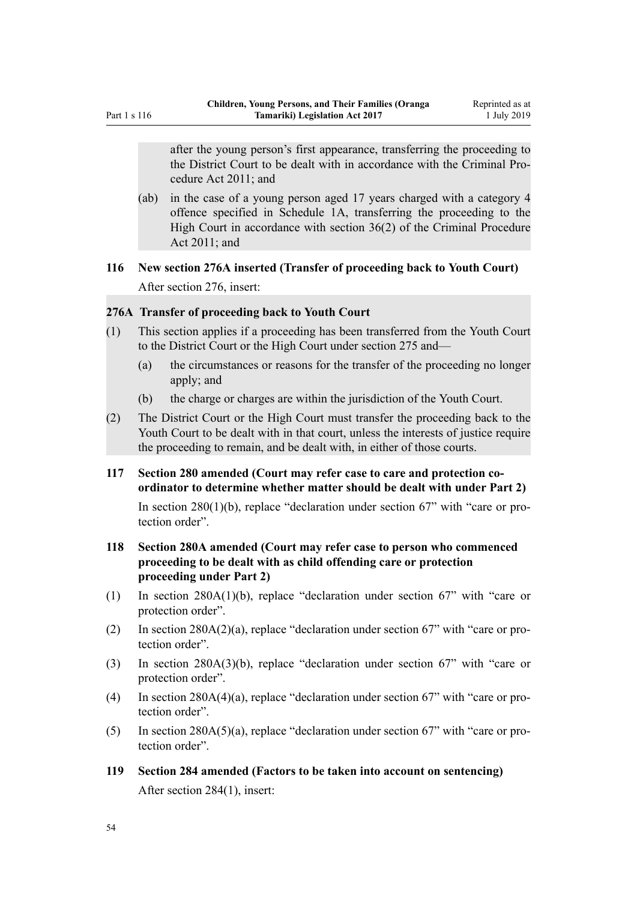after the young person's first appearance, transferring the proceeding to the District Court to be dealt with in accordance with the Criminal Procedure Act 2011; and

(ab) in the case of a young person aged 17 years charged with a category 4 offence specified in Schedule 1A, transferring the proceeding to the High Court in accordance with section 36(2) of the Criminal Procedure Act 2011; and

### 116 New section 276A inserted (Transfer of proceeding back to Youth Court)

After section 276, insert:

#### 276A Transfer of proceeding back to Youth Court

(1) This section applies if a proceeding has been transferred from the Youth Court to the District Court or the High Court under section 275 and—

(a) the circumstances or reasons for the transfer of the proceeding no longer apply; and

(b) the charge or charges are within the jurisdiction of the Youth Court.

(2) The District Court or the High Court must transfer the proceeding back to the Youth Court to be dealt with in that court, unless the interests of justice require the proceeding to remain, and be dealt with, in either of those courts.

### 117 Section 280 amended (Court may refer case to care and protection co-ordinator to determine whether matter should be dealt with under Part 2)

In section 280(1)(b), replace "declaration under section 67" with "care or protection order".

### 118 Section 280A amended (Court may refer case to person who commenced proceeding to be dealt with as child offending care or protection proceeding under Part 2)

(1) In section 280A(1)(b), replace "declaration under section 67" with "care or protection order".

(2) In section 280A(2)(a), replace "declaration under section 67" with "care or protection order".

(3) In section 280A(3)(b), replace "declaration under section 67" with "care or protection order".

(4) In section 280A(4)(a), replace "declaration under section 67" with "care or protection order".

(5) In section 280A(5)(a), replace "declaration under section 67" with "care or protection order".

### 119 Section 284 amended (Factors to be taken into account on sentencing)

After section 284(1), insert: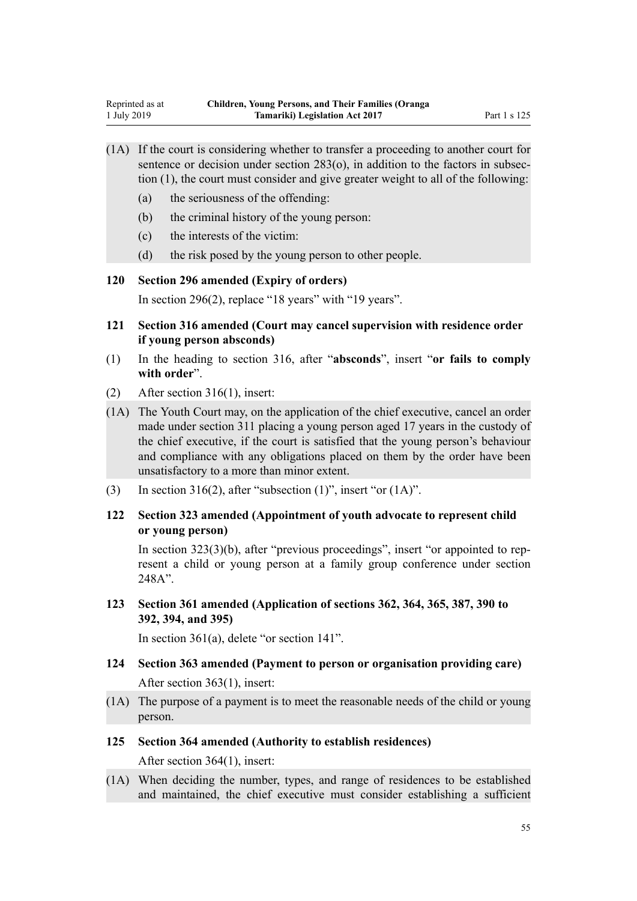(1A) If the court is considering whether to transfer a proceeding to another court for sentence or decision under section 283(o), in addition to the factors in subsection (1), the court must consider and give greater weight to all of the following:

(a) the seriousness of the offending:

(b) the criminal history of the young person:

(c) the interests of the victim:

(d) the risk posed by the young person to other people.

### 120 Section 296 amended (Expiry of orders)

In section 296(2), replace "18 years" with "19 years".

### 121 Section 316 amended (Court may cancel supervision with residence order if young person absconds)

(1) In the heading to section 316, after "**absconds**", insert "**or fails to comply with order**".

(2) After section 316(1), insert:

(1A) The Youth Court may, on the application of the chief executive, cancel an order made under section 311 placing a young person aged 17 years in the custody of the chief executive, if the court is satisfied that the young person's behaviour and compliance with any obligations placed on them by the order have been unsatisfactory to a more than minor extent.

(3) In section 316(2), after "subsection (1)", insert "or (1A)".

### 122 Section 323 amended (Appointment of youth advocate to represent child or young person)

In section 323(3)(b), after "previous proceedings", insert "or appointed to represent a child or young person at a family group conference under section 248A".

### 123 Section 361 amended (Application of sections 362, 364, 365, 387, 390 to 392, 394, and 395)

In section 361(a), delete "or section 141".

### 124 Section 363 amended (Payment to person or organisation providing care)

After section 363(1), insert:

(1A) The purpose of a payment is to meet the reasonable needs of the child or young person.

### 125 Section 364 amended (Authority to establish residences)

After section 364(1), insert:

(1A) When deciding the number, types, and range of residences to be established and maintained, the chief executive must consider establishing a sufficient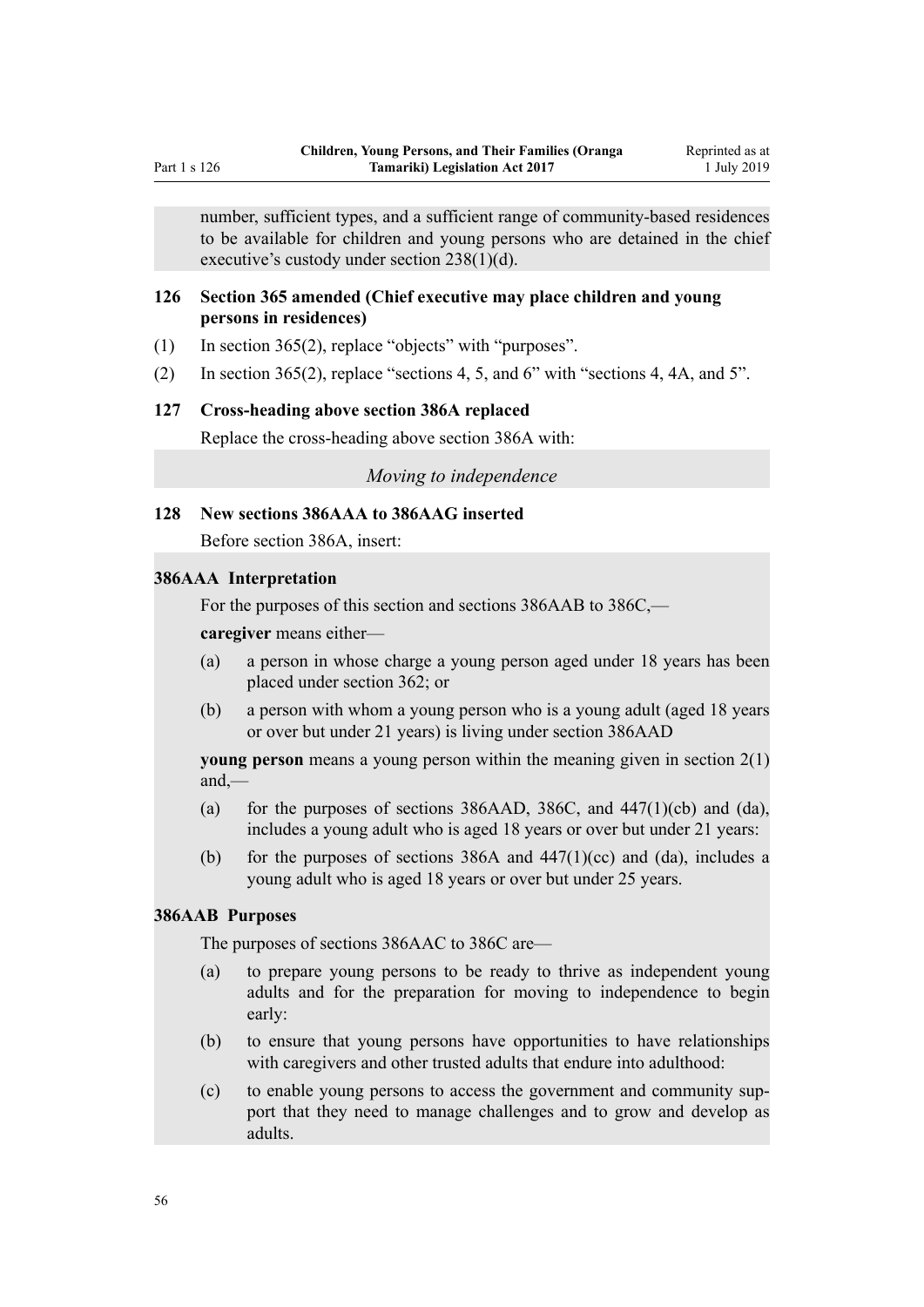number, sufficient types, and a sufficient range of community-based residences to be available for children and young persons who are detained in the chief executive's custody under section 238(1)(d).

### 126 Section 365 amended (Chief executive may place children and young persons in residences)

(1) In section 365(2), replace "objects" with "purposes".

(2) In section 365(2), replace "sections 4, 5, and 6" with "sections 4, 4A, and 5".

### 127 Cross-heading above section 386A replaced

Replace the cross-heading above section 386A with:

*Moving to independence*

### 128 New sections 386AAA to 386AAG inserted

Before section 386A, insert:

**386AAA Interpretation**

For the purposes of this section and sections 386AAB to 386C,—

**caregiver** means either—

(a) a person in whose charge a young person aged under 18 years has been placed under section 362; or

(b) a person with whom a young person who is a young adult (aged 18 years or over but under 21 years) is living under section 386AAD

**young person** means a young person within the meaning given in section 2(1) and,—

(a) for the purposes of sections 386AAD, 386C, and 447(1)(cb) and (da), includes a young adult who is aged 18 years or over but under 21 years:

(b) for the purposes of sections 386A and 447(1)(cc) and (da), includes a young adult who is aged 18 years or over but under 25 years.

**386AAB Purposes**

The purposes of sections 386AAC to 386C are—

(a) to prepare young persons to be ready to thrive as independent young adults and for the preparation for moving to independence to begin early:

(b) to ensure that young persons have opportunities to have relationships with caregivers and other trusted adults that endure into adulthood:

(c) to enable young persons to access the government and community support that they need to manage challenges and to grow and develop as adults.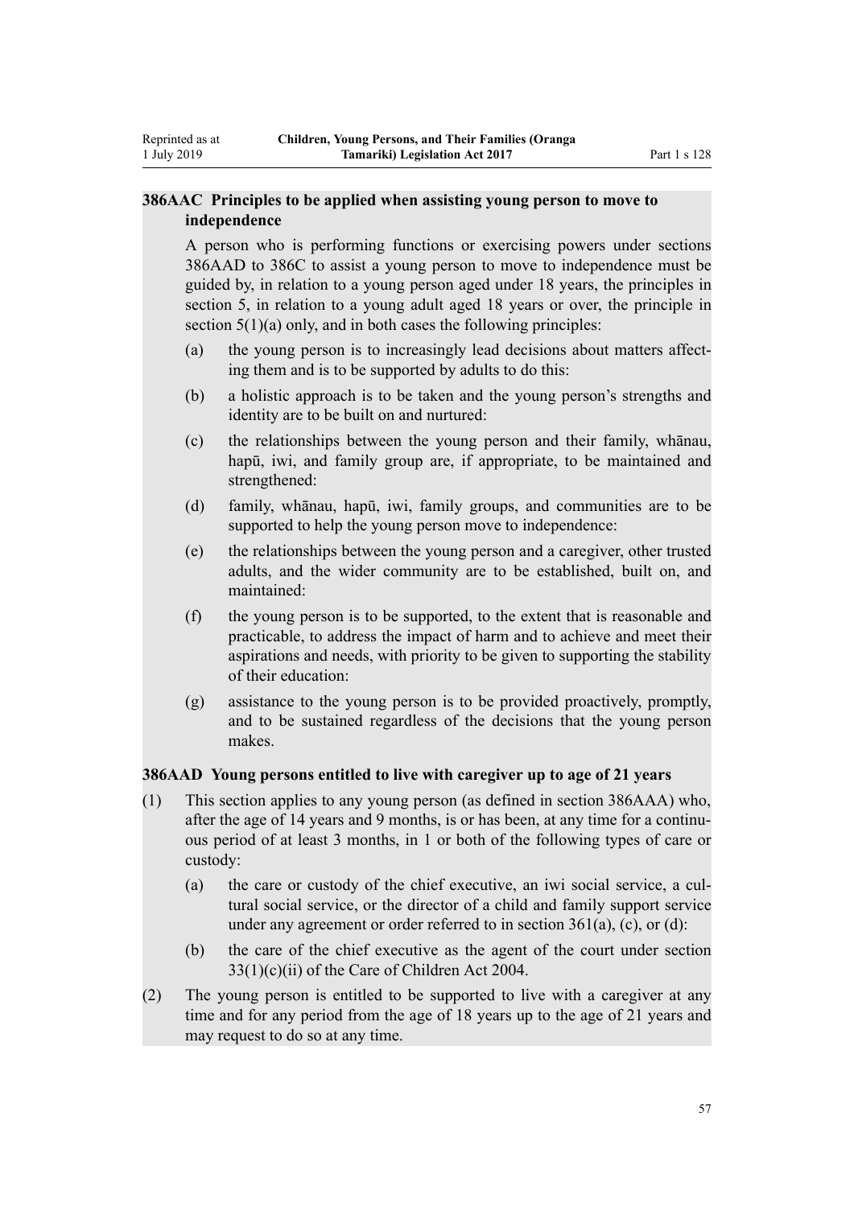### 386AAC Principles to be applied when assisting young person to move to independence

A person who is performing functions or exercising powers under sections 386AAD to 386C to assist a young person to move to independence must be guided by, in relation to a young person aged under 18 years, the principles in section 5, in relation to a young adult aged 18 years or over, the principle in section 5(1)(a) only, and in both cases the following principles:

- (a) the young person is to increasingly lead decisions about matters affecting them and is to be supported by adults to do this:
- (b) a holistic approach is to be taken and the young person's strengths and identity are to be built on and nurtured:
- (c) the relationships between the young person and their family, whānau, hapū, iwi, and family group are, if appropriate, to be maintained and strengthened:
- (d) family, whānau, hapū, iwi, family groups, and communities are to be supported to help the young person move to independence:
- (e) the relationships between the young person and a caregiver, other trusted adults, and the wider community are to be established, built on, and maintained:
- (f) the young person is to be supported, to the extent that is reasonable and practicable, to address the impact of harm and to achieve and meet their aspirations and needs, with priority to be given to supporting the stability of their education:
- (g) assistance to the young person is to be provided proactively, promptly, and to be sustained regardless of the decisions that the young person makes.

### 386AAD Young persons entitled to live with caregiver up to age of 21 years

(1) This section applies to any young person (as defined in section 386AAA) who, after the age of 14 years and 9 months, is or has been, at any time for a continuous period of at least 3 months, in 1 or both of the following types of care or custody:

- (a) the care or custody of the chief executive, an iwi social service, a cultural social service, or the director of a child and family support service under any agreement or order referred to in section 361(a), (c), or (d):
- (b) the care of the chief executive as the agent of the court under section 33(1)(c)(ii) of the Care of Children Act 2004.

(2) The young person is entitled to be supported to live with a caregiver at any time and for any period from the age of 18 years up to the age of 21 years and may request to do so at any time.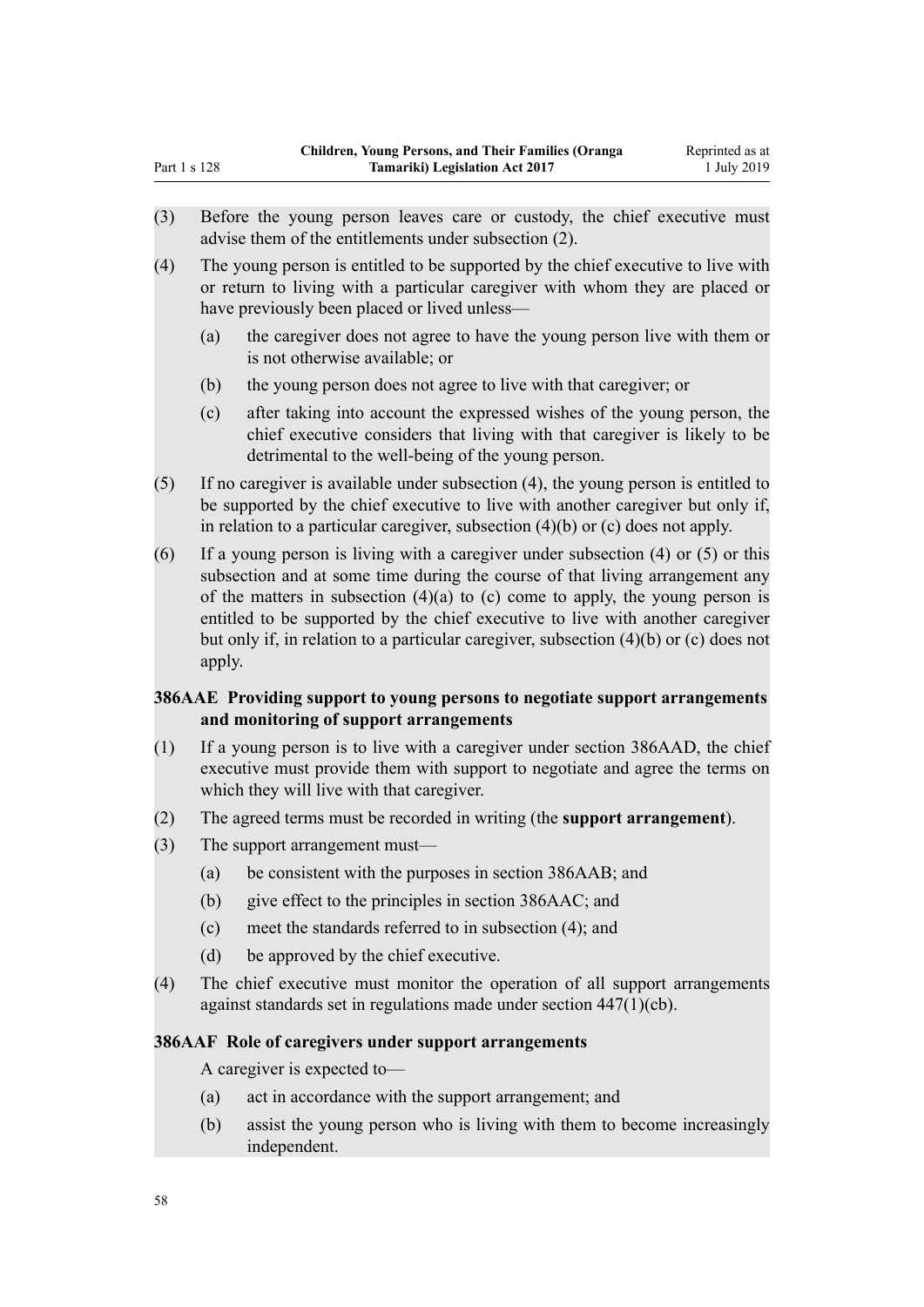(3) Before the young person leaves care or custody, the chief executive must advise them of the entitlements under subsection (2).

(4) The young person is entitled to be supported by the chief executive to live with or return to living with a particular caregiver with whom they are placed or have previously been placed or lived unless—

  (a) the caregiver does not agree to have the young person live with them or is not otherwise available; or

  (b) the young person does not agree to live with that caregiver; or

  (c) after taking into account the expressed wishes of the young person, the chief executive considers that living with that caregiver is likely to be detrimental to the well-being of the young person.

(5) If no caregiver is available under subsection (4), the young person is entitled to be supported by the chief executive to live with another caregiver but only if, in relation to a particular caregiver, subsection (4)(b) or (c) does not apply.

(6) If a young person is living with a caregiver under subsection (4) or (5) or this subsection and at some time during the course of that living arrangement any of the matters in subsection (4)(a) to (c) come to apply, the young person is entitled to be supported by the chief executive to live with another caregiver but only if, in relation to a particular caregiver, subsection (4)(b) or (c) does not apply.

### 386AAE Providing support to young persons to negotiate support arrangements and monitoring of support arrangements

(1) If a young person is to live with a caregiver under section 386AAD, the chief executive must provide them with support to negotiate and agree the terms on which they will live with that caregiver.

(2) The agreed terms must be recorded in writing (the **support arrangement**).

(3) The support arrangement must—

  (a) be consistent with the purposes in section 386AAB; and

  (b) give effect to the principles in section 386AAC; and

  (c) meet the standards referred to in subsection (4); and

  (d) be approved by the chief executive.

(4) The chief executive must monitor the operation of all support arrangements against standards set in regulations made under section 447(1)(cb).

### 386AAF Role of caregivers under support arrangements

A caregiver is expected to—

  (a) act in accordance with the support arrangement; and

  (b) assist the young person who is living with them to become increasingly independent.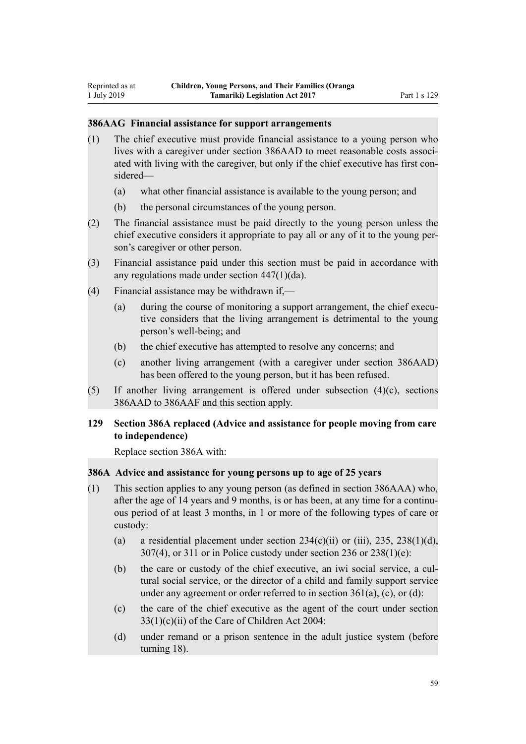### 386AAG Financial assistance for support arrangements

(1) The chief executive must provide financial assistance to a young person who lives with a caregiver under section 386AAD to meet reasonable costs associated with living with the caregiver, but only if the chief executive has first considered—

(a) what other financial assistance is available to the young person; and

(b) the personal circumstances of the young person.

(2) The financial assistance must be paid directly to the young person unless the chief executive considers it appropriate to pay all or any of it to the young person's caregiver or other person.

(3) Financial assistance paid under this section must be paid in accordance with any regulations made under section 447(1)(da).

(4) Financial assistance may be withdrawn if,—

(a) during the course of monitoring a support arrangement, the chief executive considers that the living arrangement is detrimental to the young person's well-being; and

(b) the chief executive has attempted to resolve any concerns; and

(c) another living arrangement (with a caregiver under section 386AAD) has been offered to the young person, but it has been refused.

(5) If another living arrangement is offered under subsection (4)(c), sections 386AAD to 386AAF and this section apply.

## 129 Section 386A replaced (Advice and assistance for people moving from care to independence)

Replace section 386A with:

### 386A Advice and assistance for young persons up to age of 25 years

(1) This section applies to any young person (as defined in section 386AAA) who, after the age of 14 years and 9 months, is or has been, at any time for a continuous period of at least 3 months, in 1 or more of the following types of care or custody:

(a) a residential placement under section 234(c)(ii) or (iii), 235, 238(1)(d), 307(4), or 311 or in Police custody under section 236 or 238(1)(e):

(b) the care or custody of the chief executive, an iwi social service, a cultural social service, or the director of a child and family support service under any agreement or order referred to in section 361(a), (c), or (d):

(c) the care of the chief executive as the agent of the court under section 33(1)(c)(ii) of the Care of Children Act 2004:

(d) under remand or a prison sentence in the adult justice system (before turning 18).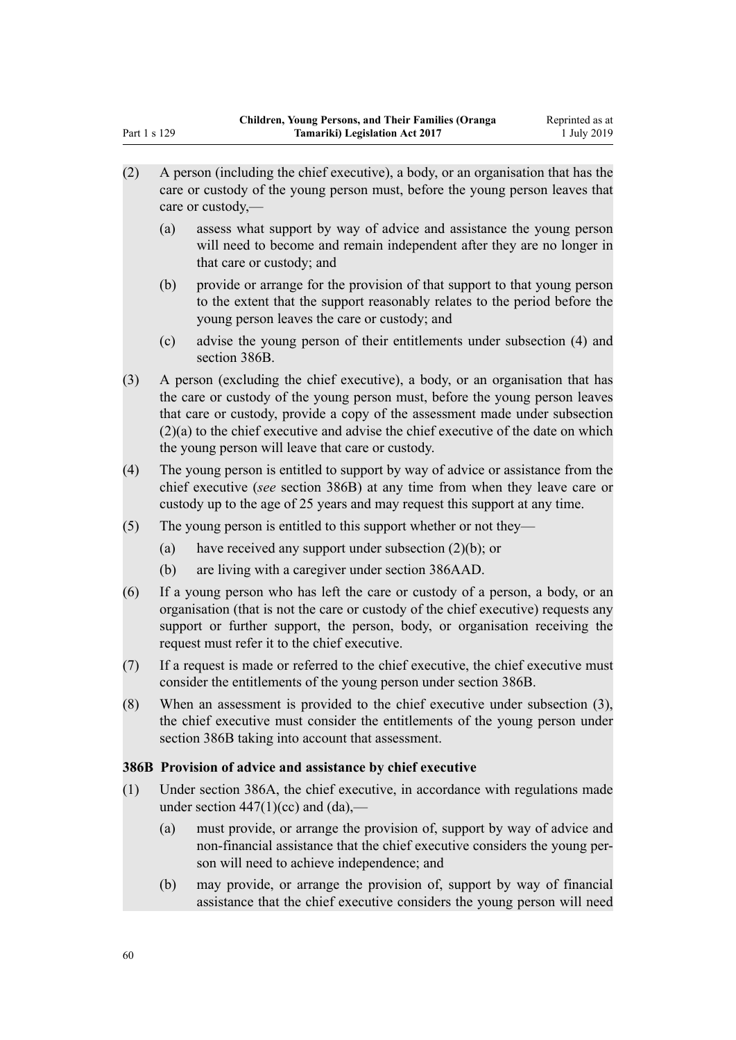(2) A person (including the chief executive), a body, or an organisation that has the care or custody of the young person must, before the young person leaves that care or custody,—

  (a) assess what support by way of advice and assistance the young person will need to become and remain independent after they are no longer in that care or custody; and

  (b) provide or arrange for the provision of that support to that young person to the extent that the support reasonably relates to the period before the young person leaves the care or custody; and

  (c) advise the young person of their entitlements under subsection (4) and section 386B.

(3) A person (excluding the chief executive), a body, or an organisation that has the care or custody of the young person must, before the young person leaves that care or custody, provide a copy of the assessment made under subsection (2)(a) to the chief executive and advise the chief executive of the date on which the young person will leave that care or custody.

(4) The young person is entitled to support by way of advice or assistance from the chief executive (*see* section 386B) at any time from when they leave care or custody up to the age of 25 years and may request this support at any time.

(5) The young person is entitled to this support whether or not they—

  (a) have received any support under subsection (2)(b); or

  (b) are living with a caregiver under section 386AAD.

(6) If a young person who has left the care or custody of a person, a body, or an organisation (that is not the care or custody of the chief executive) requests any support or further support, the person, body, or organisation receiving the request must refer it to the chief executive.

(7) If a request is made or referred to the chief executive, the chief executive must consider the entitlements of the young person under section 386B.

(8) When an assessment is provided to the chief executive under subsection (3), the chief executive must consider the entitlements of the young person under section 386B taking into account that assessment.

**386B Provision of advice and assistance by chief executive**

(1) Under section 386A, the chief executive, in accordance with regulations made under section 447(1)(cc) and (da),—

  (a) must provide, or arrange the provision of, support by way of advice and non-financial assistance that the chief executive considers the young person will need to achieve independence; and

  (b) may provide, or arrange the provision of, support by way of financial assistance that the chief executive considers the young person will need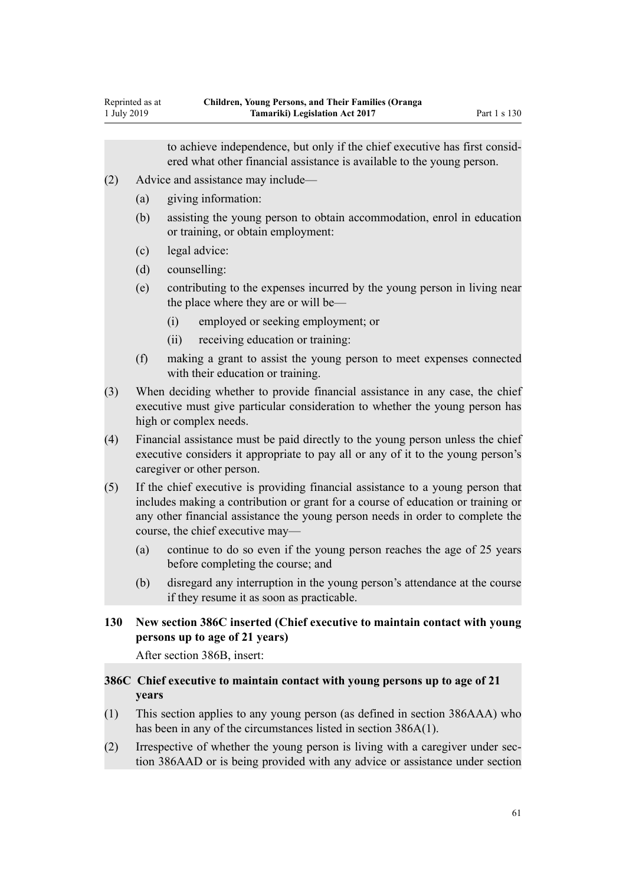to achieve independence, but only if the chief executive has first considered what other financial assistance is available to the young person.

(2) Advice and assistance may include—

(a) giving information:

(b) assisting the young person to obtain accommodation, enrol in education or training, or obtain employment:

(c) legal advice:

(d) counselling:

(e) contributing to the expenses incurred by the young person in living near the place where they are or will be—

(i) employed or seeking employment; or

(ii) receiving education or training:

(f) making a grant to assist the young person to meet expenses connected with their education or training.

(3) When deciding whether to provide financial assistance in any case, the chief executive must give particular consideration to whether the young person has high or complex needs.

(4) Financial assistance must be paid directly to the young person unless the chief executive considers it appropriate to pay all or any of it to the young person's caregiver or other person.

(5) If the chief executive is providing financial assistance to a young person that includes making a contribution or grant for a course of education or training or any other financial assistance the young person needs in order to complete the course, the chief executive may—

(a) continue to do so even if the young person reaches the age of 25 years before completing the course; and

(b) disregard any interruption in the young person's attendance at the course if they resume it as soon as practicable.

### 130 New section 386C inserted (Chief executive to maintain contact with young persons up to age of 21 years)

After section 386B, insert:

### 386C Chief executive to maintain contact with young persons up to age of 21 years

(1) This section applies to any young person (as defined in section 386AAA) who has been in any of the circumstances listed in section 386A(1).

(2) Irrespective of whether the young person is living with a caregiver under section 386AAD or is being provided with any advice or assistance under section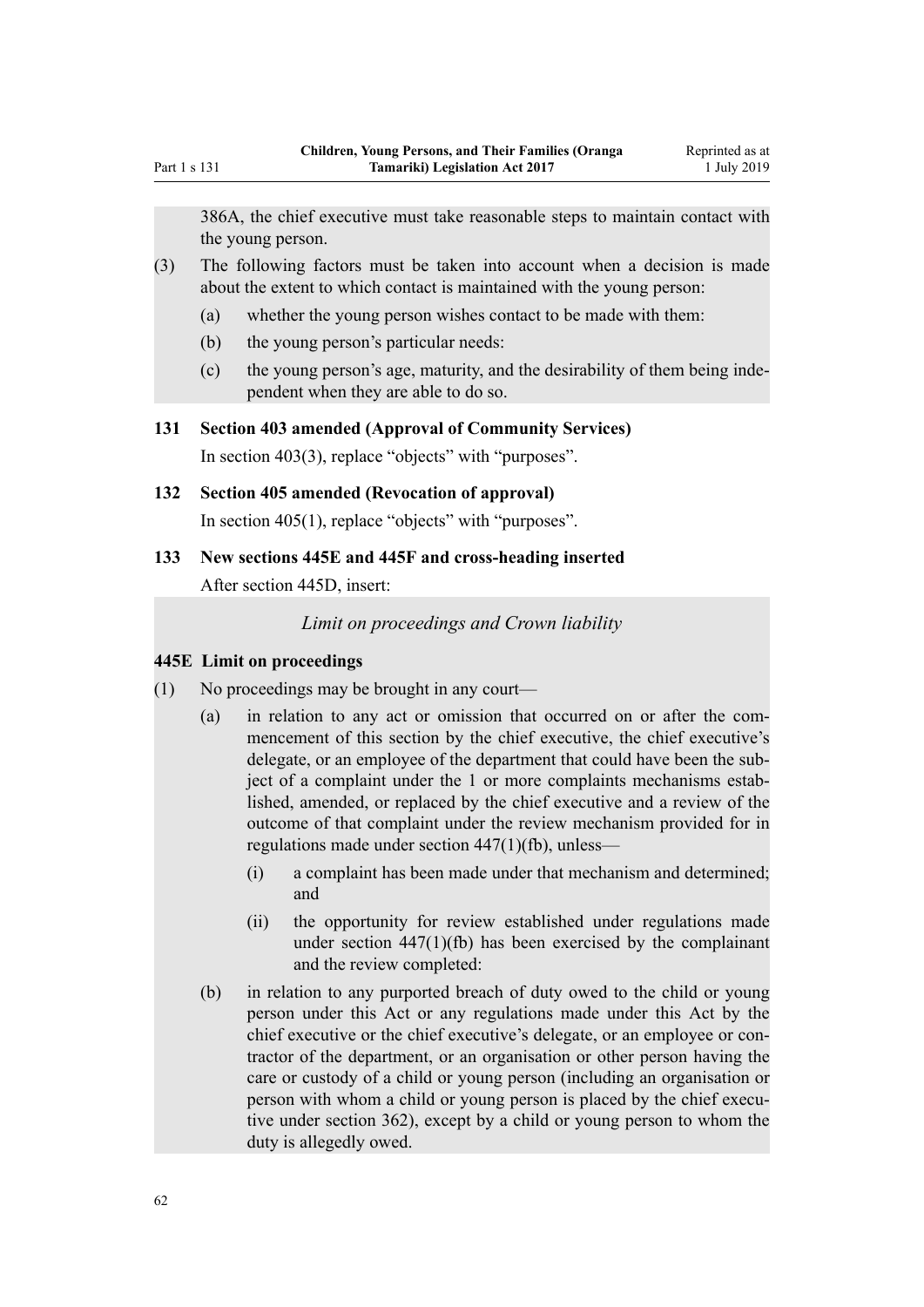386A, the chief executive must take reasonable steps to maintain contact with the young person.

(3) The following factors must be taken into account when a decision is made about the extent to which contact is maintained with the young person:

(a) whether the young person wishes contact to be made with them:

(b) the young person's particular needs:

(c) the young person's age, maturity, and the desirability of them being independent when they are able to do so.

### 131 Section 403 amended (Approval of Community Services)

In section 403(3), replace "objects" with "purposes".

### 132 Section 405 amended (Revocation of approval)

In section 405(1), replace "objects" with "purposes".

### 133 New sections 445E and 445F and cross-heading inserted

After section 445D, insert:

*Limit on proceedings and Crown liability*

#### 445E Limit on proceedings

(1) No proceedings may be brought in any court—

(a) in relation to any act or omission that occurred on or after the commencement of this section by the chief executive, the chief executive's delegate, or an employee of the department that could have been the subject of a complaint under the 1 or more complaints mechanisms established, amended, or replaced by the chief executive and a review of the outcome of that complaint under the review mechanism provided for in regulations made under section 447(1)(fb), unless—

(i) a complaint has been made under that mechanism and determined; and

(ii) the opportunity for review established under regulations made under section 447(1)(fb) has been exercised by the complainant and the review completed:

(b) in relation to any purported breach of duty owed to the child or young person under this Act or any regulations made under this Act by the chief executive or the chief executive's delegate, or an employee or contractor of the department, or an organisation or other person having the care or custody of a child or young person (including an organisation or person with whom a child or young person is placed by the chief executive under section 362), except by a child or young person to whom the duty is allegedly owed.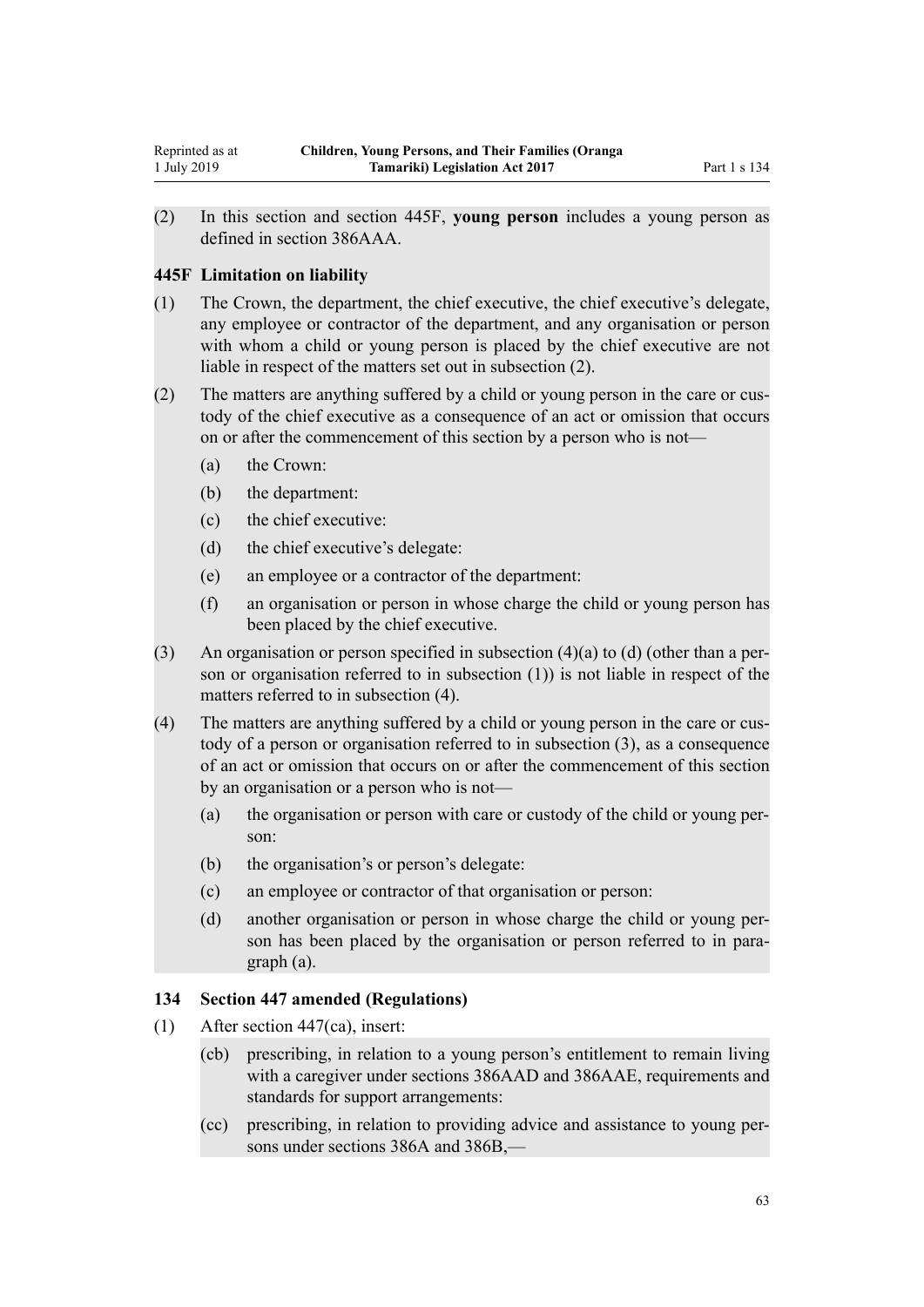(2) In this section and section 445F, **young person** includes a young person as defined in section 386AAA.

### 445F Limitation on liability

(1) The Crown, the department, the chief executive, the chief executive's delegate, any employee or contractor of the department, and any organisation or person with whom a child or young person is placed by the chief executive are not liable in respect of the matters set out in subsection (2).

(2) The matters are anything suffered by a child or young person in the care or custody of the chief executive as a consequence of an act or omission that occurs on or after the commencement of this section by a person who is not—

- (a) the Crown:
- (b) the department:
- (c) the chief executive:
- (d) the chief executive's delegate:
- (e) an employee or a contractor of the department:
- (f) an organisation or person in whose charge the child or young person has been placed by the chief executive.

(3) An organisation or person specified in subsection (4)(a) to (d) (other than a person or organisation referred to in subsection (1)) is not liable in respect of the matters referred to in subsection (4).

(4) The matters are anything suffered by a child or young person in the care or custody of a person or organisation referred to in subsection (3), as a consequence of an act or omission that occurs on or after the commencement of this section by an organisation or a person who is not—

- (a) the organisation or person with care or custody of the child or young person:
- (b) the organisation's or person's delegate:
- (c) an employee or contractor of that organisation or person:
- (d) another organisation or person in whose charge the child or young person has been placed by the organisation or person referred to in paragraph (a).

### 134 Section 447 amended (Regulations)

(1) After section 447(ca), insert:

- (cb) prescribing, in relation to a young person's entitlement to remain living with a caregiver under sections 386AAD and 386AAE, requirements and standards for support arrangements:
- (cc) prescribing, in relation to providing advice and assistance to young persons under sections 386A and 386B,—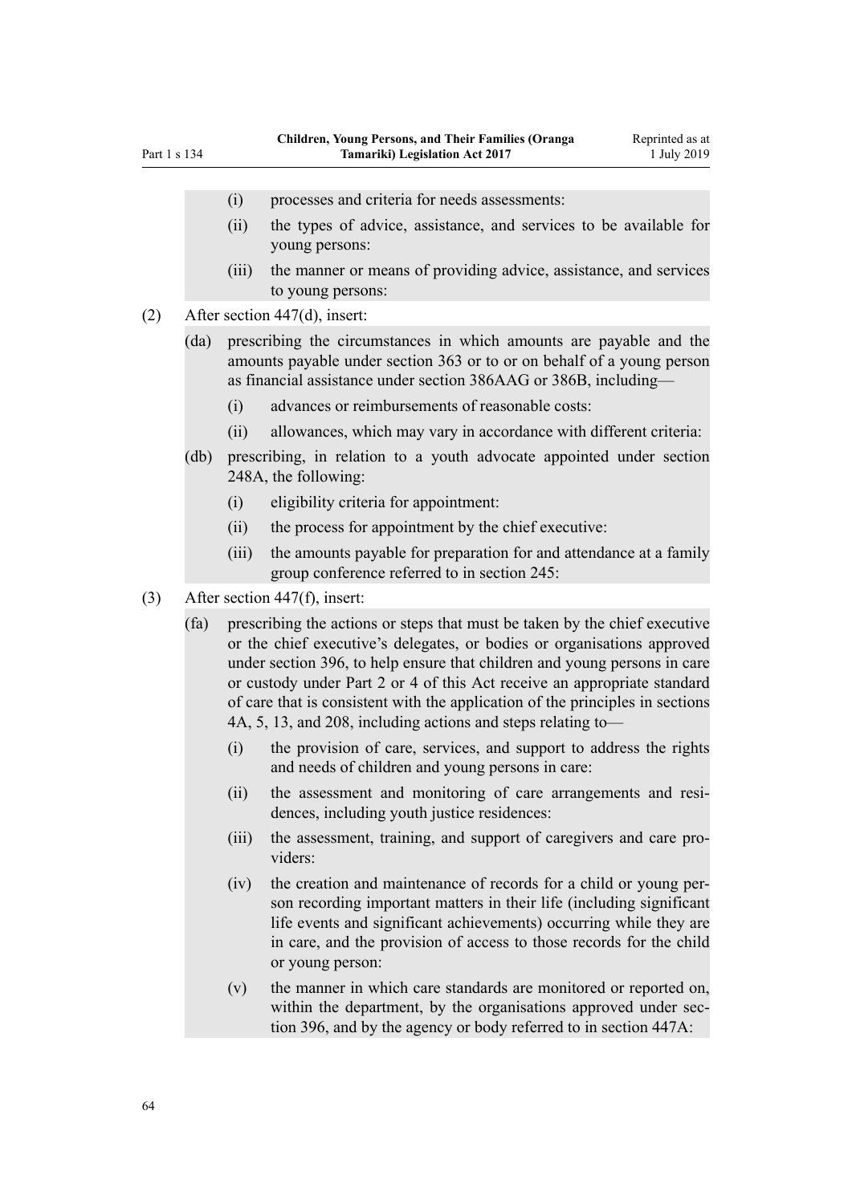(i) processes and criteria for needs assessments:

(ii) the types of advice, assistance, and services to be available for young persons:

(iii) the manner or means of providing advice, assistance, and services to young persons:

(2) After section 447(d), insert:

(da) prescribing the circumstances in which amounts are payable and the amounts payable under section 363 or to or on behalf of a young person as financial assistance under section 386AAG or 386B, including—

(i) advances or reimbursements of reasonable costs:

(ii) allowances, which may vary in accordance with different criteria:

(db) prescribing, in relation to a youth advocate appointed under section 248A, the following:

(i) eligibility criteria for appointment:

(ii) the process for appointment by the chief executive:

(iii) the amounts payable for preparation for and attendance at a family group conference referred to in section 245:

(3) After section 447(f), insert:

(fa) prescribing the actions or steps that must be taken by the chief executive or the chief executive's delegates, or bodies or organisations approved under section 396, to help ensure that children and young persons in care or custody under Part 2 or 4 of this Act receive an appropriate standard of care that is consistent with the application of the principles in sections 4A, 5, 13, and 208, including actions and steps relating to—

(i) the provision of care, services, and support to address the rights and needs of children and young persons in care:

(ii) the assessment and monitoring of care arrangements and residences, including youth justice residences:

(iii) the assessment, training, and support of caregivers and care providers:

(iv) the creation and maintenance of records for a child or young person recording important matters in their life (including significant life events and significant achievements) occurring while they are in care, and the provision of access to those records for the child or young person:

(v) the manner in which care standards are monitored or reported on, within the department, by the organisations approved under section 396, and by the agency or body referred to in section 447A: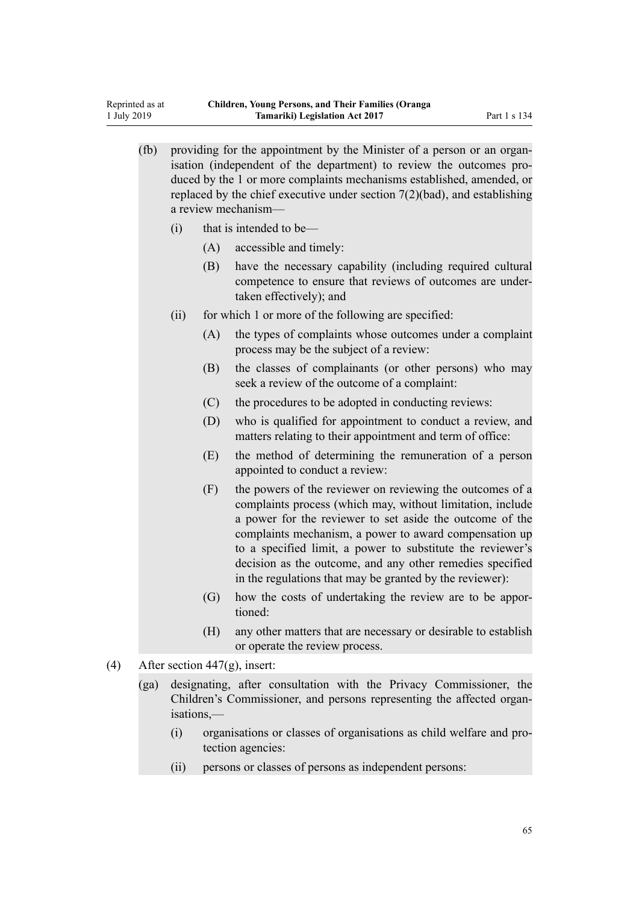(fb) providing for the appointment by the Minister of a person or an organisation (independent of the department) to review the outcomes produced by the 1 or more complaints mechanisms established, amended, or replaced by the chief executive under section 7(2)(bad), and establishing a review mechanism—

  (i) that is intended to be—

    (A) accessible and timely:

    (B) have the necessary capability (including required cultural competence to ensure that reviews of outcomes are undertaken effectively); and

  (ii) for which 1 or more of the following are specified:

    (A) the types of complaints whose outcomes under a complaint process may be the subject of a review:

    (B) the classes of complainants (or other persons) who may seek a review of the outcome of a complaint:

    (C) the procedures to be adopted in conducting reviews:

    (D) who is qualified for appointment to conduct a review, and matters relating to their appointment and term of office:

    (E) the method of determining the remuneration of a person appointed to conduct a review:

    (F) the powers of the reviewer on reviewing the outcomes of a complaints process (which may, without limitation, include a power for the reviewer to set aside the outcome of the complaints mechanism, a power to award compensation up to a specified limit, a power to substitute the reviewer's decision as the outcome, and any other remedies specified in the regulations that may be granted by the reviewer):

    (G) how the costs of undertaking the review are to be apportioned:

    (H) any other matters that are necessary or desirable to establish or operate the review process.

(4) After section 447(g), insert:

(ga) designating, after consultation with the Privacy Commissioner, the Children's Commissioner, and persons representing the affected organisations,—

  (i) organisations or classes of organisations as child welfare and protection agencies:

  (ii) persons or classes of persons as independent persons: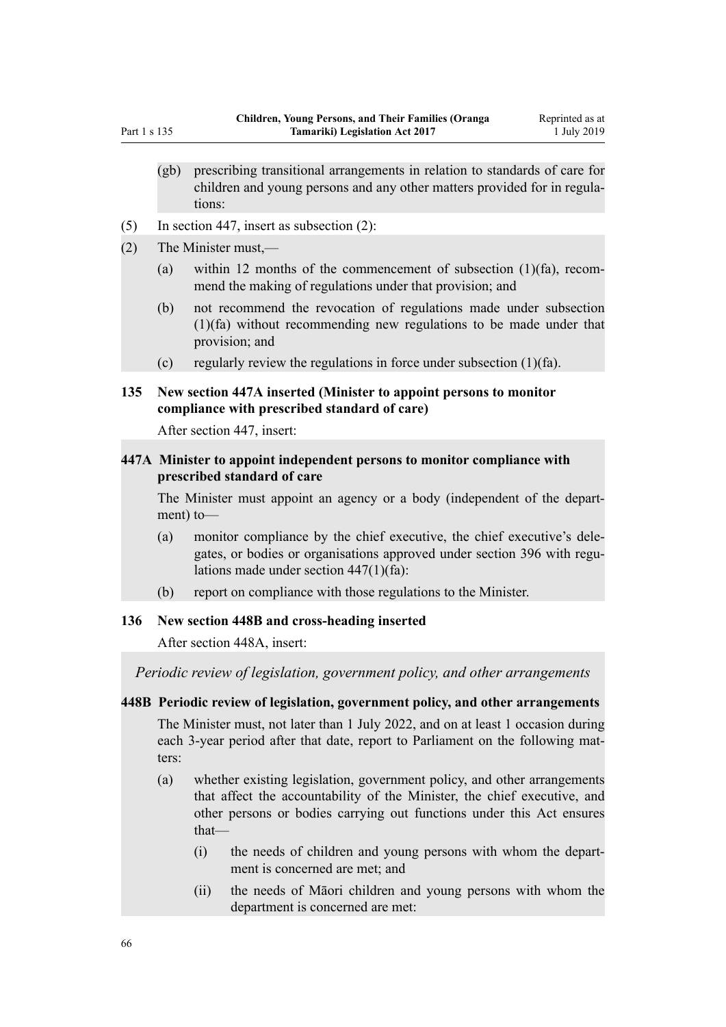(gb) prescribing transitional arrangements in relation to standards of care for children and young persons and any other matters provided for in regulations:

(5) In section 447, insert as subsection (2):

(2) The Minister must,—

(a) within 12 months of the commencement of subsection (1)(fa), recommend the making of regulations under that provision; and

(b) not recommend the revocation of regulations made under subsection (1)(fa) without recommending new regulations to be made under that provision; and

(c) regularly review the regulations in force under subsection (1)(fa).

### 135 New section 447A inserted (Minister to appoint persons to monitor compliance with prescribed standard of care)

After section 447, insert:

### 447A Minister to appoint independent persons to monitor compliance with prescribed standard of care

The Minister must appoint an agency or a body (independent of the department) to—

(a) monitor compliance by the chief executive, the chief executive's delegates, or bodies or organisations approved under section 396 with regulations made under section 447(1)(fa):

(b) report on compliance with those regulations to the Minister.

### 136 New section 448B and cross-heading inserted

After section 448A, insert:

*Periodic review of legislation, government policy, and other arrangements*

### 448B Periodic review of legislation, government policy, and other arrangements

The Minister must, not later than 1 July 2022, and on at least 1 occasion during each 3-year period after that date, report to Parliament on the following matters:

(a) whether existing legislation, government policy, and other arrangements that affect the accountability of the Minister, the chief executive, and other persons or bodies carrying out functions under this Act ensures that—

(i) the needs of children and young persons with whom the department is concerned are met; and

(ii) the needs of Māori children and young persons with whom the department is concerned are met: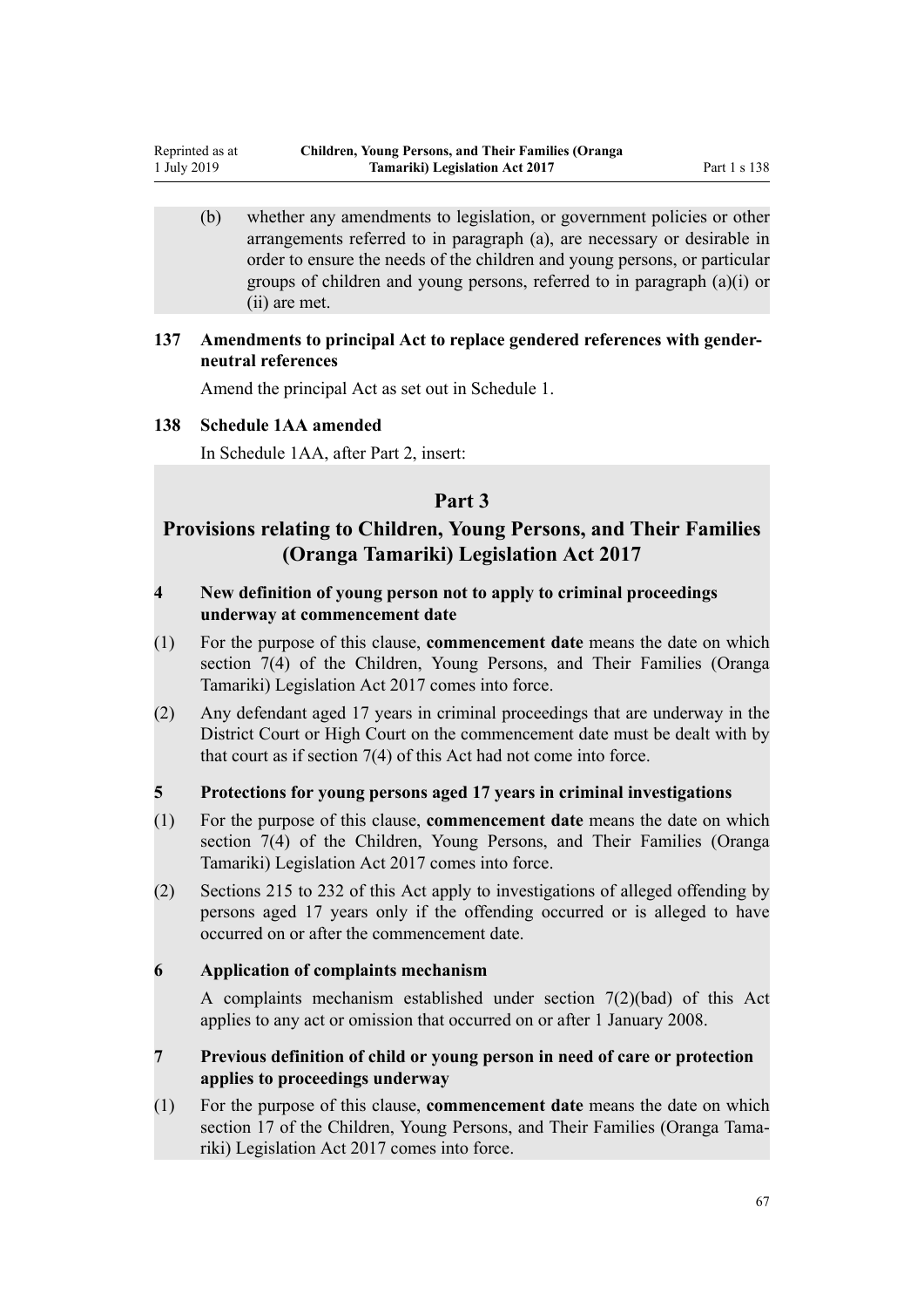(b) whether any amendments to legislation, or government policies or other arrangements referred to in paragraph (a), are necessary or desirable in order to ensure the needs of the children and young persons, or particular groups of children and young persons, referred to in paragraph (a)(i) or (ii) are met.

**137 Amendments to principal Act to replace gendered references with gender-neutral references**

Amend the principal Act as set out in Schedule 1.

**138 Schedule 1AA amended**

In Schedule 1AA, after Part 2, insert:

## Part 3
## Provisions relating to Children, Young Persons, and Their Families (Oranga Tamariki) Legislation Act 2017

**4 New definition of young person not to apply to criminal proceedings underway at commencement date**

(1) For the purpose of this clause, **commencement date** means the date on which section 7(4) of the Children, Young Persons, and Their Families (Oranga Tamariki) Legislation Act 2017 comes into force.

(2) Any defendant aged 17 years in criminal proceedings that are underway in the District Court or High Court on the commencement date must be dealt with by that court as if section 7(4) of this Act had not come into force.

**5 Protections for young persons aged 17 years in criminal investigations**

(1) For the purpose of this clause, **commencement date** means the date on which section 7(4) of the Children, Young Persons, and Their Families (Oranga Tamariki) Legislation Act 2017 comes into force.

(2) Sections 215 to 232 of this Act apply to investigations of alleged offending by persons aged 17 years only if the offending occurred or is alleged to have occurred on or after the commencement date.

**6 Application of complaints mechanism**

A complaints mechanism established under section 7(2)(bad) of this Act applies to any act or omission that occurred on or after 1 January 2008.

**7 Previous definition of child or young person in need of care or protection applies to proceedings underway**

(1) For the purpose of this clause, **commencement date** means the date on which section 17 of the Children, Young Persons, and Their Families (Oranga Tamariki) Legislation Act 2017 comes into force.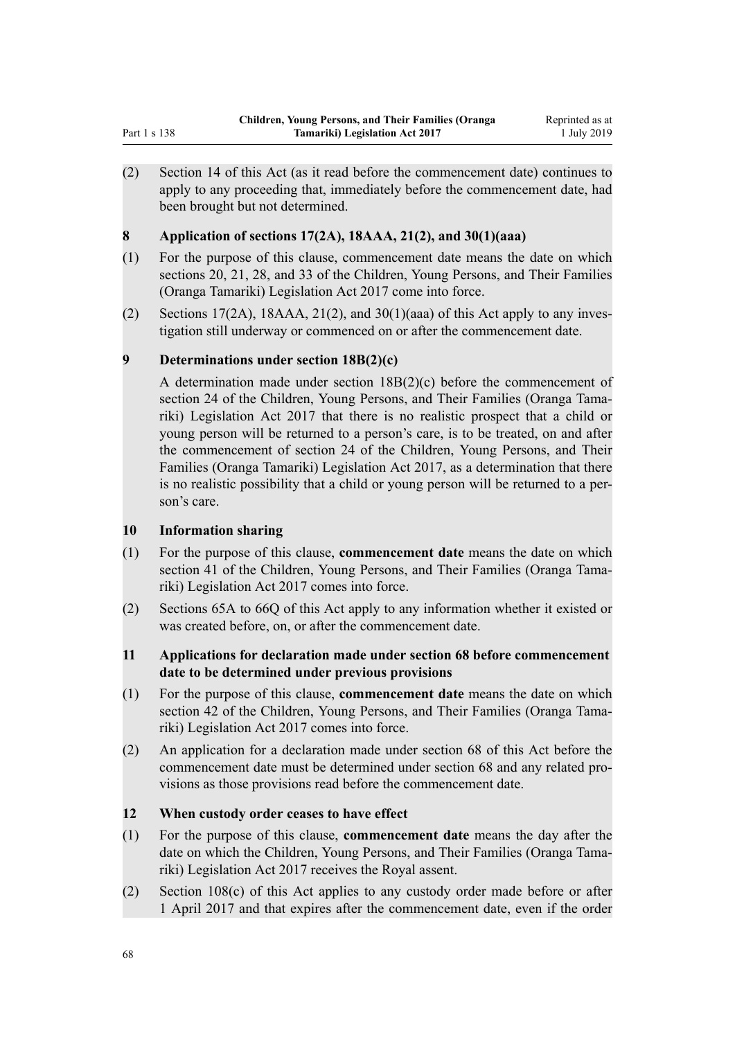(2) Section 14 of this Act (as it read before the commencement date) continues to apply to any proceeding that, immediately before the commencement date, had been brought but not determined.

### 8 Application of sections 17(2A), 18AAA, 21(2), and 30(1)(aaa)

(1) For the purpose of this clause, commencement date means the date on which sections 20, 21, 28, and 33 of the Children, Young Persons, and Their Families (Oranga Tamariki) Legislation Act 2017 come into force.

(2) Sections 17(2A), 18AAA, 21(2), and 30(1)(aaa) of this Act apply to any investigation still underway or commenced on or after the commencement date.

### 9 Determinations under section 18B(2)(c)

A determination made under section 18B(2)(c) before the commencement of section 24 of the Children, Young Persons, and Their Families (Oranga Tamariki) Legislation Act 2017 that there is no realistic prospect that a child or young person will be returned to a person's care, is to be treated, on and after the commencement of section 24 of the Children, Young Persons, and Their Families (Oranga Tamariki) Legislation Act 2017, as a determination that there is no realistic possibility that a child or young person will be returned to a person's care.

### 10 Information sharing

(1) For the purpose of this clause, **commencement date** means the date on which section 41 of the Children, Young Persons, and Their Families (Oranga Tamariki) Legislation Act 2017 comes into force.

(2) Sections 65A to 66Q of this Act apply to any information whether it existed or was created before, on, or after the commencement date.

### 11 Applications for declaration made under section 68 before commencement date to be determined under previous provisions

(1) For the purpose of this clause, **commencement date** means the date on which section 42 of the Children, Young Persons, and Their Families (Oranga Tamariki) Legislation Act 2017 comes into force.

(2) An application for a declaration made under section 68 of this Act before the commencement date must be determined under section 68 and any related provisions as those provisions read before the commencement date.

### 12 When custody order ceases to have effect

(1) For the purpose of this clause, **commencement date** means the day after the date on which the Children, Young Persons, and Their Families (Oranga Tamariki) Legislation Act 2017 receives the Royal assent.

(2) Section 108(c) of this Act applies to any custody order made before or after 1 April 2017 and that expires after the commencement date, even if the order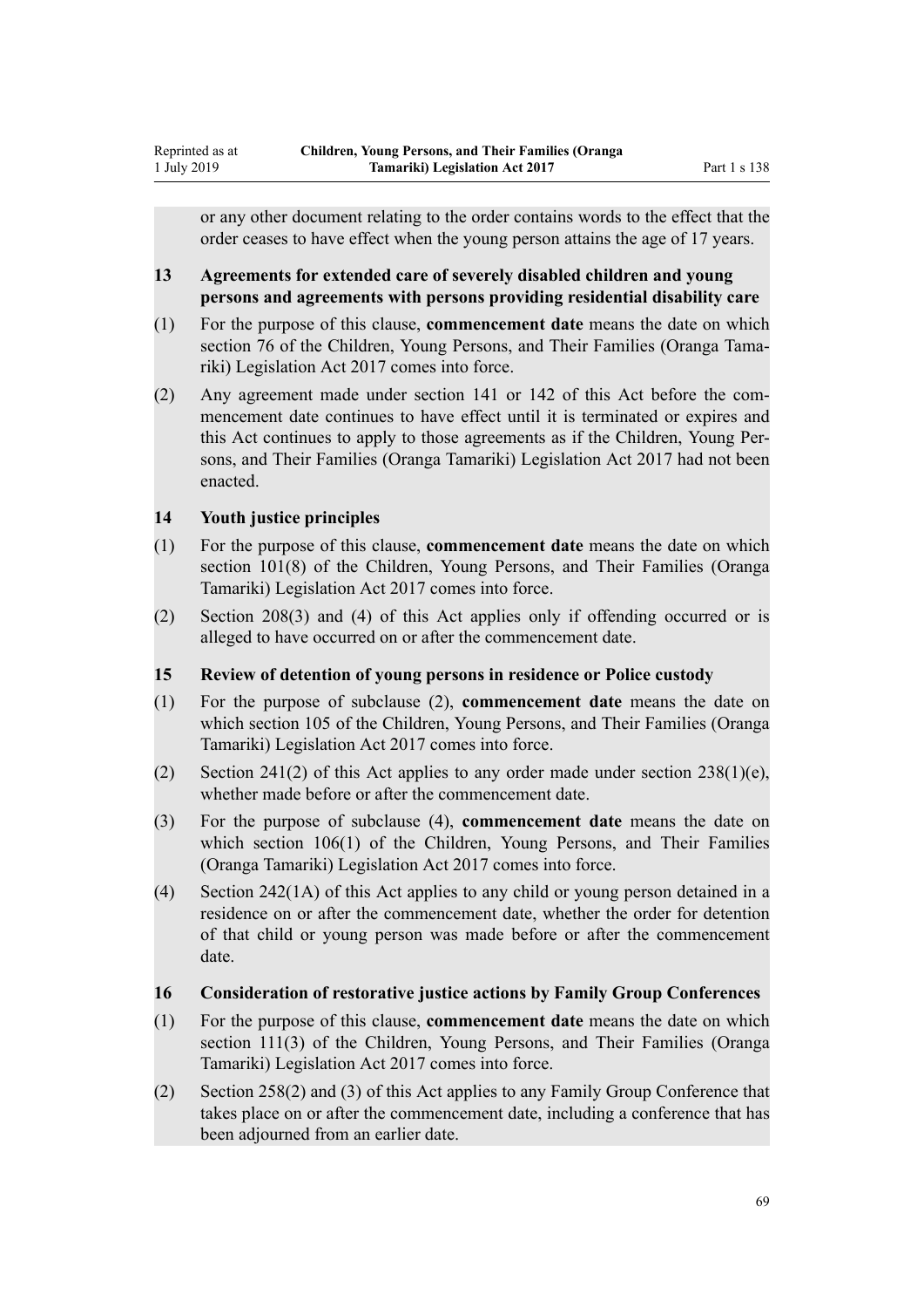or any other document relating to the order contains words to the effect that the order ceases to have effect when the young person attains the age of 17 years.

### 13 Agreements for extended care of severely disabled children and young persons and agreements with persons providing residential disability care

(1) For the purpose of this clause, **commencement date** means the date on which section 76 of the Children, Young Persons, and Their Families (Oranga Tamariki) Legislation Act 2017 comes into force.

(2) Any agreement made under section 141 or 142 of this Act before the commencement date continues to have effect until it is terminated or expires and this Act continues to apply to those agreements as if the Children, Young Persons, and Their Families (Oranga Tamariki) Legislation Act 2017 had not been enacted.

### 14 Youth justice principles

(1) For the purpose of this clause, **commencement date** means the date on which section 101(8) of the Children, Young Persons, and Their Families (Oranga Tamariki) Legislation Act 2017 comes into force.

(2) Section 208(3) and (4) of this Act applies only if offending occurred or is alleged to have occurred on or after the commencement date.

### 15 Review of detention of young persons in residence or Police custody

(1) For the purpose of subclause (2), **commencement date** means the date on which section 105 of the Children, Young Persons, and Their Families (Oranga Tamariki) Legislation Act 2017 comes into force.

(2) Section 241(2) of this Act applies to any order made under section 238(1)(e), whether made before or after the commencement date.

(3) For the purpose of subclause (4), **commencement date** means the date on which section 106(1) of the Children, Young Persons, and Their Families (Oranga Tamariki) Legislation Act 2017 comes into force.

(4) Section 242(1A) of this Act applies to any child or young person detained in a residence on or after the commencement date, whether the order for detention of that child or young person was made before or after the commencement date.

### 16 Consideration of restorative justice actions by Family Group Conferences

(1) For the purpose of this clause, **commencement date** means the date on which section 111(3) of the Children, Young Persons, and Their Families (Oranga Tamariki) Legislation Act 2017 comes into force.

(2) Section 258(2) and (3) of this Act applies to any Family Group Conference that takes place on or after the commencement date, including a conference that has been adjourned from an earlier date.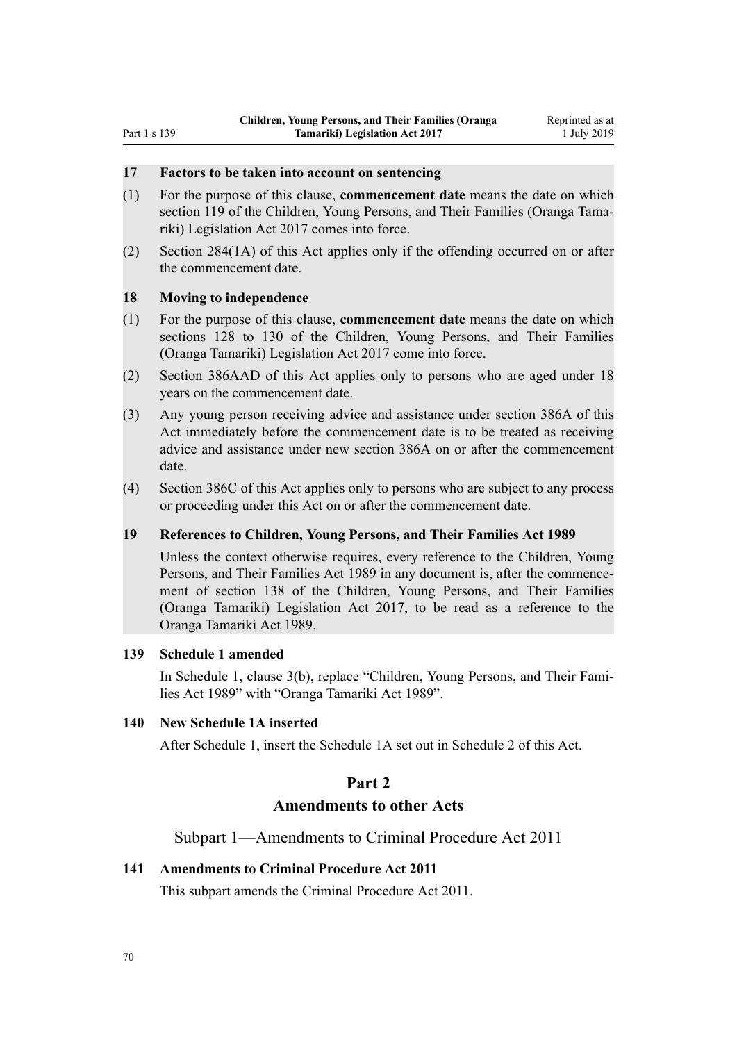### 17 Factors to be taken into account on sentencing

(1) For the purpose of this clause, **commencement date** means the date on which section 119 of the Children, Young Persons, and Their Families (Oranga Tamariki) Legislation Act 2017 comes into force.

(2) Section 284(1A) of this Act applies only if the offending occurred on or after the commencement date.

### 18 Moving to independence

(1) For the purpose of this clause, **commencement date** means the date on which sections 128 to 130 of the Children, Young Persons, and Their Families (Oranga Tamariki) Legislation Act 2017 come into force.

(2) Section 386AAD of this Act applies only to persons who are aged under 18 years on the commencement date.

(3) Any young person receiving advice and assistance under section 386A of this Act immediately before the commencement date is to be treated as receiving advice and assistance under new section 386A on or after the commencement date.

(4) Section 386C of this Act applies only to persons who are subject to any process or proceeding under this Act on or after the commencement date.

### 19 References to Children, Young Persons, and Their Families Act 1989

Unless the context otherwise requires, every reference to the Children, Young Persons, and Their Families Act 1989 in any document is, after the commencement of section 138 of the Children, Young Persons, and Their Families (Oranga Tamariki) Legislation Act 2017, to be read as a reference to the Oranga Tamariki Act 1989.

### 139 Schedule 1 amended

In Schedule 1, clause 3(b), replace "Children, Young Persons, and Their Families Act 1989" with "Oranga Tamariki Act 1989".

### 140 New Schedule 1A inserted

After Schedule 1, insert the Schedule 1A set out in Schedule 2 of this Act.

## Part 2
## Amendments to other Acts

### Subpart 1—Amendments to Criminal Procedure Act 2011

### 141 Amendments to Criminal Procedure Act 2011

This subpart amends the Criminal Procedure Act 2011.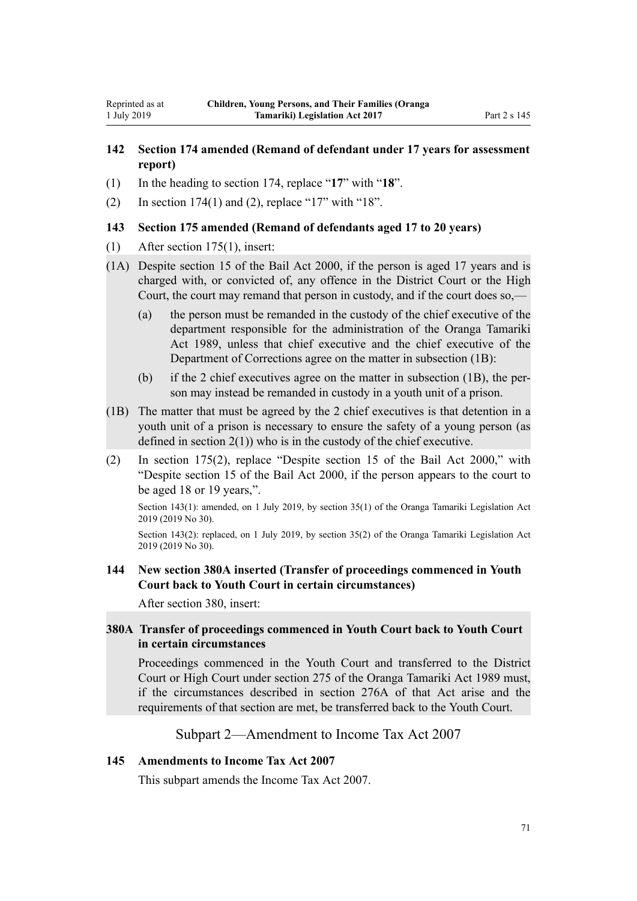### 142 Section 174 amended (Remand of defendant under 17 years for assessment report)

(1) In the heading to section 174, replace "**17**" with "**18**".

(2) In section 174(1) and (2), replace "17" with "18".

### 143 Section 175 amended (Remand of defendants aged 17 to 20 years)

(1) After section 175(1), insert:

(1A) Despite section 15 of the Bail Act 2000, if the person is aged 17 years and is charged with, or convicted of, any offence in the District Court or the High Court, the court may remand that person in custody, and if the court does so,—

(a) the person must be remanded in the custody of the chief executive of the department responsible for the administration of the Oranga Tamariki Act 1989, unless that chief executive and the chief executive of the Department of Corrections agree on the matter in subsection (1B):

(b) if the 2 chief executives agree on the matter in subsection (1B), the person may instead be remanded in custody in a youth unit of a prison.

(1B) The matter that must be agreed by the 2 chief executives is that detention in a youth unit of a prison is necessary to ensure the safety of a young person (as defined in section 2(1)) who is in the custody of the chief executive.

(2) In section 175(2), replace "Despite section 15 of the Bail Act 2000," with "Despite section 15 of the Bail Act 2000, if the person appears to the court to be aged 18 or 19 years,".

Section 143(1): amended, on 1 July 2019, by section 35(1) of the Oranga Tamariki Legislation Act 2019 (2019 No 30).

Section 143(2): replaced, on 1 July 2019, by section 35(2) of the Oranga Tamariki Legislation Act 2019 (2019 No 30).

### 144 New section 380A inserted (Transfer of proceedings commenced in Youth Court back to Youth Court in certain circumstances)

After section 380, insert:

### 380A Transfer of proceedings commenced in Youth Court back to Youth Court in certain circumstances

Proceedings commenced in the Youth Court and transferred to the District Court or High Court under section 275 of the Oranga Tamariki Act 1989 must, if the circumstances described in section 276A of that Act arise and the requirements of that section are met, be transferred back to the Youth Court.

## Subpart 2—Amendment to Income Tax Act 2007

### 145 Amendments to Income Tax Act 2007

This subpart amends the Income Tax Act 2007.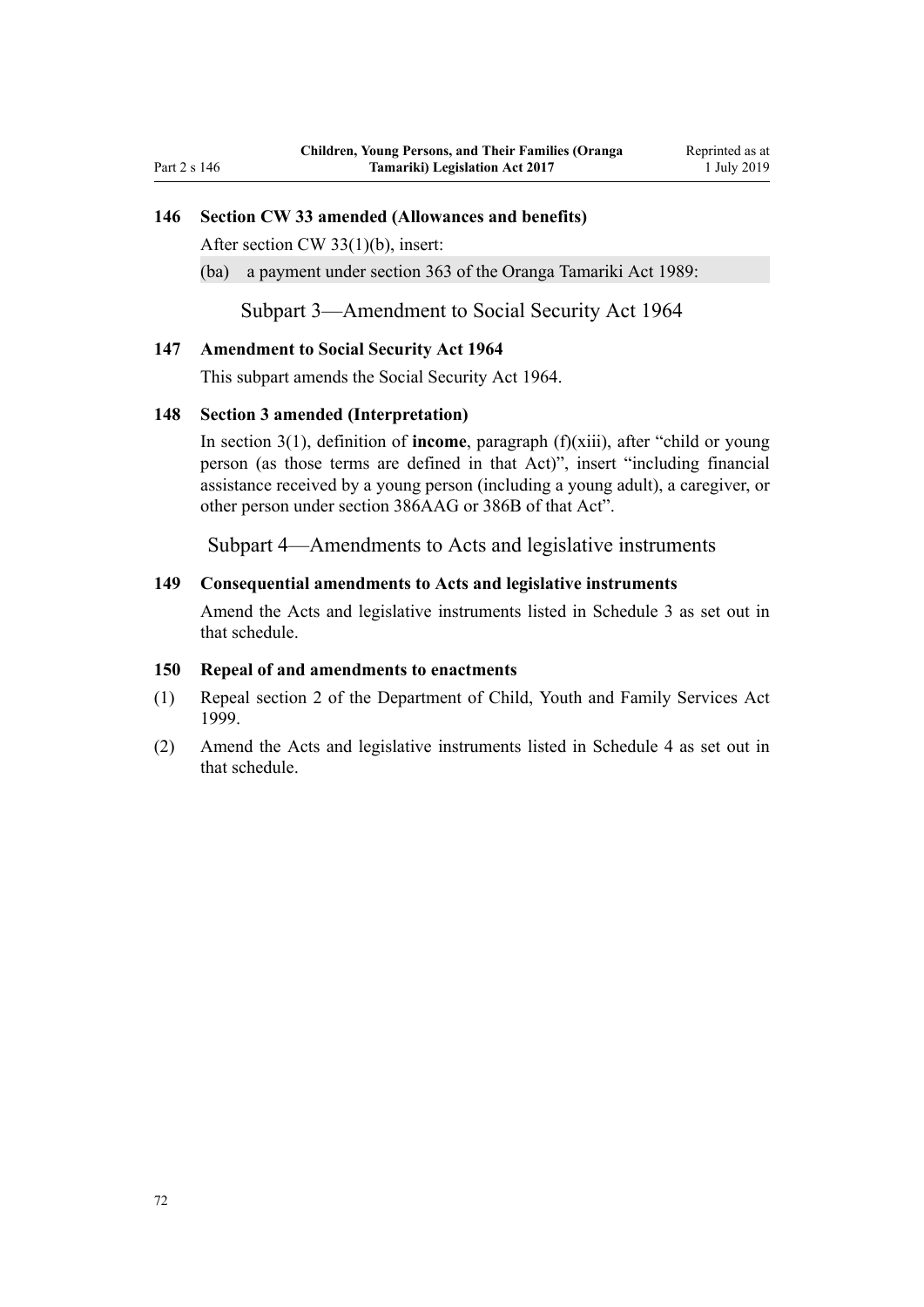### 146 Section CW 33 amended (Allowances and benefits)

After section CW 33(1)(b), insert:

(ba) a payment under section 363 of the Oranga Tamariki Act 1989:

## Subpart 3—Amendment to Social Security Act 1964

### 147 Amendment to Social Security Act 1964

This subpart amends the Social Security Act 1964.

### 148 Section 3 amended (Interpretation)

In section 3(1), definition of **income**, paragraph (f)(xiii), after "child or young person (as those terms are defined in that Act)", insert "including financial assistance received by a young person (including a young adult), a caregiver, or other person under section 386AAG or 386B of that Act".

## Subpart 4—Amendments to Acts and legislative instruments

### 149 Consequential amendments to Acts and legislative instruments

Amend the Acts and legislative instruments listed in Schedule 3 as set out in that schedule.

### 150 Repeal of and amendments to enactments

(1) Repeal section 2 of the Department of Child, Youth and Family Services Act 1999.

(2) Amend the Acts and legislative instruments listed in Schedule 4 as set out in that schedule.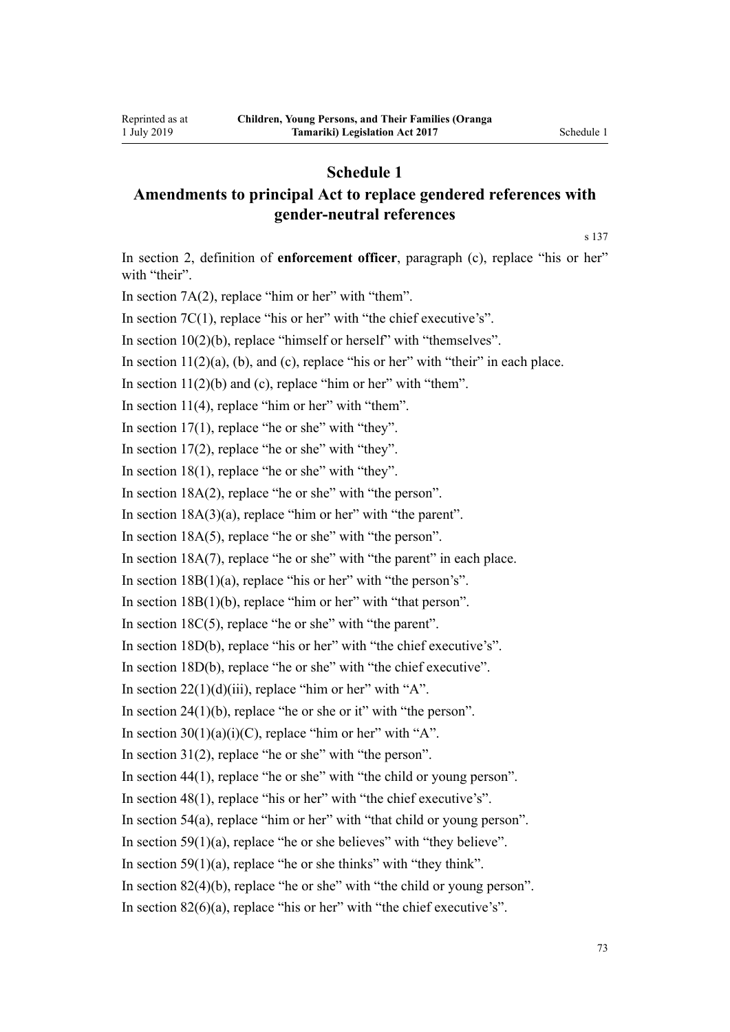# Schedule 1

## Amendments to principal Act to replace gendered references with gender-neutral references

s 137

In section 2, definition of **enforcement officer**, paragraph (c), replace "his or her" with "their".

In section 7A(2), replace "him or her" with "them".

In section 7C(1), replace "his or her" with "the chief executive's".

In section 10(2)(b), replace "himself or herself" with "themselves".

In section 11(2)(a), (b), and (c), replace "his or her" with "their" in each place.

In section 11(2)(b) and (c), replace "him or her" with "them".

In section 11(4), replace "him or her" with "them".

In section 17(1), replace "he or she" with "they".

In section 17(2), replace "he or she" with "they".

In section 18(1), replace "he or she" with "they".

In section 18A(2), replace "he or she" with "the person".

In section 18A(3)(a), replace "him or her" with "the parent".

In section 18A(5), replace "he or she" with "the person".

In section 18A(7), replace "he or she" with "the parent" in each place.

In section 18B(1)(a), replace "his or her" with "the person's".

In section 18B(1)(b), replace "him or her" with "that person".

In section 18C(5), replace "he or she" with "the parent".

In section 18D(b), replace "his or her" with "the chief executive's".

In section 18D(b), replace "he or she" with "the chief executive".

In section 22(1)(d)(iii), replace "him or her" with "A".

In section 24(1)(b), replace "he or she or it" with "the person".

In section 30(1)(a)(i)(C), replace "him or her" with "A".

In section 31(2), replace "he or she" with "the person".

In section 44(1), replace "he or she" with "the child or young person".

In section 48(1), replace "his or her" with "the chief executive's".

In section 54(a), replace "him or her" with "that child or young person".

In section 59(1)(a), replace "he or she believes" with "they believe".

In section 59(1)(a), replace "he or she thinks" with "they think".

In section 82(4)(b), replace "he or she" with "the child or young person".

In section 82(6)(a), replace "his or her" with "the chief executive's".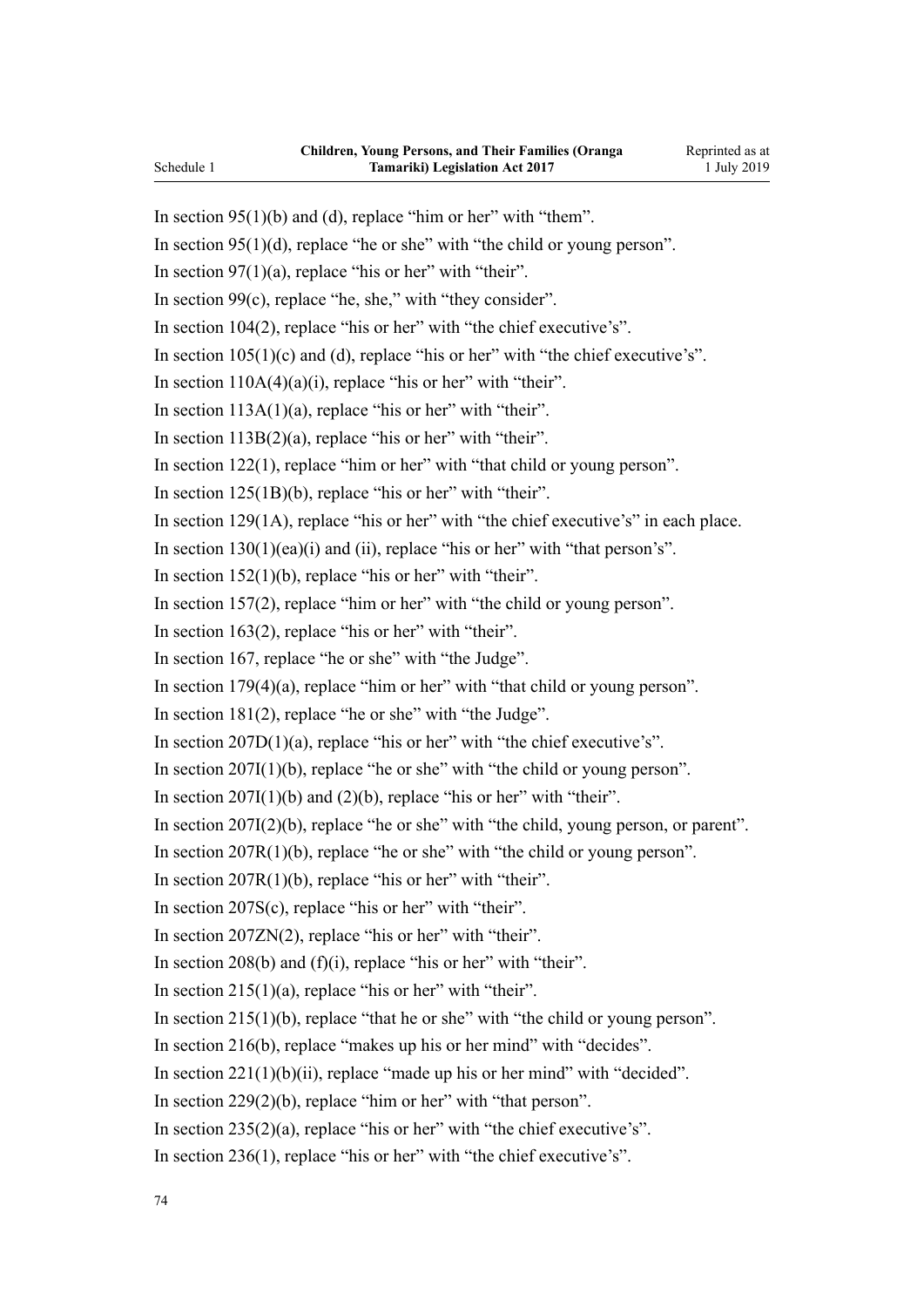In section 95(1)(b) and (d), replace "him or her" with "them".

In section 95(1)(d), replace "he or she" with "the child or young person".

In section 97(1)(a), replace "his or her" with "their".

In section 99(c), replace "he, she," with "they consider".

In section 104(2), replace "his or her" with "the chief executive's".

In section 105(1)(c) and (d), replace "his or her" with "the chief executive's".

In section 110A(4)(a)(i), replace "his or her" with "their".

In section 113A(1)(a), replace "his or her" with "their".

In section 113B(2)(a), replace "his or her" with "their".

In section 122(1), replace "him or her" with "that child or young person".

In section 125(1B)(b), replace "his or her" with "their".

In section 129(1A), replace "his or her" with "the chief executive's" in each place.

In section 130(1)(ea)(i) and (ii), replace "his or her" with "that person's".

In section 152(1)(b), replace "his or her" with "their".

In section 157(2), replace "him or her" with "the child or young person".

In section 163(2), replace "his or her" with "their".

In section 167, replace "he or she" with "the Judge".

In section 179(4)(a), replace "him or her" with "that child or young person".

In section 181(2), replace "he or she" with "the Judge".

In section 207D(1)(a), replace "his or her" with "the chief executive's".

In section 207I(1)(b), replace "he or she" with "the child or young person".

In section 207I(1)(b) and (2)(b), replace "his or her" with "their".

In section 207I(2)(b), replace "he or she" with "the child, young person, or parent".

In section 207R(1)(b), replace "he or she" with "the child or young person".

In section 207R(1)(b), replace "his or her" with "their".

In section 207S(c), replace "his or her" with "their".

In section 207ZN(2), replace "his or her" with "their".

In section 208(b) and (f)(i), replace "his or her" with "their".

In section 215(1)(a), replace "his or her" with "their".

In section 215(1)(b), replace "that he or she" with "the child or young person".

In section 216(b), replace "makes up his or her mind" with "decides".

In section 221(1)(b)(ii), replace "made up his or her mind" with "decided".

In section 229(2)(b), replace "him or her" with "that person".

In section 235(2)(a), replace "his or her" with "the chief executive's".

In section 236(1), replace "his or her" with "the chief executive's".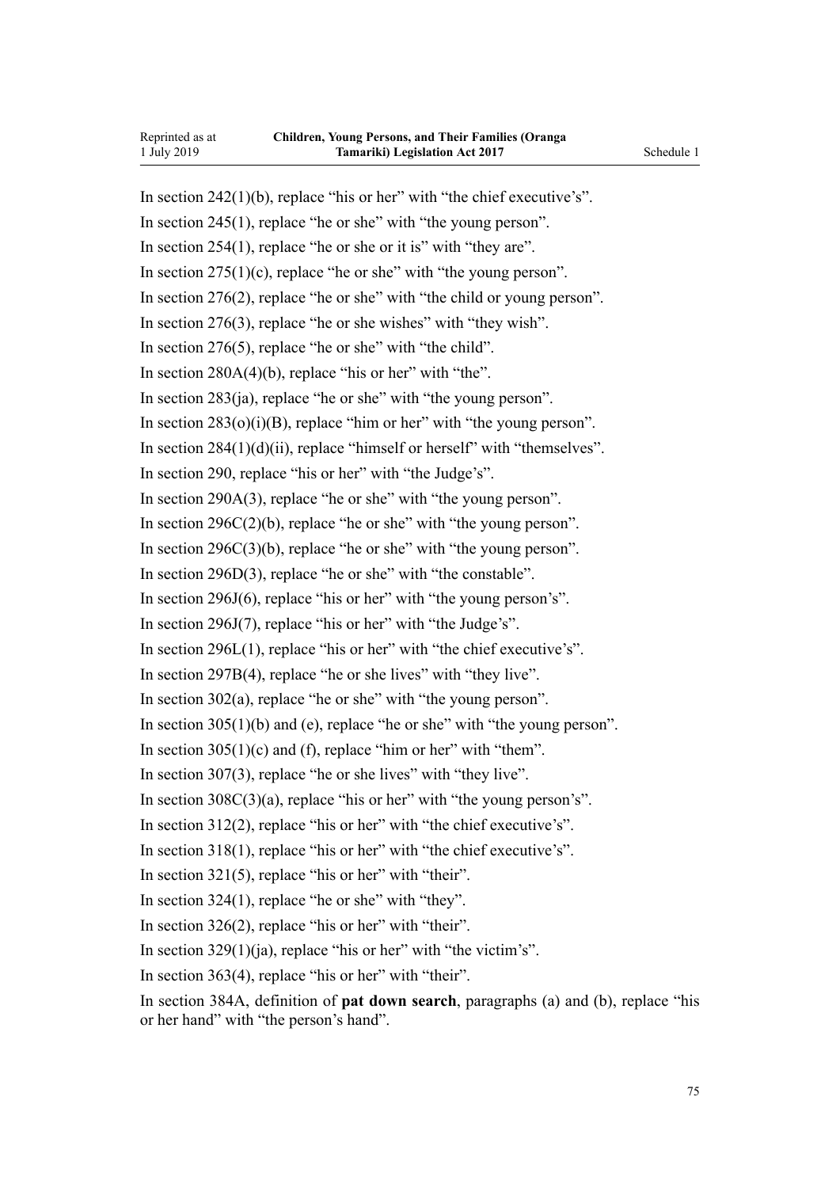In section 242(1)(b), replace "his or her" with "the chief executive's".

In section 245(1), replace "he or she" with "the young person".

In section 254(1), replace "he or she or it is" with "they are".

In section 275(1)(c), replace "he or she" with "the young person".

In section 276(2), replace "he or she" with "the child or young person".

In section 276(3), replace "he or she wishes" with "they wish".

In section 276(5), replace "he or she" with "the child".

In section 280A(4)(b), replace "his or her" with "the".

In section 283(ja), replace "he or she" with "the young person".

In section 283(o)(i)(B), replace "him or her" with "the young person".

In section 284(1)(d)(ii), replace "himself or herself" with "themselves".

In section 290, replace "his or her" with "the Judge's".

In section 290A(3), replace "he or she" with "the young person".

In section 296C(2)(b), replace "he or she" with "the young person".

In section 296C(3)(b), replace "he or she" with "the young person".

In section 296D(3), replace "he or she" with "the constable".

In section 296J(6), replace "his or her" with "the young person's".

In section 296J(7), replace "his or her" with "the Judge's".

In section 296L(1), replace "his or her" with "the chief executive's".

In section 297B(4), replace "he or she lives" with "they live".

In section 302(a), replace "he or she" with "the young person".

In section 305(1)(b) and (e), replace "he or she" with "the young person".

In section 305(1)(c) and (f), replace "him or her" with "them".

In section 307(3), replace "he or she lives" with "they live".

In section 308C(3)(a), replace "his or her" with "the young person's".

In section 312(2), replace "his or her" with "the chief executive's".

In section 318(1), replace "his or her" with "the chief executive's".

In section 321(5), replace "his or her" with "their".

In section 324(1), replace "he or she" with "they".

In section 326(2), replace "his or her" with "their".

In section 329(1)(ja), replace "his or her" with "the victim's".

In section 363(4), replace "his or her" with "their".

In section 384A, definition of **pat down search**, paragraphs (a) and (b), replace "his or her hand" with "the person's hand".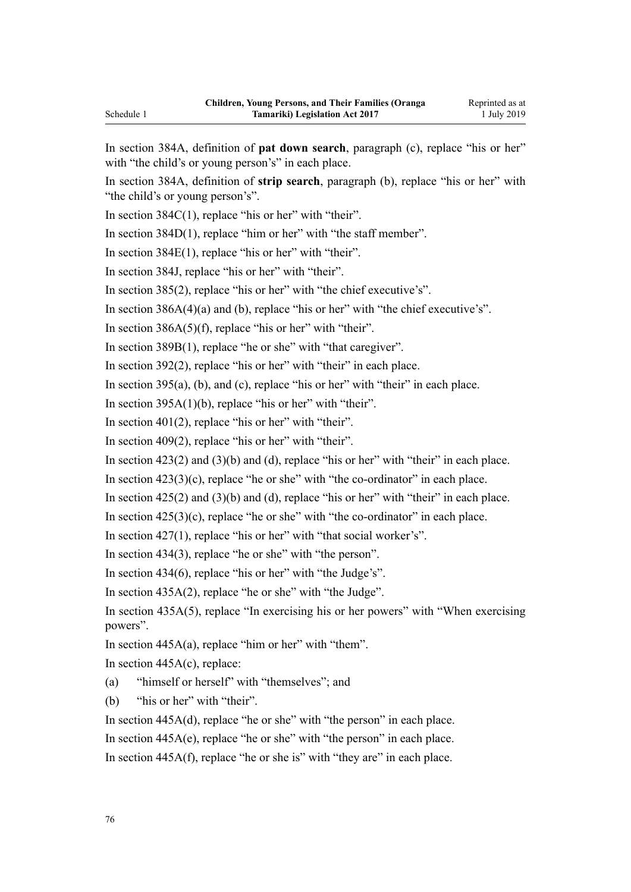In section 384A, definition of **pat down search**, paragraph (c), replace "his or her" with "the child's or young person's" in each place.

In section 384A, definition of **strip search**, paragraph (b), replace "his or her" with "the child's or young person's".

In section 384C(1), replace "his or her" with "their".

In section 384D(1), replace "him or her" with "the staff member".

In section 384E(1), replace "his or her" with "their".

In section 384J, replace "his or her" with "their".

In section 385(2), replace "his or her" with "the chief executive's".

In section 386A(4)(a) and (b), replace "his or her" with "the chief executive's".

In section 386A(5)(f), replace "his or her" with "their".

In section 389B(1), replace "he or she" with "that caregiver".

In section 392(2), replace "his or her" with "their" in each place.

In section 395(a), (b), and (c), replace "his or her" with "their" in each place.

In section 395A(1)(b), replace "his or her" with "their".

In section 401(2), replace "his or her" with "their".

In section 409(2), replace "his or her" with "their".

In section 423(2) and (3)(b) and (d), replace "his or her" with "their" in each place.

In section 423(3)(c), replace "he or she" with "the co-ordinator" in each place.

In section 425(2) and (3)(b) and (d), replace "his or her" with "their" in each place.

In section 425(3)(c), replace "he or she" with "the co-ordinator" in each place.

In section 427(1), replace "his or her" with "that social worker's".

In section 434(3), replace "he or she" with "the person".

In section 434(6), replace "his or her" with "the Judge's".

In section 435A(2), replace "he or she" with "the Judge".

In section 435A(5), replace "In exercising his or her powers" with "When exercising powers".

In section 445A(a), replace "him or her" with "them".

In section 445A(c), replace:

(a) "himself or herself" with "themselves"; and

(b) "his or her" with "their".

In section 445A(d), replace "he or she" with "the person" in each place.

In section 445A(e), replace "he or she" with "the person" in each place.

In section 445A(f), replace "he or she is" with "they are" in each place.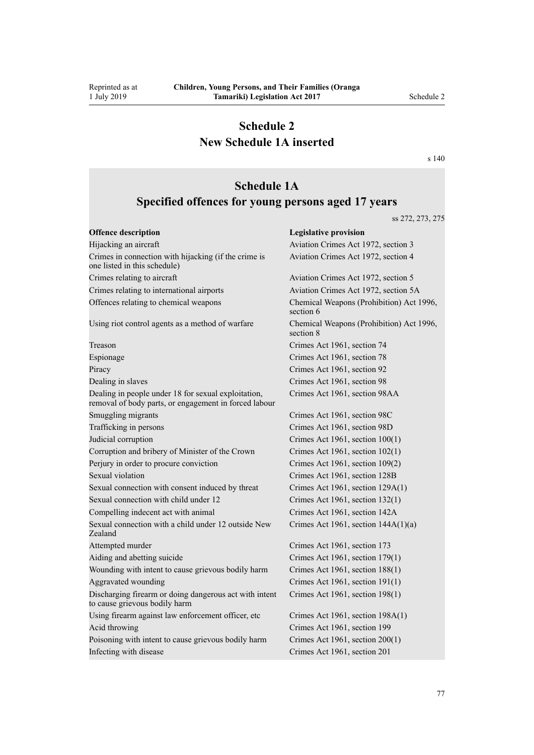# Schedule 2
# New Schedule 1A inserted

s 140

## Schedule 1A
## Specified offences for young persons aged 17 years

ss 272, 273, 275

| Offence description | Legislative provision |
| --- | --- |
| Hijacking an aircraft | Aviation Crimes Act 1972, section 3 |
| Crimes in connection with hijacking (if the crime is one listed in this schedule) | Aviation Crimes Act 1972, section 4 |
| Crimes relating to aircraft | Aviation Crimes Act 1972, section 5 |
| Crimes relating to international airports | Aviation Crimes Act 1972, section 5A |
| Offences relating to chemical weapons | Chemical Weapons (Prohibition) Act 1996, section 6 |
| Using riot control agents as a method of warfare | Chemical Weapons (Prohibition) Act 1996, section 8 |
| Treason | Crimes Act 1961, section 74 |
| Espionage | Crimes Act 1961, section 78 |
| Piracy | Crimes Act 1961, section 92 |
| Dealing in slaves | Crimes Act 1961, section 98 |
| Dealing in people under 18 for sexual exploitation, removal of body parts, or engagement in forced labour | Crimes Act 1961, section 98AA |
| Smuggling migrants | Crimes Act 1961, section 98C |
| Trafficking in persons | Crimes Act 1961, section 98D |
| Judicial corruption | Crimes Act 1961, section 100(1) |
| Corruption and bribery of Minister of the Crown | Crimes Act 1961, section 102(1) |
| Perjury in order to procure conviction | Crimes Act 1961, section 109(2) |
| Sexual violation | Crimes Act 1961, section 128B |
| Sexual connection with consent induced by threat | Crimes Act 1961, section 129A(1) |
| Sexual connection with child under 12 | Crimes Act 1961, section 132(1) |
| Compelling indecent act with animal | Crimes Act 1961, section 142A |
| Sexual connection with a child under 12 outside New Zealand | Crimes Act 1961, section 144A(1)(a) |
| Attempted murder | Crimes Act 1961, section 173 |
| Aiding and abetting suicide | Crimes Act 1961, section 179(1) |
| Wounding with intent to cause grievous bodily harm | Crimes Act 1961, section 188(1) |
| Aggravated wounding | Crimes Act 1961, section 191(1) |
| Discharging firearm or doing dangerous act with intent to cause grievous bodily harm | Crimes Act 1961, section 198(1) |
| Using firearm against law enforcement officer, etc | Crimes Act 1961, section 198A(1) |
| Acid throwing | Crimes Act 1961, section 199 |
| Poisoning with intent to cause grievous bodily harm | Crimes Act 1961, section 200(1) |
| Infecting with disease | Crimes Act 1961, section 201 |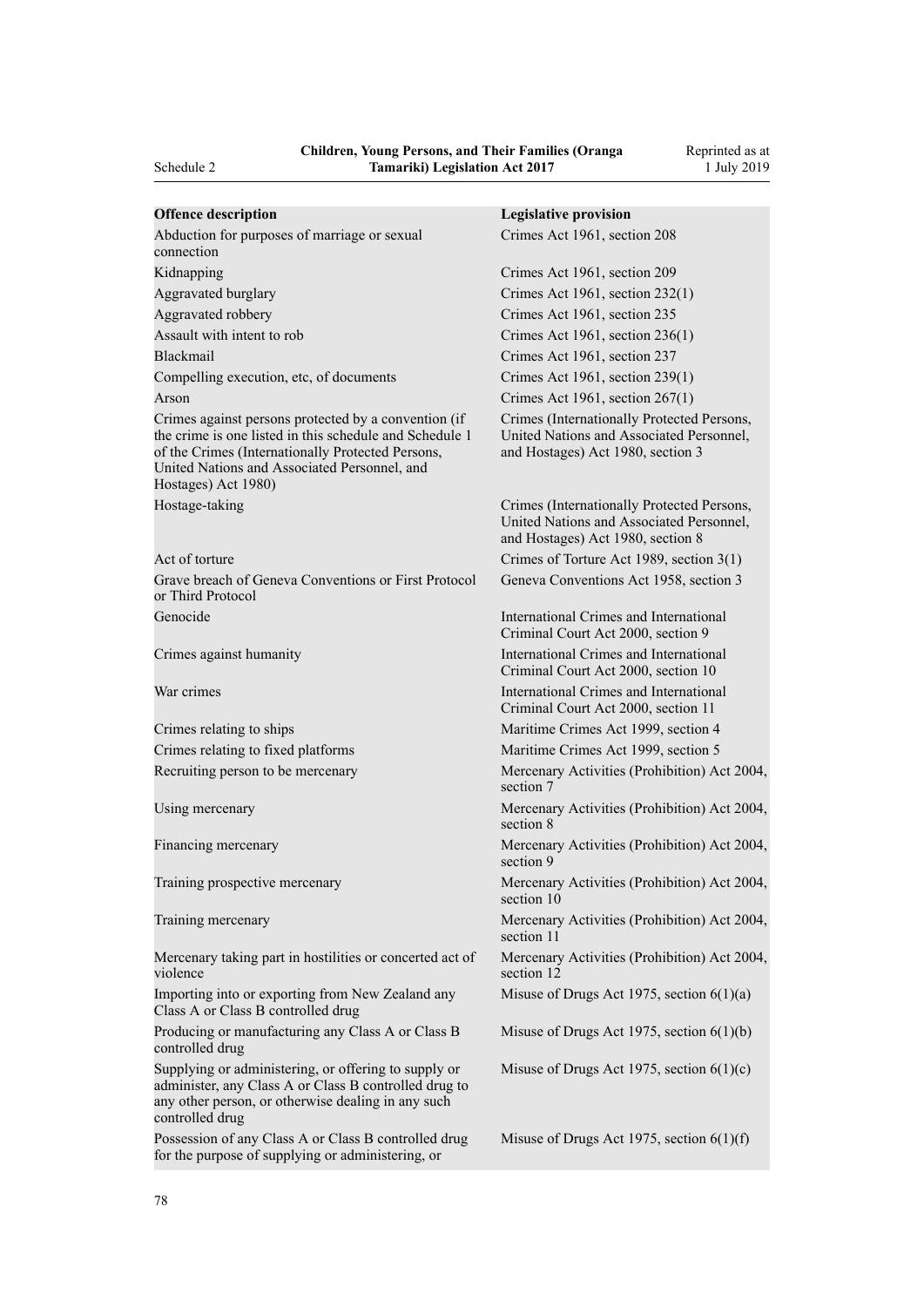| Offence description | Legislative provision |
|---|---|
| Abduction for purposes of marriage or sexual connection | Crimes Act 1961, section 208 |
| Kidnapping | Crimes Act 1961, section 209 |
| Aggravated burglary | Crimes Act 1961, section 232(1) |
| Aggravated robbery | Crimes Act 1961, section 235 |
| Assault with intent to rob | Crimes Act 1961, section 236(1) |
| Blackmail | Crimes Act 1961, section 237 |
| Compelling execution, etc, of documents | Crimes Act 1961, section 239(1) |
| Arson | Crimes Act 1961, section 267(1) |
| Crimes against persons protected by a convention (if the crime is one listed in this schedule and Schedule 1 of the Crimes (Internationally Protected Persons, United Nations and Associated Personnel, and Hostages) Act 1980) | Crimes (Internationally Protected Persons, United Nations and Associated Personnel, and Hostages) Act 1980, section 3 |
| Hostage-taking | Crimes (Internationally Protected Persons, United Nations and Associated Personnel, and Hostages) Act 1980, section 8 |
| Act of torture | Crimes of Torture Act 1989, section 3(1) |
| Grave breach of Geneva Conventions or First Protocol or Third Protocol | Geneva Conventions Act 1958, section 3 |
| Genocide | International Crimes and International Criminal Court Act 2000, section 9 |
| Crimes against humanity | International Crimes and International Criminal Court Act 2000, section 10 |
| War crimes | International Crimes and International Criminal Court Act 2000, section 11 |
| Crimes relating to ships | Maritime Crimes Act 1999, section 4 |
| Crimes relating to fixed platforms | Maritime Crimes Act 1999, section 5 |
| Recruiting person to be mercenary | Mercenary Activities (Prohibition) Act 2004, section 7 |
| Using mercenary | Mercenary Activities (Prohibition) Act 2004, section 8 |
| Financing mercenary | Mercenary Activities (Prohibition) Act 2004, section 9 |
| Training prospective mercenary | Mercenary Activities (Prohibition) Act 2004, section 10 |
| Training mercenary | Mercenary Activities (Prohibition) Act 2004, section 11 |
| Mercenary taking part in hostilities or concerted act of violence | Mercenary Activities (Prohibition) Act 2004, section 12 |
| Importing into or exporting from New Zealand any Class A or Class B controlled drug | Misuse of Drugs Act 1975, section 6(1)(a) |
| Producing or manufacturing any Class A or Class B controlled drug | Misuse of Drugs Act 1975, section 6(1)(b) |
| Supplying or administering, or offering to supply or administer, any Class A or Class B controlled drug to any other person, or otherwise dealing in any such controlled drug | Misuse of Drugs Act 1975, section 6(1)(c) |
| Possession of any Class A or Class B controlled drug for the purpose of supplying or administering, or | Misuse of Drugs Act 1975, section 6(1)(f) |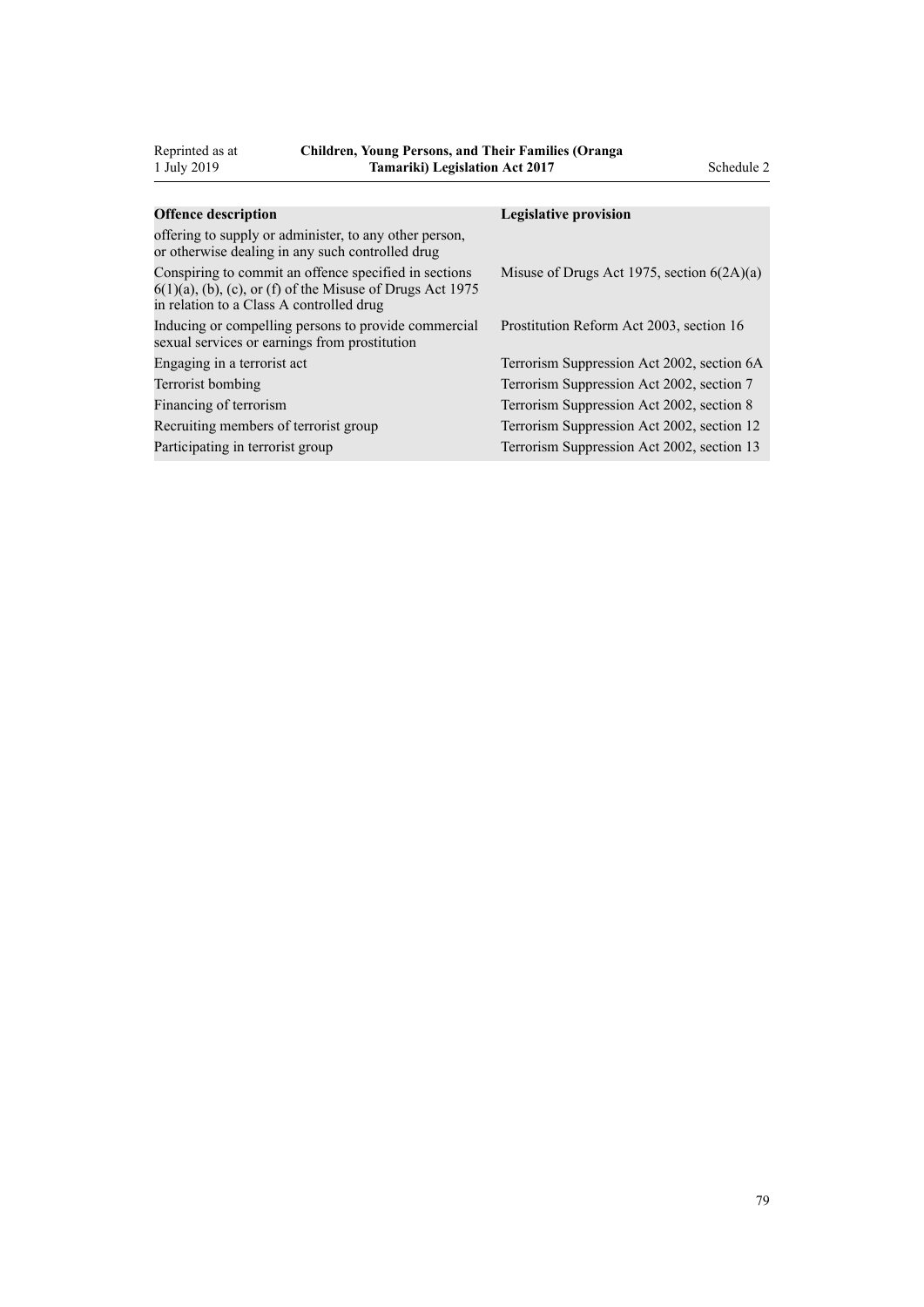| Offence description | Legislative provision |
| --- | --- |
| offering to supply or administer, to any other person, or otherwise dealing in any such controlled drug | |
| Conspiring to commit an offence specified in sections 6(1)(a), (b), (c), or (f) of the Misuse of Drugs Act 1975 in relation to a Class A controlled drug | Misuse of Drugs Act 1975, section 6(2A)(a) |
| Inducing or compelling persons to provide commercial sexual services or earnings from prostitution | Prostitution Reform Act 2003, section 16 |
| Engaging in a terrorist act | Terrorism Suppression Act 2002, section 6A |
| Terrorist bombing | Terrorism Suppression Act 2002, section 7 |
| Financing of terrorism | Terrorism Suppression Act 2002, section 8 |
| Recruiting members of terrorist group | Terrorism Suppression Act 2002, section 12 |
| Participating in terrorist group | Terrorism Suppression Act 2002, section 13 |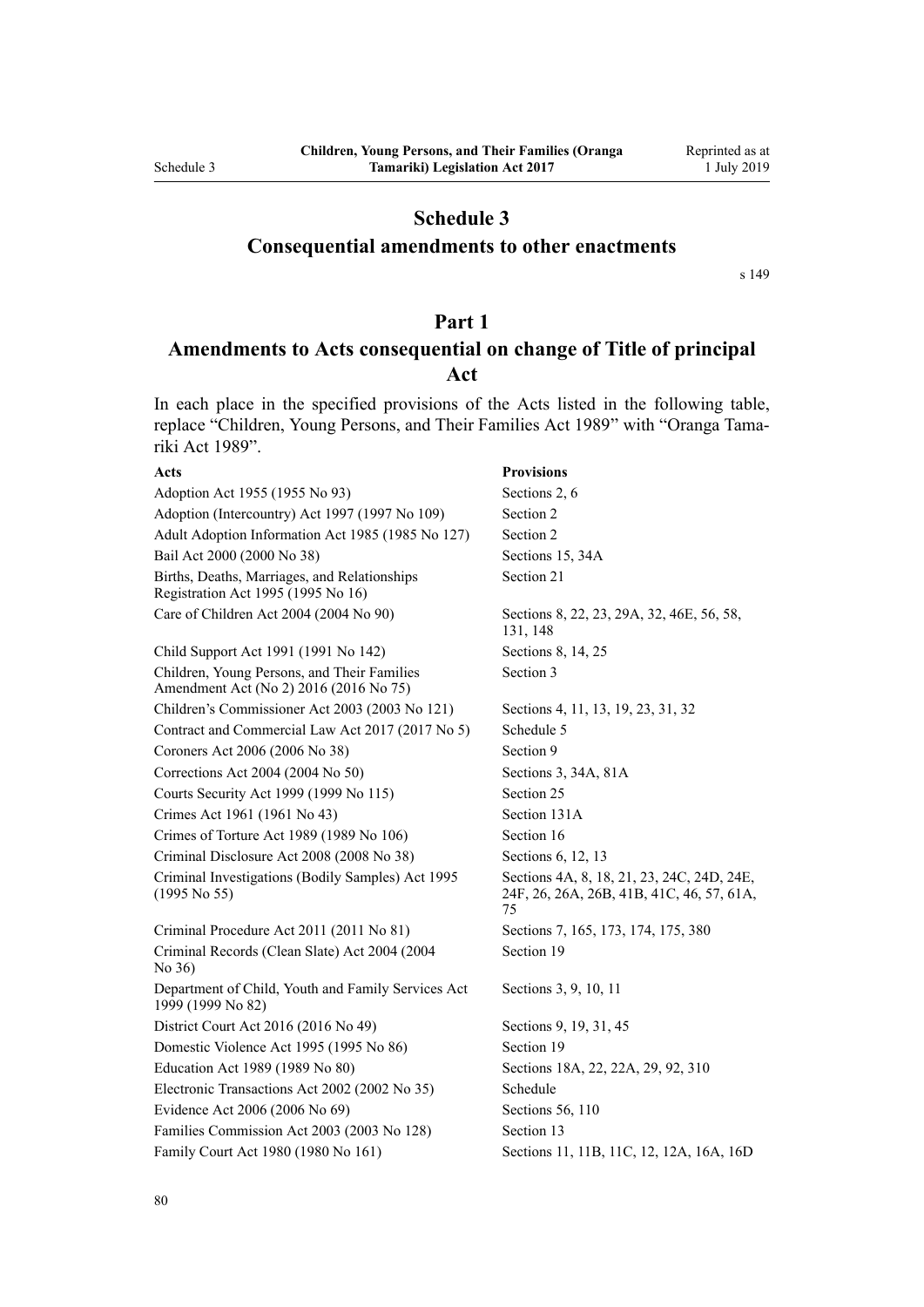# Schedule 3
## Consequential amendments to other enactments

s 149

## Part 1
## Amendments to Acts consequential on change of Title of principal Act

In each place in the specified provisions of the Acts listed in the following table, replace "Children, Young Persons, and Their Families Act 1989" with "Oranga Tamariki Act 1989".

| Acts | Provisions |
|---|---|
| Adoption Act 1955 (1955 No 93) | Sections 2, 6 |
| Adoption (Intercountry) Act 1997 (1997 No 109) | Section 2 |
| Adult Adoption Information Act 1985 (1985 No 127) | Section 2 |
| Bail Act 2000 (2000 No 38) | Sections 15, 34A |
| Births, Deaths, Marriages, and Relationships Registration Act 1995 (1995 No 16) | Section 21 |
| Care of Children Act 2004 (2004 No 90) | Sections 8, 22, 23, 29A, 32, 46E, 56, 58, 131, 148 |
| Child Support Act 1991 (1991 No 142) | Sections 8, 14, 25 |
| Children, Young Persons, and Their Families Amendment Act (No 2) 2016 (2016 No 75) | Section 3 |
| Children's Commissioner Act 2003 (2003 No 121) | Sections 4, 11, 13, 19, 23, 31, 32 |
| Contract and Commercial Law Act 2017 (2017 No 5) | Schedule 5 |
| Coroners Act 2006 (2006 No 38) | Section 9 |
| Corrections Act 2004 (2004 No 50) | Sections 3, 34A, 81A |
| Courts Security Act 1999 (1999 No 115) | Section 25 |
| Crimes Act 1961 (1961 No 43) | Section 131A |
| Crimes of Torture Act 1989 (1989 No 106) | Section 16 |
| Criminal Disclosure Act 2008 (2008 No 38) | Sections 6, 12, 13 |
| Criminal Investigations (Bodily Samples) Act 1995 (1995 No 55) | Sections 4A, 8, 18, 21, 23, 24C, 24D, 24E, 24F, 26, 26A, 26B, 41B, 41C, 46, 57, 61A, 75 |
| Criminal Procedure Act 2011 (2011 No 81) | Sections 7, 165, 173, 174, 175, 380 |
| Criminal Records (Clean Slate) Act 2004 (2004 No 36) | Section 19 |
| Department of Child, Youth and Family Services Act 1999 (1999 No 82) | Sections 3, 9, 10, 11 |
| District Court Act 2016 (2016 No 49) | Sections 9, 19, 31, 45 |
| Domestic Violence Act 1995 (1995 No 86) | Section 19 |
| Education Act 1989 (1989 No 80) | Sections 18A, 22, 22A, 29, 92, 310 |
| Electronic Transactions Act 2002 (2002 No 35) | Schedule |
| Evidence Act 2006 (2006 No 69) | Sections 56, 110 |
| Families Commission Act 2003 (2003 No 128) | Section 13 |
| Family Court Act 1980 (1980 No 161) | Sections 11, 11B, 11C, 12, 12A, 16A, 16D |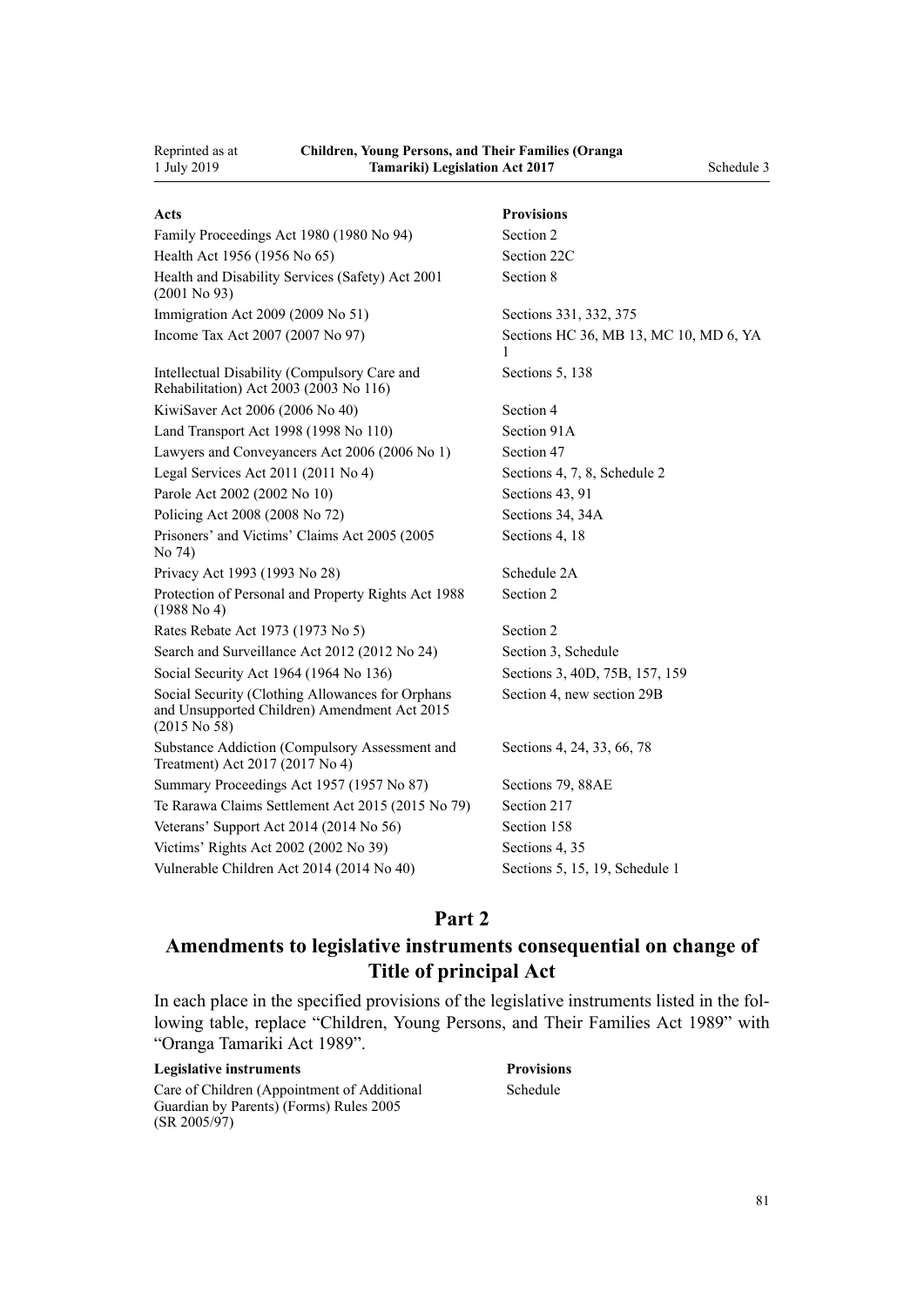| Acts | Provisions |
|---|---|
| Family Proceedings Act 1980 (1980 No 94) | Section 2 |
| Health Act 1956 (1956 No 65) | Section 22C |
| Health and Disability Services (Safety) Act 2001 (2001 No 93) | Section 8 |
| Immigration Act 2009 (2009 No 51) | Sections 331, 332, 375 |
| Income Tax Act 2007 (2007 No 97) | Sections HC 36, MB 13, MC 10, MD 6, YA 1 |
| Intellectual Disability (Compulsory Care and Rehabilitation) Act 2003 (2003 No 116) | Sections 5, 138 |
| KiwiSaver Act 2006 (2006 No 40) | Section 4 |
| Land Transport Act 1998 (1998 No 110) | Section 91A |
| Lawyers and Conveyancers Act 2006 (2006 No 1) | Section 47 |
| Legal Services Act 2011 (2011 No 4) | Sections 4, 7, 8, Schedule 2 |
| Parole Act 2002 (2002 No 10) | Sections 43, 91 |
| Policing Act 2008 (2008 No 72) | Sections 34, 34A |
| Prisoners' and Victims' Claims Act 2005 (2005 No 74) | Sections 4, 18 |
| Privacy Act 1993 (1993 No 28) | Schedule 2A |
| Protection of Personal and Property Rights Act 1988 (1988 No 4) | Section 2 |
| Rates Rebate Act 1973 (1973 No 5) | Section 2 |
| Search and Surveillance Act 2012 (2012 No 24) | Section 3, Schedule |
| Social Security Act 1964 (1964 No 136) | Sections 3, 40D, 75B, 157, 159 |
| Social Security (Clothing Allowances for Orphans and Unsupported Children) Amendment Act 2015 (2015 No 58) | Section 4, new section 29B |
| Substance Addiction (Compulsory Assessment and Treatment) Act 2017 (2017 No 4) | Sections 4, 24, 33, 66, 78 |
| Summary Proceedings Act 1957 (1957 No 87) | Sections 79, 88AE |
| Te Rarawa Claims Settlement Act 2015 (2015 No 79) | Section 217 |
| Veterans' Support Act 2014 (2014 No 56) | Section 158 |
| Victims' Rights Act 2002 (2002 No 39) | Sections 4, 35 |
| Vulnerable Children Act 2014 (2014 No 40) | Sections 5, 15, 19, Schedule 1 |

## Part 2
## Amendments to legislative instruments consequential on change of Title of principal Act

In each place in the specified provisions of the legislative instruments listed in the following table, replace "Children, Young Persons, and Their Families Act 1989" with "Oranga Tamariki Act 1989".

| Legislative instruments | Provisions |
|---|---|
| Care of Children (Appointment of Additional Guardian by Parents) (Forms) Rules 2005 (SR 2005/97) | Schedule |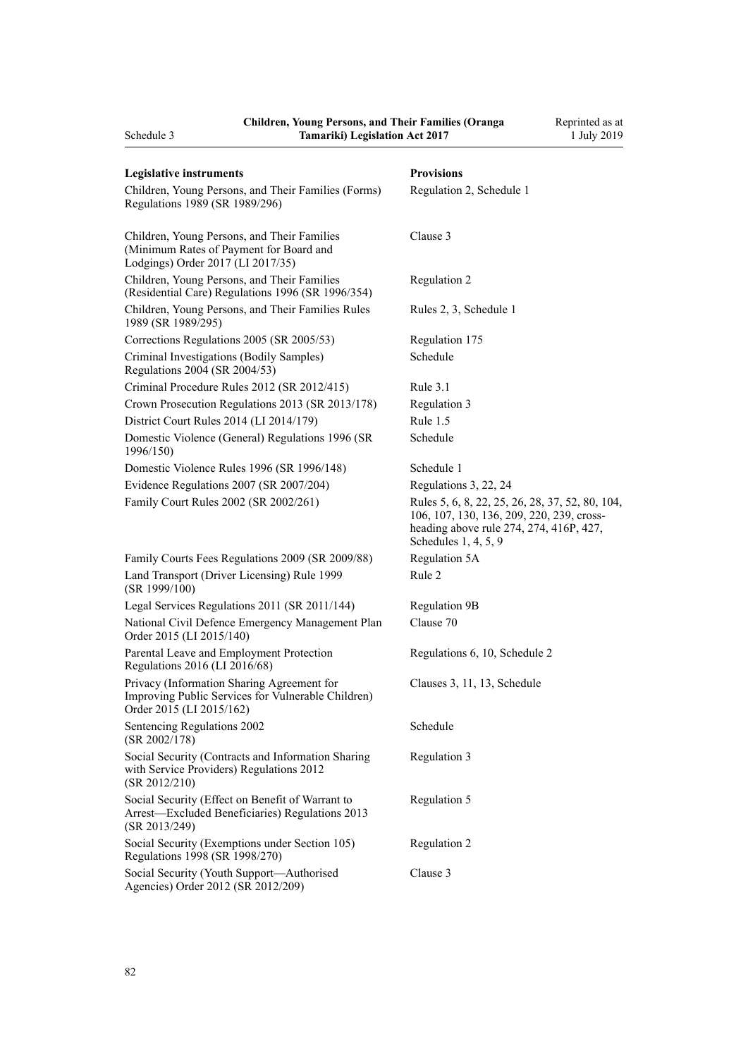| Legislative instruments | Provisions |
|---|---|
| Children, Young Persons, and Their Families (Forms) Regulations 1989 (SR 1989/296) | Regulation 2, Schedule 1 |
| Children, Young Persons, and Their Families (Minimum Rates of Payment for Board and Lodgings) Order 2017 (LI 2017/35) | Clause 3 |
| Children, Young Persons, and Their Families (Residential Care) Regulations 1996 (SR 1996/354) | Regulation 2 |
| Children, Young Persons, and Their Families Rules 1989 (SR 1989/295) | Rules 2, 3, Schedule 1 |
| Corrections Regulations 2005 (SR 2005/53) | Regulation 175 |
| Criminal Investigations (Bodily Samples) Regulations 2004 (SR 2004/53) | Schedule |
| Criminal Procedure Rules 2012 (SR 2012/415) | Rule 3.1 |
| Crown Prosecution Regulations 2013 (SR 2013/178) | Regulation 3 |
| District Court Rules 2014 (LI 2014/179) | Rule 1.5 |
| Domestic Violence (General) Regulations 1996 (SR 1996/150) | Schedule |
| Domestic Violence Rules 1996 (SR 1996/148) | Schedule 1 |
| Evidence Regulations 2007 (SR 2007/204) | Regulations 3, 22, 24 |
| Family Court Rules 2002 (SR 2002/261) | Rules 5, 6, 8, 22, 25, 26, 28, 37, 52, 80, 104, 106, 107, 130, 136, 209, 220, 239, cross-heading above rule 274, 274, 416P, 427, Schedules 1, 4, 5, 9 |
| Family Courts Fees Regulations 2009 (SR 2009/88) | Regulation 5A |
| Land Transport (Driver Licensing) Rule 1999 (SR 1999/100) | Rule 2 |
| Legal Services Regulations 2011 (SR 2011/144) | Regulation 9B |
| National Civil Defence Emergency Management Plan Order 2015 (LI 2015/140) | Clause 70 |
| Parental Leave and Employment Protection Regulations 2016 (LI 2016/68) | Regulations 6, 10, Schedule 2 |
| Privacy (Information Sharing Agreement for Improving Public Services for Vulnerable Children) Order 2015 (LI 2015/162) | Clauses 3, 11, 13, Schedule |
| Sentencing Regulations 2002 (SR 2002/178) | Schedule |
| Social Security (Contracts and Information Sharing with Service Providers) Regulations 2012 (SR 2012/210) | Regulation 3 |
| Social Security (Effect on Benefit of Warrant to Arrest—Excluded Beneficiaries) Regulations 2013 (SR 2013/249) | Regulation 5 |
| Social Security (Exemptions under Section 105) Regulations 1998 (SR 1998/270) | Regulation 2 |
| Social Security (Youth Support—Authorised Agencies) Order 2012 (SR 2012/209) | Clause 3 |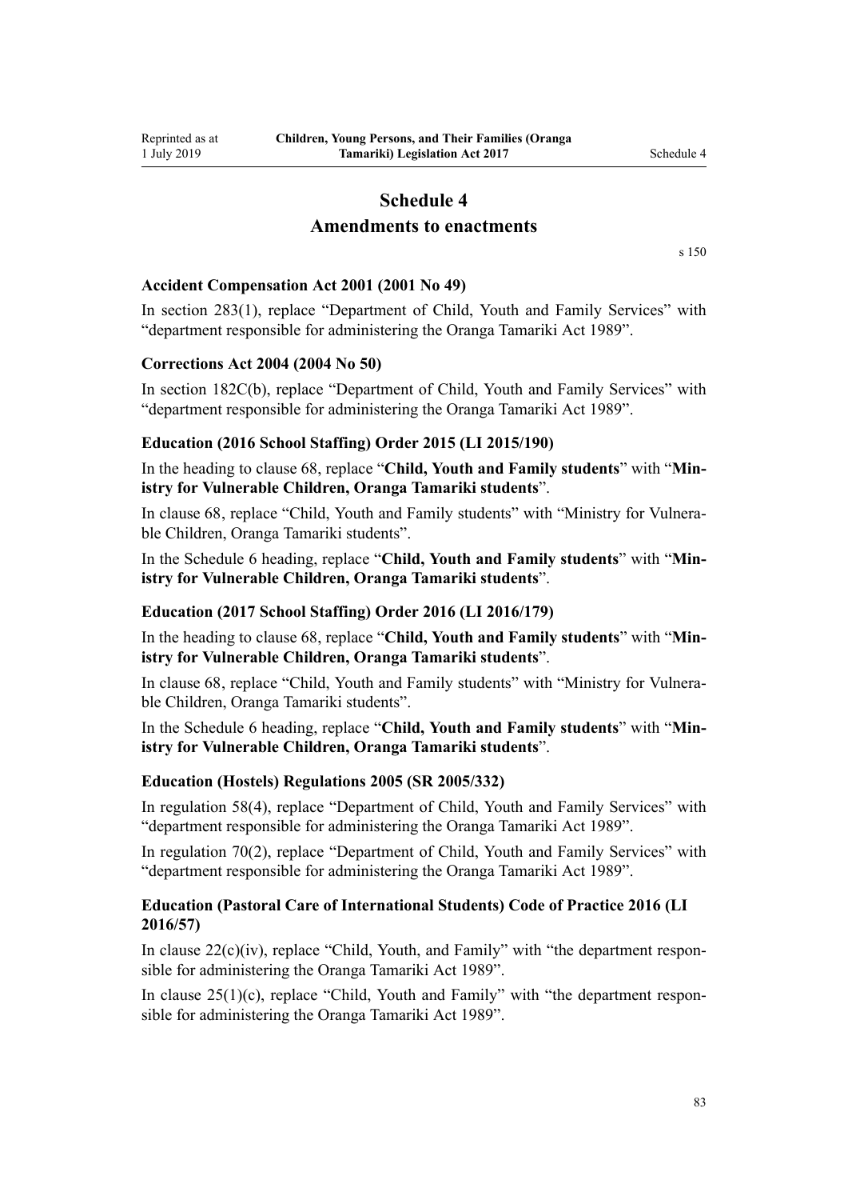# Schedule 4
## Amendments to enactments

s 150

### Accident Compensation Act 2001 (2001 No 49)

In section 283(1), replace "Department of Child, Youth and Family Services" with "department responsible for administering the Oranga Tamariki Act 1989".

### Corrections Act 2004 (2004 No 50)

In section 182C(b), replace "Department of Child, Youth and Family Services" with "department responsible for administering the Oranga Tamariki Act 1989".

### Education (2016 School Staffing) Order 2015 (LI 2015/190)

In the heading to clause 68, replace "**Child, Youth and Family students**" with "**Ministry for Vulnerable Children, Oranga Tamariki students**".

In clause 68, replace "Child, Youth and Family students" with "Ministry for Vulnerable Children, Oranga Tamariki students".

In the Schedule 6 heading, replace "**Child, Youth and Family students**" with "**Ministry for Vulnerable Children, Oranga Tamariki students**".

### Education (2017 School Staffing) Order 2016 (LI 2016/179)

In the heading to clause 68, replace "**Child, Youth and Family students**" with "**Ministry for Vulnerable Children, Oranga Tamariki students**".

In clause 68, replace "Child, Youth and Family students" with "Ministry for Vulnerable Children, Oranga Tamariki students".

In the Schedule 6 heading, replace "**Child, Youth and Family students**" with "**Ministry for Vulnerable Children, Oranga Tamariki students**".

### Education (Hostels) Regulations 2005 (SR 2005/332)

In regulation 58(4), replace "Department of Child, Youth and Family Services" with "department responsible for administering the Oranga Tamariki Act 1989".

In regulation 70(2), replace "Department of Child, Youth and Family Services" with "department responsible for administering the Oranga Tamariki Act 1989".

### Education (Pastoral Care of International Students) Code of Practice 2016 (LI 2016/57)

In clause 22(c)(iv), replace "Child, Youth, and Family" with "the department responsible for administering the Oranga Tamariki Act 1989".

In clause 25(1)(c), replace "Child, Youth and Family" with "the department responsible for administering the Oranga Tamariki Act 1989".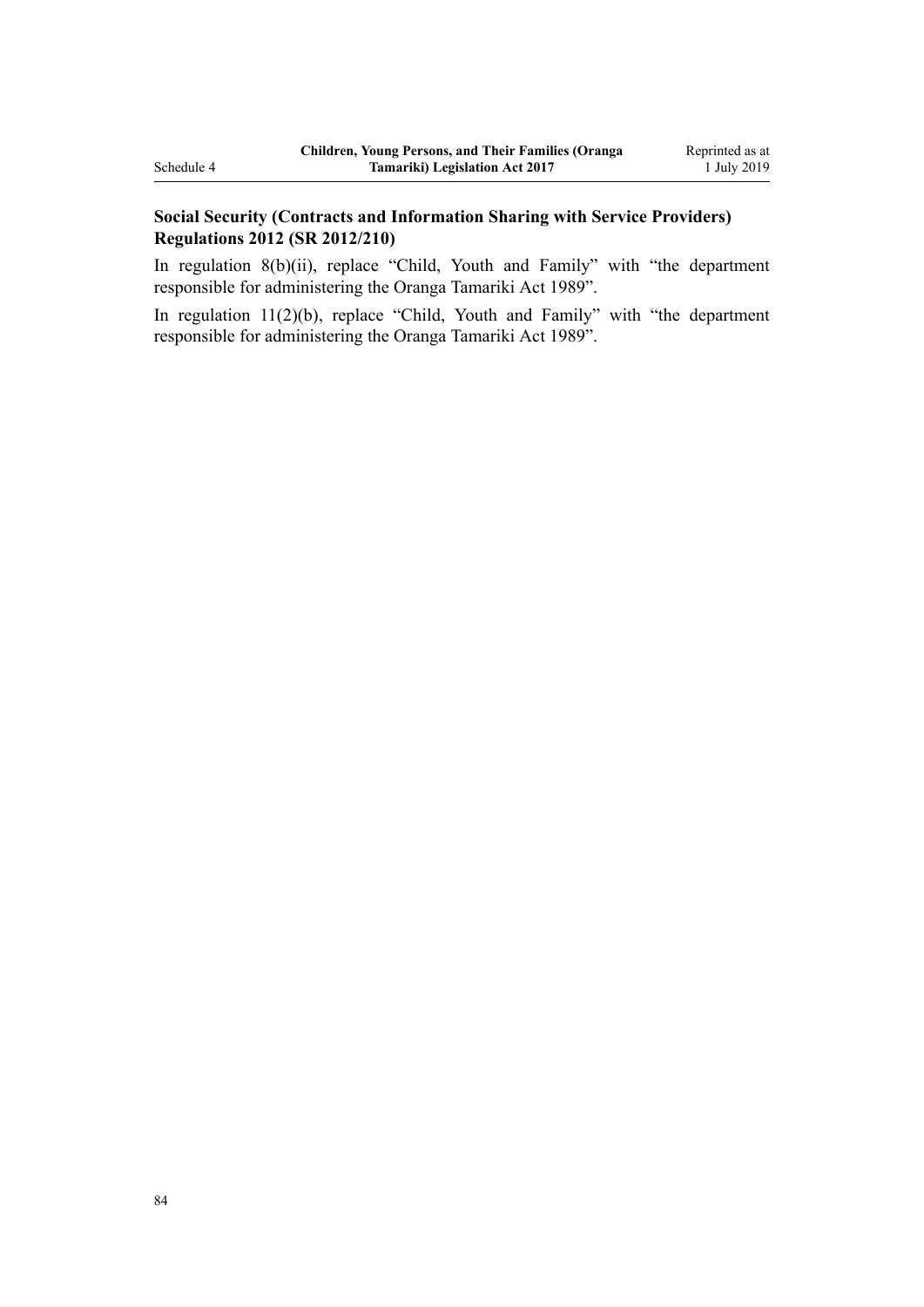**Social Security (Contracts and Information Sharing with Service Providers) Regulations 2012 (SR 2012/210)**

In regulation 8(b)(ii), replace "Child, Youth and Family" with "the department responsible for administering the Oranga Tamariki Act 1989".

In regulation 11(2)(b), replace "Child, Youth and Family" with "the department responsible for administering the Oranga Tamariki Act 1989".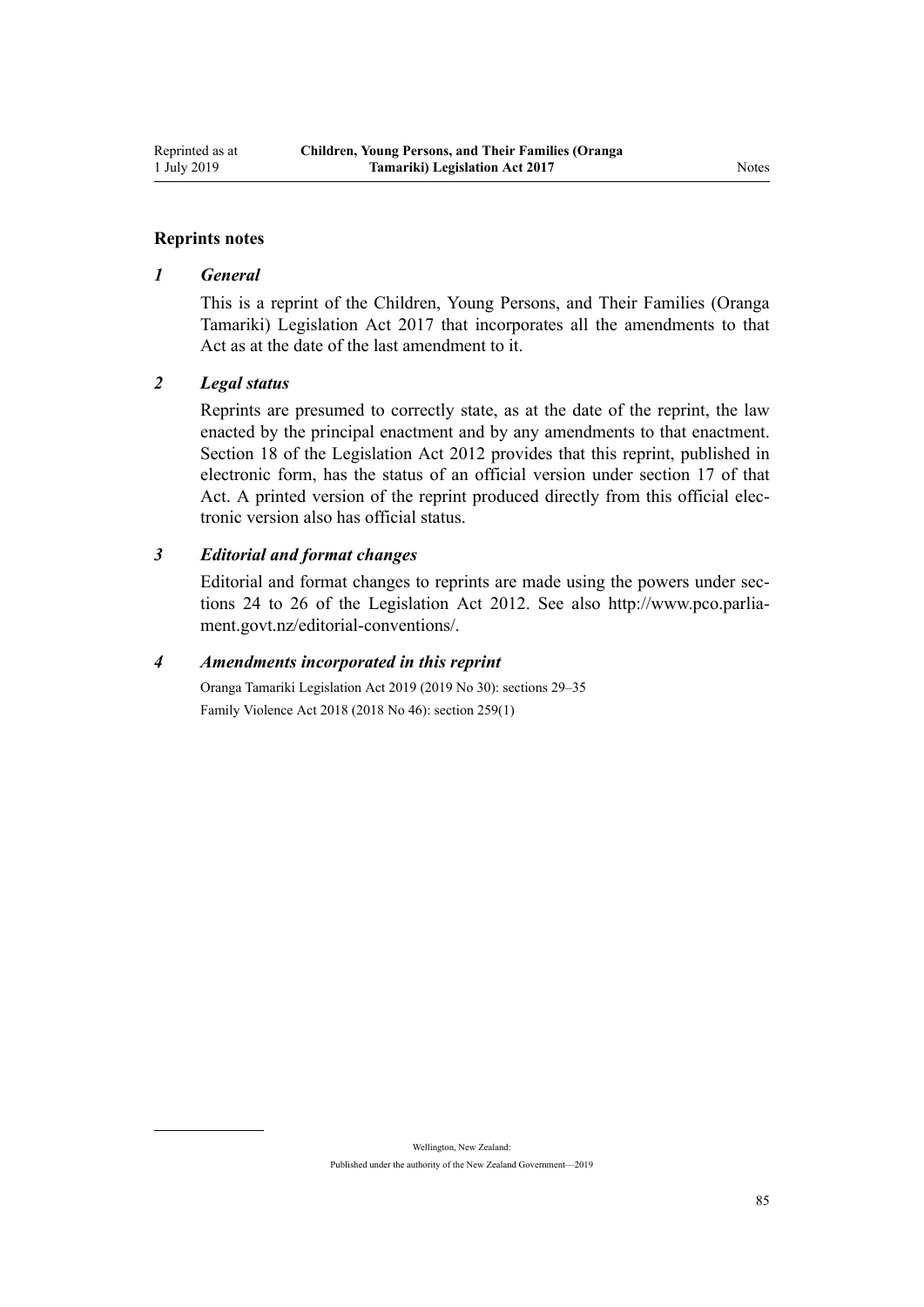## Reprints notes

### *1 General*

This is a reprint of the Children, Young Persons, and Their Families (Oranga Tamariki) Legislation Act 2017 that incorporates all the amendments to that Act as at the date of the last amendment to it.

### *2 Legal status*

Reprints are presumed to correctly state, as at the date of the reprint, the law enacted by the principal enactment and by any amendments to that enactment. Section 18 of the Legislation Act 2012 provides that this reprint, published in electronic form, has the status of an official version under section 17 of that Act. A printed version of the reprint produced directly from this official electronic version also has official status.

### *3 Editorial and format changes*

Editorial and format changes to reprints are made using the powers under sections 24 to 26 of the Legislation Act 2012. See also http://www.pco.parliament.govt.nz/editorial-conventions/.

### *4 Amendments incorporated in this reprint*

Oranga Tamariki Legislation Act 2019 (2019 No 30): sections 29–35

Family Violence Act 2018 (2018 No 46): section 259(1)

Wellington, New Zealand:

Published under the authority of the New Zealand Government—2019